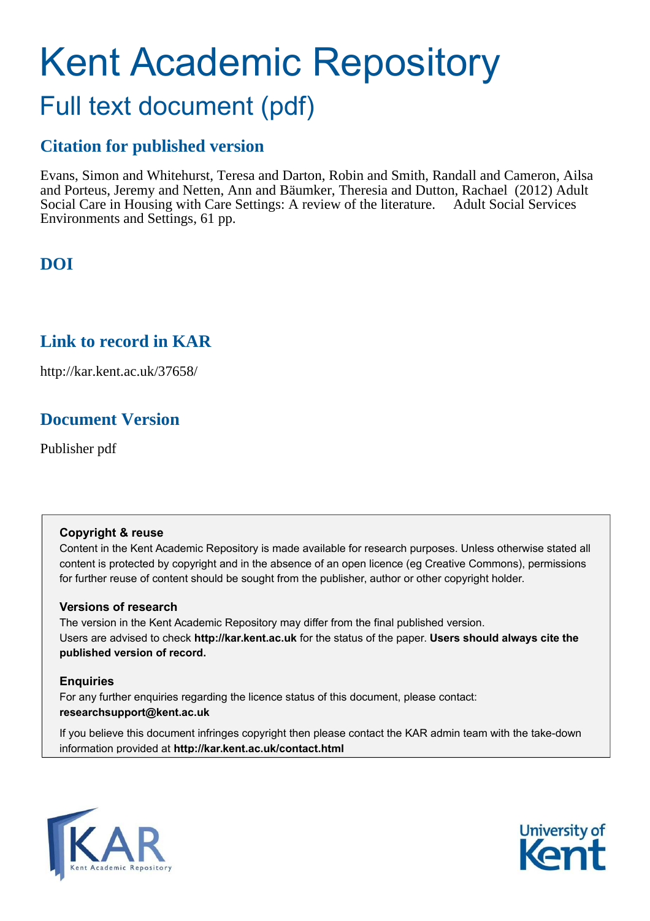# Kent Academic Repository

## Full text document (pdf)

### Citation for published version

Evans, Simon and Whitehurst, Teresa and Darton, Robin and Smith, Randall and Cameron, Ailsa and Porteus, Jeremy and Netten, Ann and Bäumker, Theresia and Dutton, Rachael (2012) Adult Social Care in Housing with Care Settings: A review of the literature. Adult Social Services Environments and Settings, 61 pp.

### DOI

### Link to record in KAR

http://kar.kent.ac.uk/37658/

### Document Version

Publisher pdf

**Copyright & reuse**

Content in the Kent Academic Repository is made available for research purposes. Unless otherwise stated all content is protected by copyright and in the absence of an open licence (eg Creative Commons), permissions for further reuse of content should be sought from the publisher, author or other copyright holder.

**Versions of research**

The version in the Kent Academic Repository may differ from the final published version. Users are advised to check **http://kar.kent.ac.uk** for the status of the paper. **Users should always cite the published version of record.**

**Enquiries**

For any further enquiries regarding the licence status of this document, please contact: **researchsupport@kent.ac.uk**

If you believe this document infringes copyright then please contact the KAR admin team with the take-down information provided at **http://kar.kent.ac.uk/contact.html**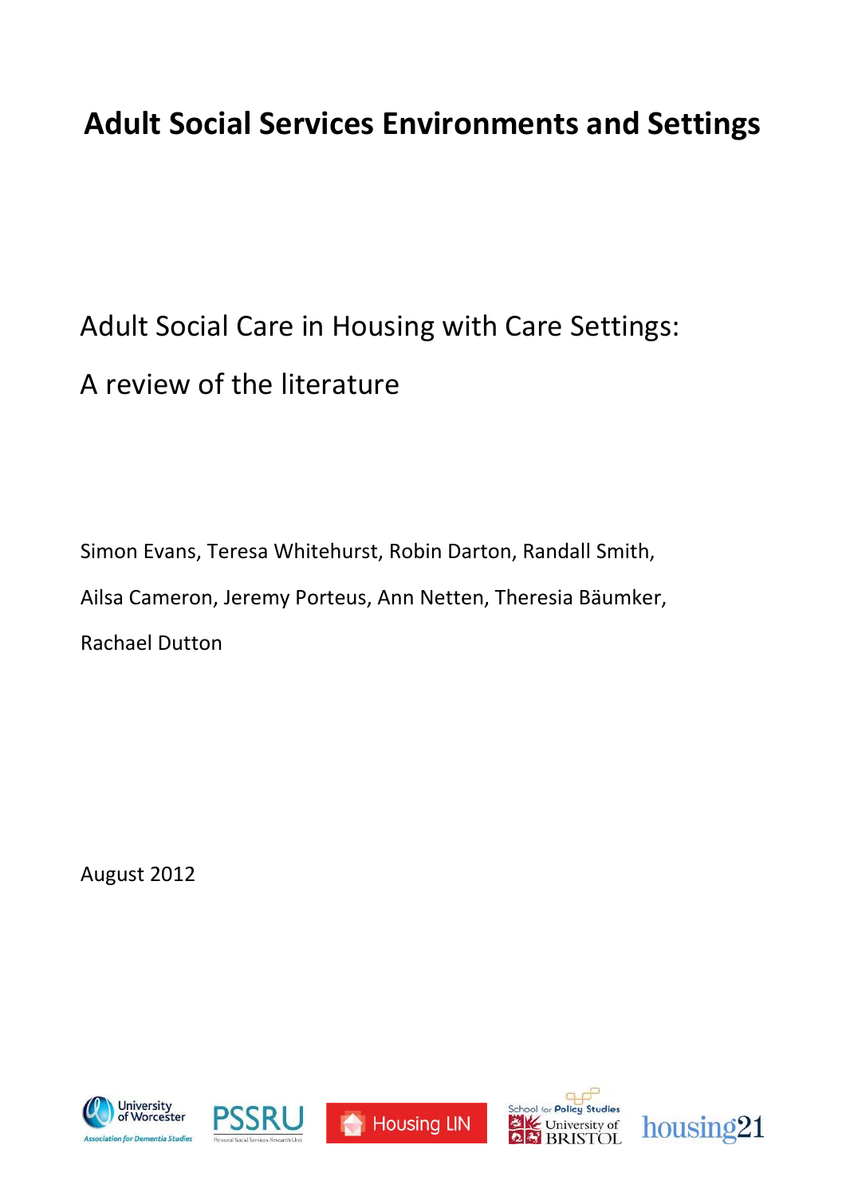# Adult Social Services Environments and Settings

## Adult Social Care in Housing with Care Settings:

## A review of the literature

Simon Evans, Teresa Whitehurst, Robin Darton, Randall Smith,

Ailsa Cameron, Jeremy Porteus, Ann Netten, Theresia Bäumker,

Rachael Dutton

August 2012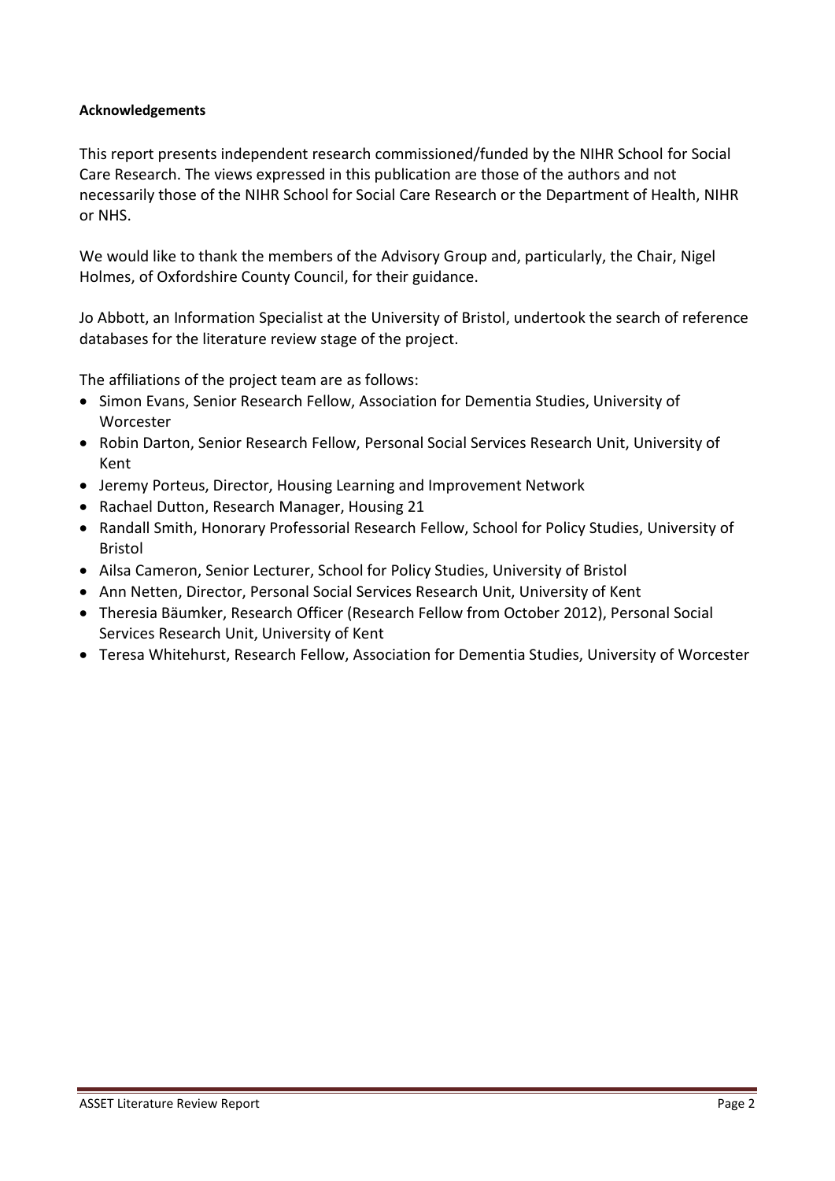**Acknowledgements**

This report presents independent research commissioned/funded by the NIHR School for Social Care Research. The views expressed in this publication are those of the authors and not necessarily those of the NIHR School for Social Care Research or the Department of Health, NIHR or NHS.

We would like to thank the members of the Advisory Group and, particularly, the Chair, Nigel Holmes, of Oxfordshire County Council, for their guidance.

Jo Abbott, an Information Specialist at the University of Bristol, undertook the search of reference databases for the literature review stage of the project.

The affiliations of the project team are as follows:

- Simon Evans, Senior Research Fellow, Association for Dementia Studies, University of Worcester
- Robin Darton, Senior Research Fellow, Personal Social Services Research Unit, University of Kent
- Jeremy Porteus, Director, Housing Learning and Improvement Network
- Rachael Dutton, Research Manager, Housing 21
- Randall Smith, Honorary Professorial Research Fellow, School for Policy Studies, University of Bristol
- Ailsa Cameron, Senior Lecturer, School for Policy Studies, University of Bristol
- Ann Netten, Director, Personal Social Services Research Unit, University of Kent
- Theresia Bäumker, Research Officer (Research Fellow from October 2012), Personal Social Services Research Unit, University of Kent
- Teresa Whitehurst, Research Fellow, Association for Dementia Studies, University of Worcester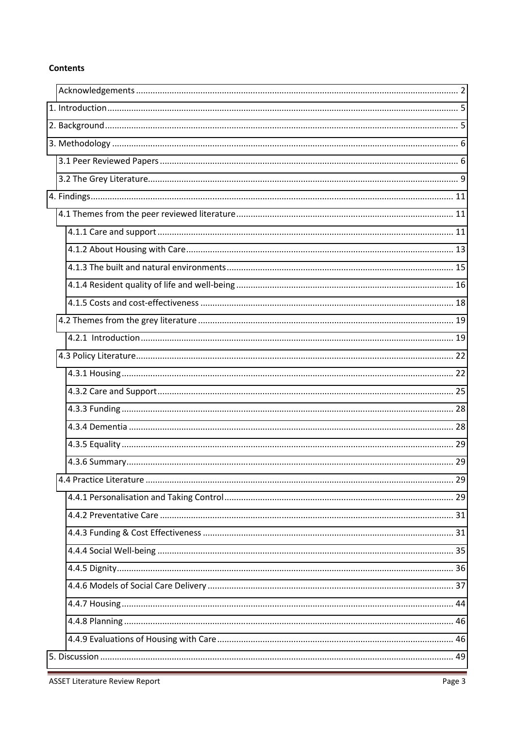**Contents**

- Acknowledgements ..................... 2
- 1. Introduction ..................... 5
- 2. Background ..................... 5
- 3. Methodology ..................... 6
  - 3.1 Peer Reviewed Papers ..................... 6
  - 3.2 The Grey Literature ..................... 9
- 4. Findings ..................... 11
  - 4.1 Themes from the peer reviewed literature ..................... 11
    - 4.1.1 Care and support ..................... 11
    - 4.1.2 About Housing with Care ..................... 13
    - 4.1.3 The built and natural environments ..................... 15
    - 4.1.4 Resident quality of life and well-being ..................... 16
    - 4.1.5 Costs and cost-effectiveness ..................... 18
  - 4.2 Themes from the grey literature ..................... 19
    - 4.2.1 Introduction ..................... 19
  - 4.3 Policy Literature ..................... 22
    - 4.3.1 Housing ..................... 22
    - 4.3.2 Care and Support ..................... 25
    - 4.3.3 Funding ..................... 28
    - 4.3.4 Dementia ..................... 28
    - 4.3.5 Equality ..................... 29
    - 4.3.6 Summary ..................... 29
  - 4.4 Practice Literature ..................... 29
    - 4.4.1 Personalisation and Taking Control ..................... 29
    - 4.4.2 Preventative Care ..................... 31
    - 4.4.3 Funding & Cost Effectiveness ..................... 31
    - 4.4.4 Social Well-being ..................... 35
    - 4.4.5 Dignity ..................... 36
    - 4.4.6 Models of Social Care Delivery ..................... 37
    - 4.4.7 Housing ..................... 44
    - 4.4.8 Planning ..................... 46
    - 4.4.9 Evaluations of Housing with Care ..................... 46
- 5. Discussion ..................... 49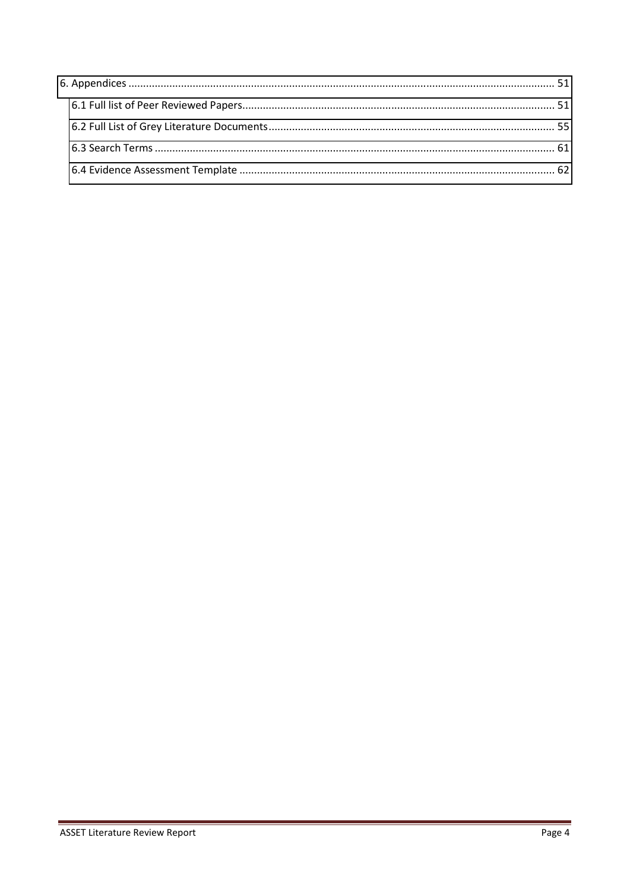6. Appendices ............................................................................................................................................ 51

  6.1 Full list of Peer Reviewed Papers.......................................................................................................... 51

  6.2 Full List of Grey Literature Documents................................................................................................. 55

  6.3 Search Terms ....................................................................................................................................... 61

  6.4 Evidence Assessment Template ........................................................................................................... 62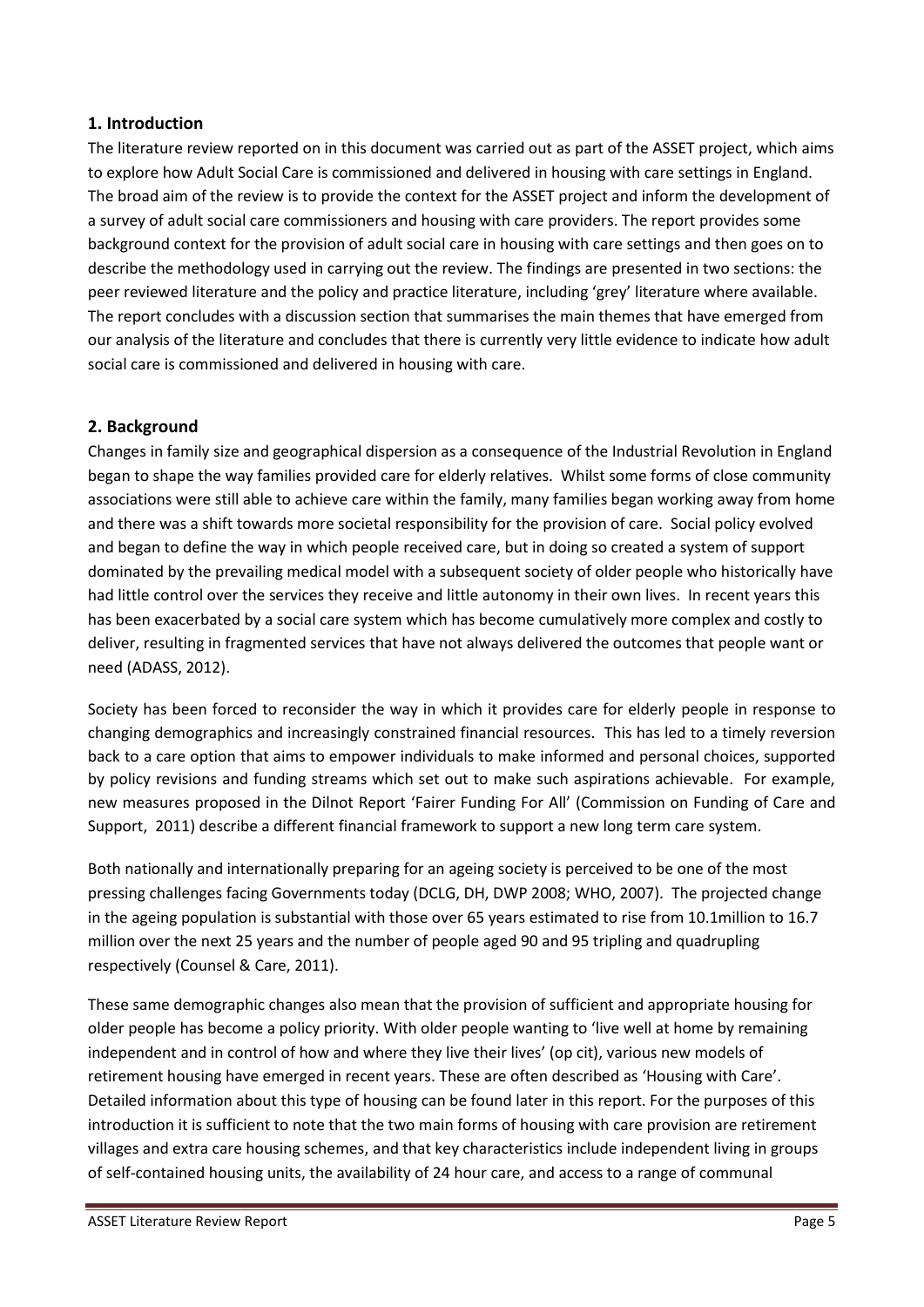## 1. Introduction

The literature review reported on in this document was carried out as part of the ASSET project, which aims to explore how Adult Social Care is commissioned and delivered in housing with care settings in England. The broad aim of the review is to provide the context for the ASSET project and inform the development of a survey of adult social care commissioners and housing with care providers. The report provides some background context for the provision of adult social care in housing with care settings and then goes on to describe the methodology used in carrying out the review. The findings are presented in two sections: the peer reviewed literature and the policy and practice literature, including 'grey' literature where available. The report concludes with a discussion section that summarises the main themes that have emerged from our analysis of the literature and concludes that there is currently very little evidence to indicate how adult social care is commissioned and delivered in housing with care.

## 2. Background

Changes in family size and geographical dispersion as a consequence of the Industrial Revolution in England began to shape the way families provided care for elderly relatives. Whilst some forms of close community associations were still able to achieve care within the family, many families began working away from home and there was a shift towards more societal responsibility for the provision of care. Social policy evolved and began to define the way in which people received care, but in doing so created a system of support dominated by the prevailing medical model with a subsequent society of older people who historically have had little control over the services they receive and little autonomy in their own lives. In recent years this has been exacerbated by a social care system which has become cumulatively more complex and costly to deliver, resulting in fragmented services that have not always delivered the outcomes that people want or need (ADASS, 2012).

Society has been forced to reconsider the way in which it provides care for elderly people in response to changing demographics and increasingly constrained financial resources. This has led to a timely reversion back to a care option that aims to empower individuals to make informed and personal choices, supported by policy revisions and funding streams which set out to make such aspirations achievable. For example, new measures proposed in the Dilnot Report 'Fairer Funding For All' (Commission on Funding of Care and Support, 2011) describe a different financial framework to support a new long term care system.

Both nationally and internationally preparing for an ageing society is perceived to be one of the most pressing challenges facing Governments today (DCLG, DH, DWP 2008; WHO, 2007). The projected change in the ageing population is substantial with those over 65 years estimated to rise from 10.1million to 16.7 million over the next 25 years and the number of people aged 90 and 95 tripling and quadrupling respectively (Counsel & Care, 2011).

These same demographic changes also mean that the provision of sufficient and appropriate housing for older people has become a policy priority. With older people wanting to 'live well at home by remaining independent and in control of how and where they live their lives' (op cit), various new models of retirement housing have emerged in recent years. These are often described as 'Housing with Care'. Detailed information about this type of housing can be found later in this report. For the purposes of this introduction it is sufficient to note that the two main forms of housing with care provision are retirement villages and extra care housing schemes, and that key characteristics include independent living in groups of self-contained housing units, the availability of 24 hour care, and access to a range of communal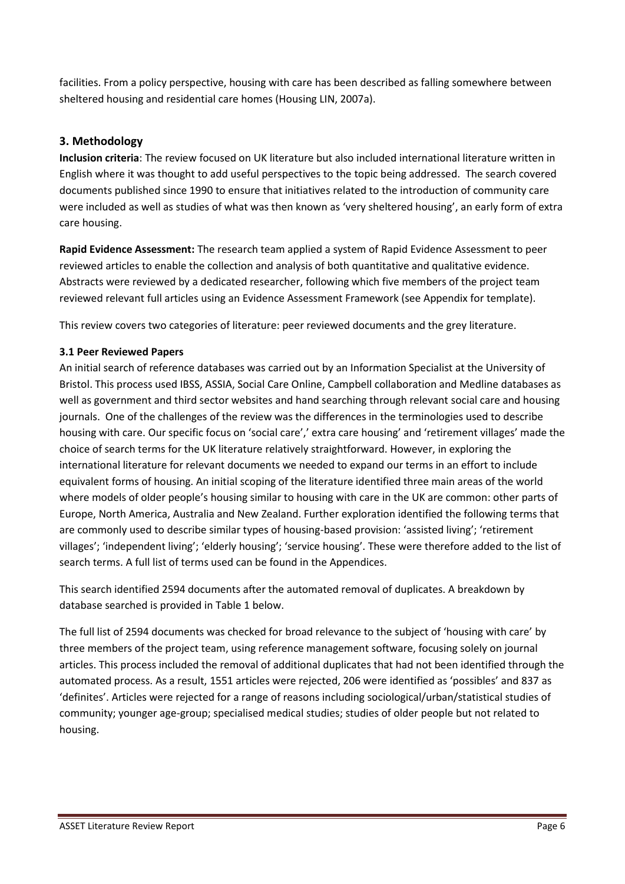facilities. From a policy perspective, housing with care has been described as falling somewhere between sheltered housing and residential care homes (Housing LIN, 2007a).

## 3. Methodology

**Inclusion criteria**: The review focused on UK literature but also included international literature written in English where it was thought to add useful perspectives to the topic being addressed. The search covered documents published since 1990 to ensure that initiatives related to the introduction of community care were included as well as studies of what was then known as 'very sheltered housing', an early form of extra care housing.

**Rapid Evidence Assessment:** The research team applied a system of Rapid Evidence Assessment to peer reviewed articles to enable the collection and analysis of both quantitative and qualitative evidence. Abstracts were reviewed by a dedicated researcher, following which five members of the project team reviewed relevant full articles using an Evidence Assessment Framework (see Appendix for template).

This review covers two categories of literature: peer reviewed documents and the grey literature.

### 3.1 Peer Reviewed Papers

An initial search of reference databases was carried out by an Information Specialist at the University of Bristol. This process used IBSS, ASSIA, Social Care Online, Campbell collaboration and Medline databases as well as government and third sector websites and hand searching through relevant social care and housing journals. One of the challenges of the review was the differences in the terminologies used to describe housing with care. Our specific focus on 'social care',' extra care housing' and 'retirement villages' made the choice of search terms for the UK literature relatively straightforward. However, in exploring the international literature for relevant documents we needed to expand our terms in an effort to include equivalent forms of housing. An initial scoping of the literature identified three main areas of the world where models of older people's housing similar to housing with care in the UK are common: other parts of Europe, North America, Australia and New Zealand. Further exploration identified the following terms that are commonly used to describe similar types of housing-based provision: 'assisted living'; 'retirement villages'; 'independent living'; 'elderly housing'; 'service housing'. These were therefore added to the list of search terms. A full list of terms used can be found in the Appendices.

This search identified 2594 documents after the automated removal of duplicates. A breakdown by database searched is provided in Table 1 below.

The full list of 2594 documents was checked for broad relevance to the subject of 'housing with care' by three members of the project team, using reference management software, focusing solely on journal articles. This process included the removal of additional duplicates that had not been identified through the automated process. As a result, 1551 articles were rejected, 206 were identified as 'possibles' and 837 as 'definites'. Articles were rejected for a range of reasons including sociological/urban/statistical studies of community; younger age-group; specialised medical studies; studies of older people but not related to housing.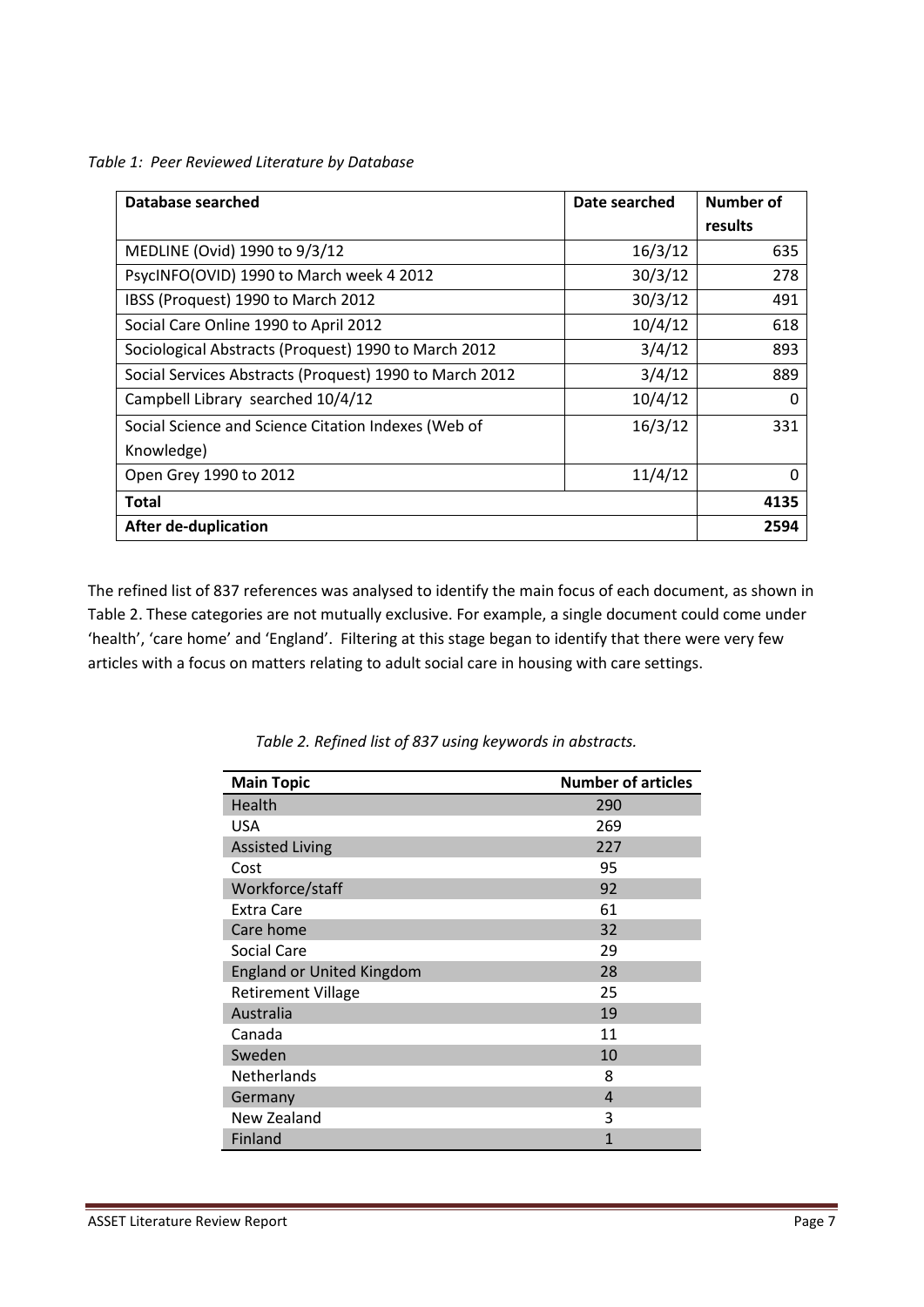*Table 1: Peer Reviewed Literature by Database*

| Database searched | Date searched | Number of results |
|---|---|---|
| MEDLINE (Ovid) 1990 to 9/3/12 | 16/3/12 | 635 |
| PsycINFO(OVID) 1990 to March week 4 2012 | 30/3/12 | 278 |
| IBSS (Proquest) 1990 to March 2012 | 30/3/12 | 491 |
| Social Care Online 1990 to April 2012 | 10/4/12 | 618 |
| Sociological Abstracts (Proquest) 1990 to March 2012 | 3/4/12 | 893 |
| Social Services Abstracts (Proquest) 1990 to March 2012 | 3/4/12 | 889 |
| Campbell Library searched 10/4/12 | 10/4/12 | 0 |
| Social Science and Science Citation Indexes (Web of Knowledge) | 16/3/12 | 331 |
| Open Grey 1990 to 2012 | 11/4/12 | 0 |
| **Total** | | **4135** |
| **After de-duplication** | | **2594** |

The refined list of 837 references was analysed to identify the main focus of each document, as shown in Table 2. These categories are not mutually exclusive. For example, a single document could come under 'health', 'care home' and 'England'. Filtering at this stage began to identify that there were very few articles with a focus on matters relating to adult social care in housing with care settings.

*Table 2. Refined list of 837 using keywords in abstracts.*

| Main Topic | Number of articles |
|---|---|
| Health | 290 |
| USA | 269 |
| Assisted Living | 227 |
| Cost | 95 |
| Workforce/staff | 92 |
| Extra Care | 61 |
| Care home | 32 |
| Social Care | 29 |
| England or United Kingdom | 28 |
| Retirement Village | 25 |
| Australia | 19 |
| Canada | 11 |
| Sweden | 10 |
| Netherlands | 8 |
| Germany | 4 |
| New Zealand | 3 |
| Finland | 1 |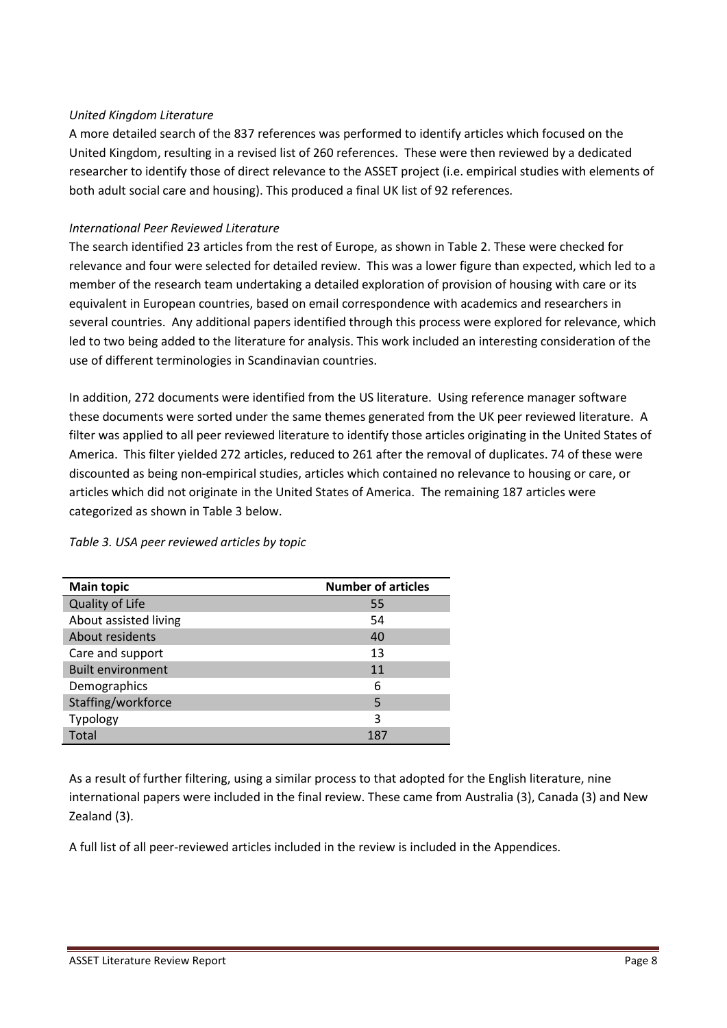*United Kingdom Literature*

A more detailed search of the 837 references was performed to identify articles which focused on the United Kingdom, resulting in a revised list of 260 references. These were then reviewed by a dedicated researcher to identify those of direct relevance to the ASSET project (i.e. empirical studies with elements of both adult social care and housing). This produced a final UK list of 92 references.

*International Peer Reviewed Literature*

The search identified 23 articles from the rest of Europe, as shown in Table 2. These were checked for relevance and four were selected for detailed review. This was a lower figure than expected, which led to a member of the research team undertaking a detailed exploration of provision of housing with care or its equivalent in European countries, based on email correspondence with academics and researchers in several countries. Any additional papers identified through this process were explored for relevance, which led to two being added to the literature for analysis. This work included an interesting consideration of the use of different terminologies in Scandinavian countries.

In addition, 272 documents were identified from the US literature. Using reference manager software these documents were sorted under the same themes generated from the UK peer reviewed literature. A filter was applied to all peer reviewed literature to identify those articles originating in the United States of America. This filter yielded 272 articles, reduced to 261 after the removal of duplicates. 74 of these were discounted as being non-empirical studies, articles which contained no relevance to housing or care, or articles which did not originate in the United States of America. The remaining 187 articles were categorized as shown in Table 3 below.

*Table 3. USA peer reviewed articles by topic*

| Main topic | Number of articles |
|---|---|
| Quality of Life | 55 |
| About assisted living | 54 |
| About residents | 40 |
| Care and support | 13 |
| Built environment | 11 |
| Demographics | 6 |
| Staffing/workforce | 5 |
| Typology | 3 |
| Total | 187 |

As a result of further filtering, using a similar process to that adopted for the English literature, nine international papers were included in the final review. These came from Australia (3), Canada (3) and New Zealand (3).

A full list of all peer-reviewed articles included in the review is included in the Appendices.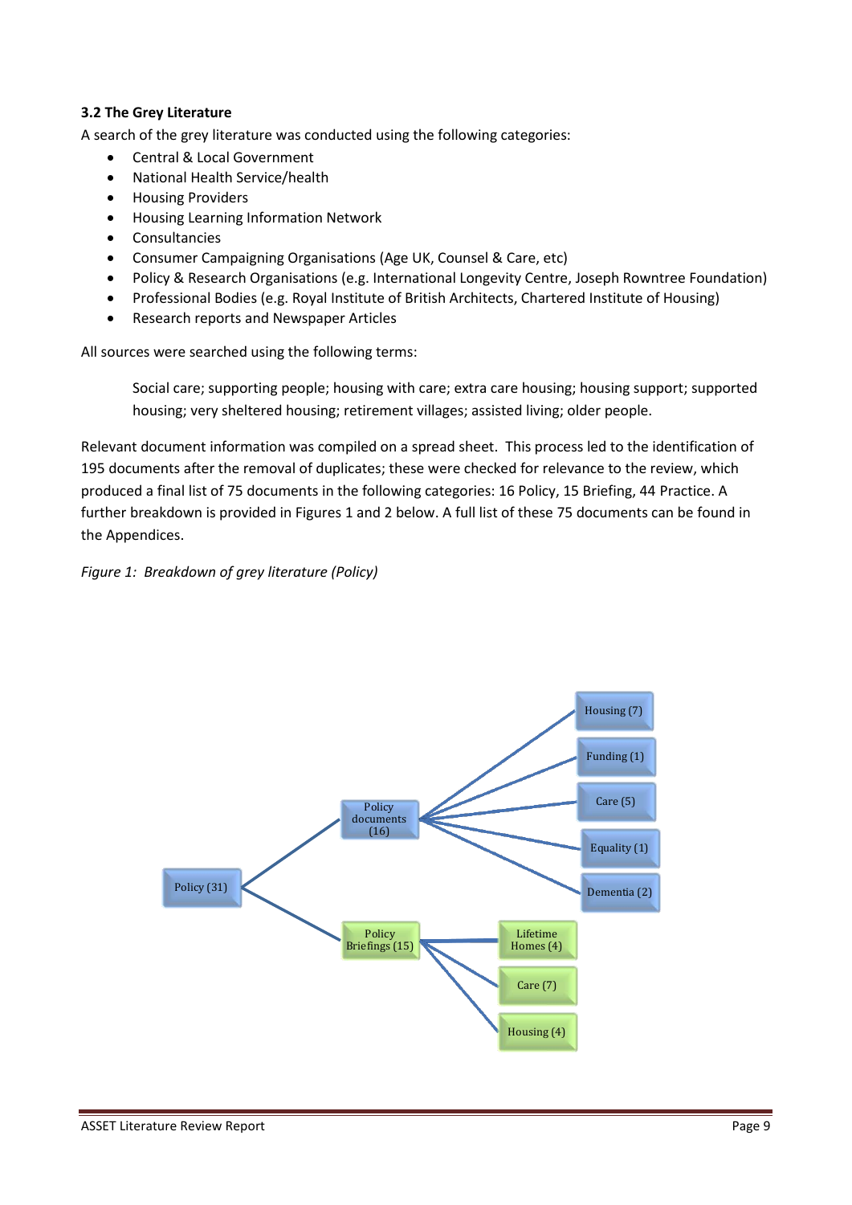### 3.2 The Grey Literature

A search of the grey literature was conducted using the following categories:

- Central & Local Government
- National Health Service/health
- Housing Providers
- Housing Learning Information Network
- Consultancies
- Consumer Campaigning Organisations (Age UK, Counsel & Care, etc)
- Policy & Research Organisations (e.g. International Longevity Centre, Joseph Rowntree Foundation)
- Professional Bodies (e.g. Royal Institute of British Architects, Chartered Institute of Housing)
- Research reports and Newspaper Articles

All sources were searched using the following terms:

> Social care; supporting people; housing with care; extra care housing; housing support; supported housing; very sheltered housing; retirement villages; assisted living; older people.

Relevant document information was compiled on a spread sheet. This process led to the identification of 195 documents after the removal of duplicates; these were checked for relevance to the review, which produced a final list of 75 documents in the following categories: 16 Policy, 15 Briefing, 44 Practice. A further breakdown is provided in Figures 1 and 2 below. A full list of these 75 documents can be found in the Appendices.

*Figure 1: Breakdown of grey literature (Policy)*

- Policy (31)
  - Policy documents (16)
    - Housing (7)
    - Funding (1)
    - Care (5)
    - Equality (1)
    - Dementia (2)
  - Policy Briefings (15)
    - Lifetime Homes (4)
    - Care (7)
    - Housing (4)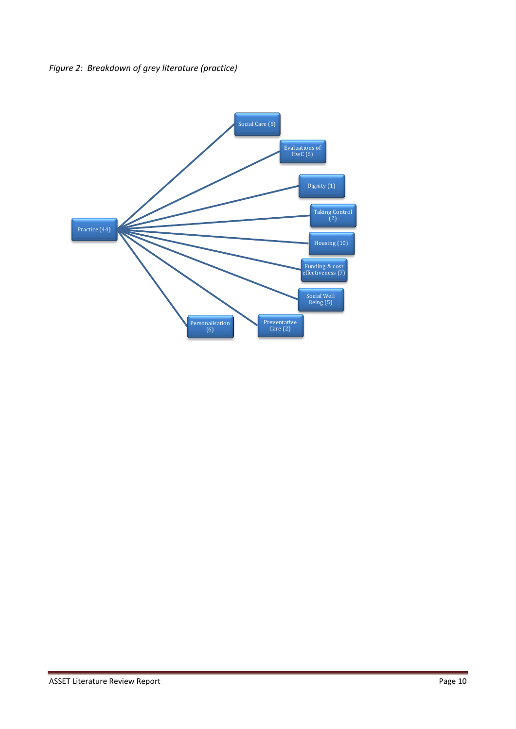*Figure 2: Breakdown of grey literature (practice)*

- Practice (44)
  - Social Care (5)
  - Evaluations of HwC (6)
  - Dignity (1)
  - Taking Control (2)
  - Housing (10)
  - Funding & cost effectiveness (7)
  - Social Well Being (5)
  - Preventative Care (2)
  - Personalisation (6)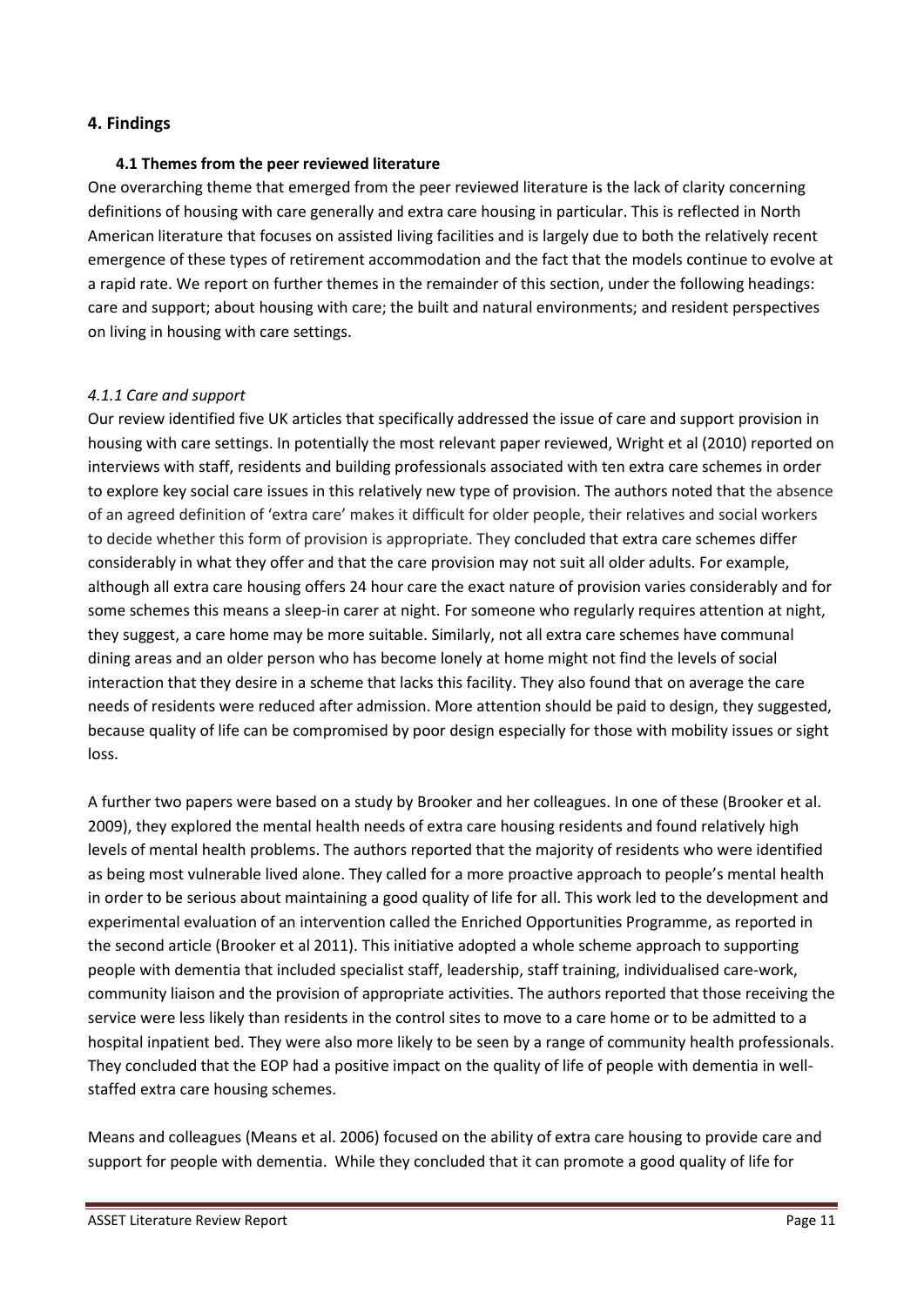## 4. Findings

### 4.1 Themes from the peer reviewed literature

One overarching theme that emerged from the peer reviewed literature is the lack of clarity concerning definitions of housing with care generally and extra care housing in particular. This is reflected in North American literature that focuses on assisted living facilities and is largely due to both the relatively recent emergence of these types of retirement accommodation and the fact that the models continue to evolve at a rapid rate. We report on further themes in the remainder of this section, under the following headings: care and support; about housing with care; the built and natural environments; and resident perspectives on living in housing with care settings.

#### *4.1.1 Care and support*

Our review identified five UK articles that specifically addressed the issue of care and support provision in housing with care settings. In potentially the most relevant paper reviewed, Wright et al (2010) reported on interviews with staff, residents and building professionals associated with ten extra care schemes in order to explore key social care issues in this relatively new type of provision. The authors noted that the absence of an agreed definition of 'extra care' makes it difficult for older people, their relatives and social workers to decide whether this form of provision is appropriate. They concluded that extra care schemes differ considerably in what they offer and that the care provision may not suit all older adults. For example, although all extra care housing offers 24 hour care the exact nature of provision varies considerably and for some schemes this means a sleep-in carer at night. For someone who regularly requires attention at night, they suggest, a care home may be more suitable. Similarly, not all extra care schemes have communal dining areas and an older person who has become lonely at home might not find the levels of social interaction that they desire in a scheme that lacks this facility. They also found that on average the care needs of residents were reduced after admission. More attention should be paid to design, they suggested, because quality of life can be compromised by poor design especially for those with mobility issues or sight loss.

A further two papers were based on a study by Brooker and her colleagues. In one of these (Brooker et al. 2009), they explored the mental health needs of extra care housing residents and found relatively high levels of mental health problems. The authors reported that the majority of residents who were identified as being most vulnerable lived alone. They called for a more proactive approach to people's mental health in order to be serious about maintaining a good quality of life for all. This work led to the development and experimental evaluation of an intervention called the Enriched Opportunities Programme, as reported in the second article (Brooker et al 2011). This initiative adopted a whole scheme approach to supporting people with dementia that included specialist staff, leadership, staff training, individualised care-work, community liaison and the provision of appropriate activities. The authors reported that those receiving the service were less likely than residents in the control sites to move to a care home or to be admitted to a hospital inpatient bed. They were also more likely to be seen by a range of community health professionals. They concluded that the EOP had a positive impact on the quality of life of people with dementia in well-staffed extra care housing schemes.

Means and colleagues (Means et al. 2006) focused on the ability of extra care housing to provide care and support for people with dementia. While they concluded that it can promote a good quality of life for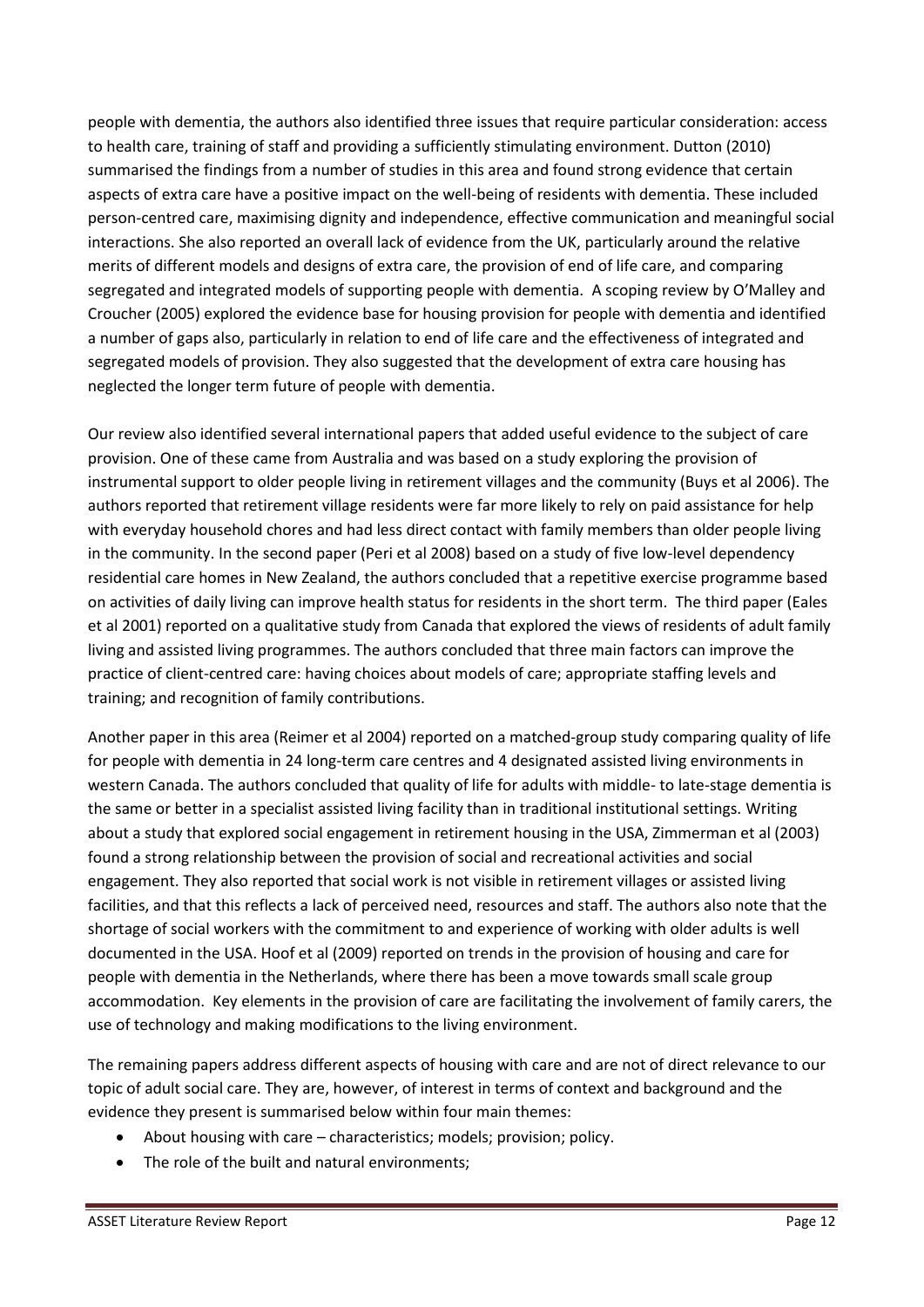people with dementia, the authors also identified three issues that require particular consideration: access to health care, training of staff and providing a sufficiently stimulating environment. Dutton (2010) summarised the findings from a number of studies in this area and found strong evidence that certain aspects of extra care have a positive impact on the well-being of residents with dementia. These included person-centred care, maximising dignity and independence, effective communication and meaningful social interactions. She also reported an overall lack of evidence from the UK, particularly around the relative merits of different models and designs of extra care, the provision of end of life care, and comparing segregated and integrated models of supporting people with dementia. A scoping review by O'Malley and Croucher (2005) explored the evidence base for housing provision for people with dementia and identified a number of gaps also, particularly in relation to end of life care and the effectiveness of integrated and segregated models of provision. They also suggested that the development of extra care housing has neglected the longer term future of people with dementia.

Our review also identified several international papers that added useful evidence to the subject of care provision. One of these came from Australia and was based on a study exploring the provision of instrumental support to older people living in retirement villages and the community (Buys et al 2006). The authors reported that retirement village residents were far more likely to rely on paid assistance for help with everyday household chores and had less direct contact with family members than older people living in the community. In the second paper (Peri et al 2008) based on a study of five low-level dependency residential care homes in New Zealand, the authors concluded that a repetitive exercise programme based on activities of daily living can improve health status for residents in the short term. The third paper (Eales et al 2001) reported on a qualitative study from Canada that explored the views of residents of adult family living and assisted living programmes. The authors concluded that three main factors can improve the practice of client-centred care: having choices about models of care; appropriate staffing levels and training; and recognition of family contributions.

Another paper in this area (Reimer et al 2004) reported on a matched-group study comparing quality of life for people with dementia in 24 long-term care centres and 4 designated assisted living environments in western Canada. The authors concluded that quality of life for adults with middle- to late-stage dementia is the same or better in a specialist assisted living facility than in traditional institutional settings. Writing about a study that explored social engagement in retirement housing in the USA, Zimmerman et al (2003) found a strong relationship between the provision of social and recreational activities and social engagement. They also reported that social work is not visible in retirement villages or assisted living facilities, and that this reflects a lack of perceived need, resources and staff. The authors also note that the shortage of social workers with the commitment to and experience of working with older adults is well documented in the USA. Hoof et al (2009) reported on trends in the provision of housing and care for people with dementia in the Netherlands, where there has been a move towards small scale group accommodation. Key elements in the provision of care are facilitating the involvement of family carers, the use of technology and making modifications to the living environment.

The remaining papers address different aspects of housing with care and are not of direct relevance to our topic of adult social care. They are, however, of interest in terms of context and background and the evidence they present is summarised below within four main themes:

- About housing with care – characteristics; models; provision; policy.
- The role of the built and natural environments;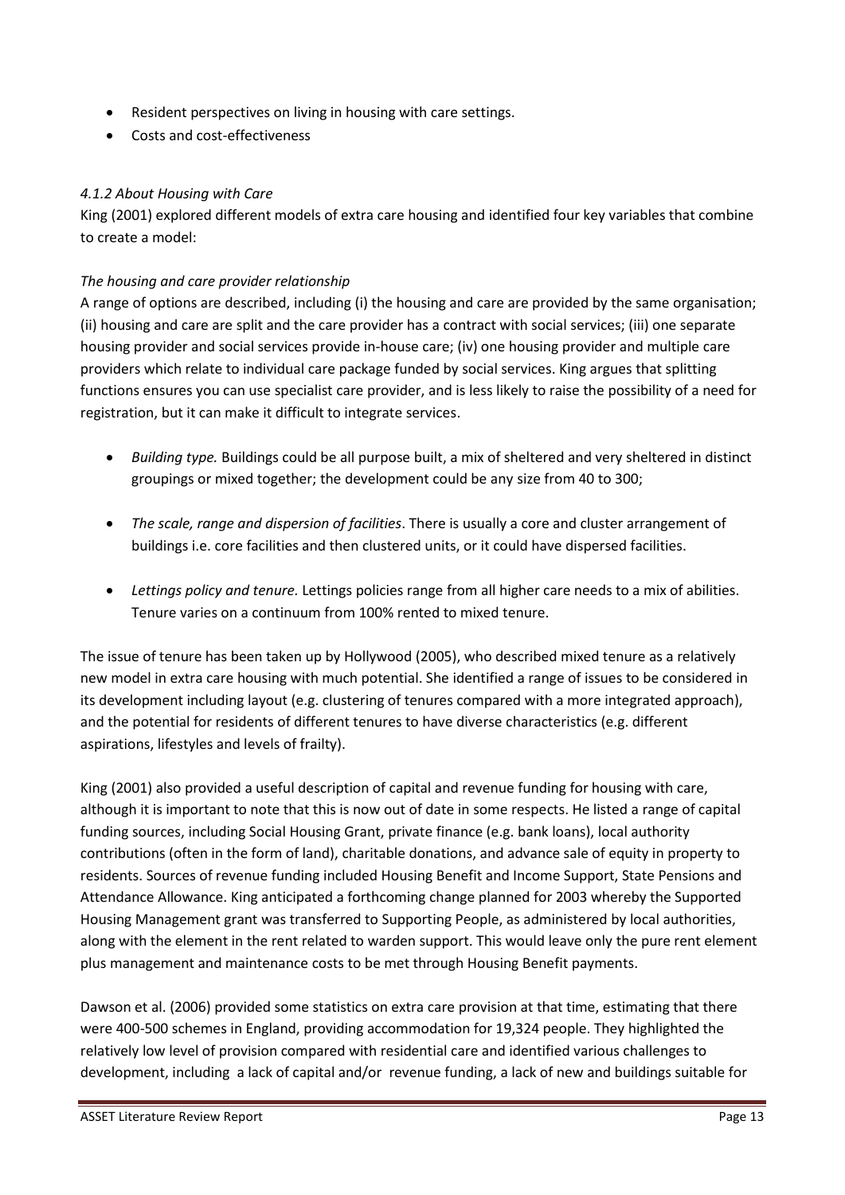- Resident perspectives on living in housing with care settings.
- Costs and cost-effectiveness

### *4.1.2 About Housing with Care*

King (2001) explored different models of extra care housing and identified four key variables that combine to create a model:

*The housing and care provider relationship*

A range of options are described, including (i) the housing and care are provided by the same organisation; (ii) housing and care are split and the care provider has a contract with social services; (iii) one separate housing provider and social services provide in-house care; (iv) one housing provider and multiple care providers which relate to individual care package funded by social services. King argues that splitting functions ensures you can use specialist care provider, and is less likely to raise the possibility of a need for registration, but it can make it difficult to integrate services.

- *Building type.* Buildings could be all purpose built, a mix of sheltered and very sheltered in distinct groupings or mixed together; the development could be any size from 40 to 300;

- *The scale, range and dispersion of facilities*. There is usually a core and cluster arrangement of buildings i.e. core facilities and then clustered units, or it could have dispersed facilities.

- *Lettings policy and tenure.* Lettings policies range from all higher care needs to a mix of abilities. Tenure varies on a continuum from 100% rented to mixed tenure.

The issue of tenure has been taken up by Hollywood (2005), who described mixed tenure as a relatively new model in extra care housing with much potential. She identified a range of issues to be considered in its development including layout (e.g. clustering of tenures compared with a more integrated approach), and the potential for residents of different tenures to have diverse characteristics (e.g. different aspirations, lifestyles and levels of frailty).

King (2001) also provided a useful description of capital and revenue funding for housing with care, although it is important to note that this is now out of date in some respects. He listed a range of capital funding sources, including Social Housing Grant, private finance (e.g. bank loans), local authority contributions (often in the form of land), charitable donations, and advance sale of equity in property to residents. Sources of revenue funding included Housing Benefit and Income Support, State Pensions and Attendance Allowance. King anticipated a forthcoming change planned for 2003 whereby the Supported Housing Management grant was transferred to Supporting People, as administered by local authorities, along with the element in the rent related to warden support. This would leave only the pure rent element plus management and maintenance costs to be met through Housing Benefit payments.

Dawson et al. (2006) provided some statistics on extra care provision at that time, estimating that there were 400-500 schemes in England, providing accommodation for 19,324 people. They highlighted the relatively low level of provision compared with residential care and identified various challenges to development, including a lack of capital and/or revenue funding, a lack of new and buildings suitable for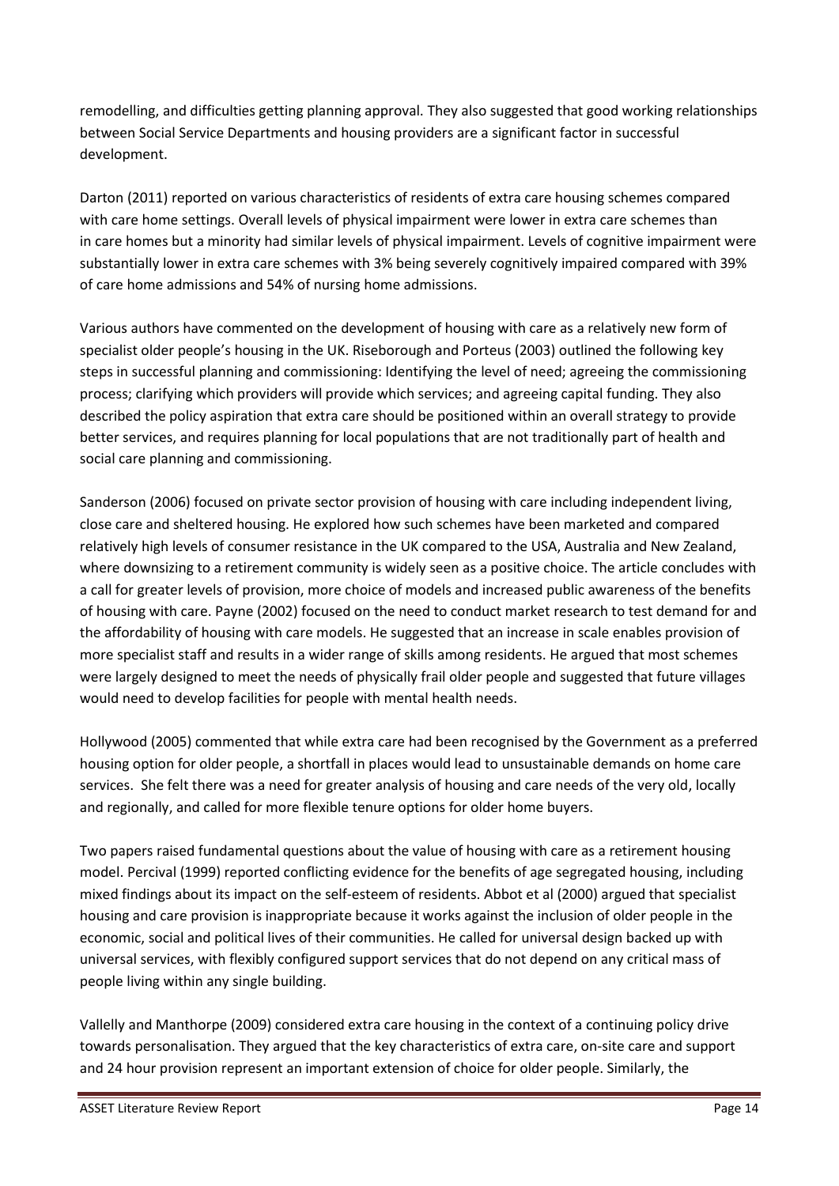remodelling, and difficulties getting planning approval. They also suggested that good working relationships between Social Service Departments and housing providers are a significant factor in successful development.

Darton (2011) reported on various characteristics of residents of extra care housing schemes compared with care home settings. Overall levels of physical impairment were lower in extra care schemes than in care homes but a minority had similar levels of physical impairment. Levels of cognitive impairment were substantially lower in extra care schemes with 3% being severely cognitively impaired compared with 39% of care home admissions and 54% of nursing home admissions.

Various authors have commented on the development of housing with care as a relatively new form of specialist older people's housing in the UK. Riseborough and Porteus (2003) outlined the following key steps in successful planning and commissioning: Identifying the level of need; agreeing the commissioning process; clarifying which providers will provide which services; and agreeing capital funding. They also described the policy aspiration that extra care should be positioned within an overall strategy to provide better services, and requires planning for local populations that are not traditionally part of health and social care planning and commissioning.

Sanderson (2006) focused on private sector provision of housing with care including independent living, close care and sheltered housing. He explored how such schemes have been marketed and compared relatively high levels of consumer resistance in the UK compared to the USA, Australia and New Zealand, where downsizing to a retirement community is widely seen as a positive choice. The article concludes with a call for greater levels of provision, more choice of models and increased public awareness of the benefits of housing with care. Payne (2002) focused on the need to conduct market research to test demand for and the affordability of housing with care models. He suggested that an increase in scale enables provision of more specialist staff and results in a wider range of skills among residents. He argued that most schemes were largely designed to meet the needs of physically frail older people and suggested that future villages would need to develop facilities for people with mental health needs.

Hollywood (2005) commented that while extra care had been recognised by the Government as a preferred housing option for older people, a shortfall in places would lead to unsustainable demands on home care services. She felt there was a need for greater analysis of housing and care needs of the very old, locally and regionally, and called for more flexible tenure options for older home buyers.

Two papers raised fundamental questions about the value of housing with care as a retirement housing model. Percival (1999) reported conflicting evidence for the benefits of age segregated housing, including mixed findings about its impact on the self-esteem of residents. Abbot et al (2000) argued that specialist housing and care provision is inappropriate because it works against the inclusion of older people in the economic, social and political lives of their communities. He called for universal design backed up with universal services, with flexibly configured support services that do not depend on any critical mass of people living within any single building.

Vallelly and Manthorpe (2009) considered extra care housing in the context of a continuing policy drive towards personalisation. They argued that the key characteristics of extra care, on-site care and support and 24 hour provision represent an important extension of choice for older people. Similarly, the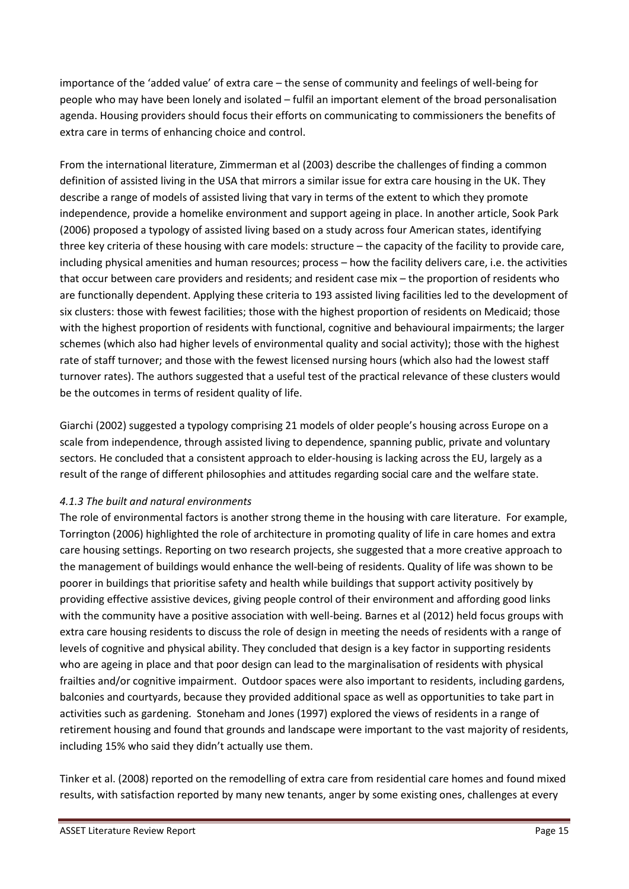importance of the 'added value' of extra care – the sense of community and feelings of well-being for people who may have been lonely and isolated – fulfil an important element of the broad personalisation agenda. Housing providers should focus their efforts on communicating to commissioners the benefits of extra care in terms of enhancing choice and control.

From the international literature, Zimmerman et al (2003) describe the challenges of finding a common definition of assisted living in the USA that mirrors a similar issue for extra care housing in the UK. They describe a range of models of assisted living that vary in terms of the extent to which they promote independence, provide a homelike environment and support ageing in place. In another article, Sook Park (2006) proposed a typology of assisted living based on a study across four American states, identifying three key criteria of these housing with care models: structure – the capacity of the facility to provide care, including physical amenities and human resources; process – how the facility delivers care, i.e. the activities that occur between care providers and residents; and resident case mix – the proportion of residents who are functionally dependent. Applying these criteria to 193 assisted living facilities led to the development of six clusters: those with fewest facilities; those with the highest proportion of residents on Medicaid; those with the highest proportion of residents with functional, cognitive and behavioural impairments; the larger schemes (which also had higher levels of environmental quality and social activity); those with the highest rate of staff turnover; and those with the fewest licensed nursing hours (which also had the lowest staff turnover rates). The authors suggested that a useful test of the practical relevance of these clusters would be the outcomes in terms of resident quality of life.

Giarchi (2002) suggested a typology comprising 21 models of older people's housing across Europe on a scale from independence, through assisted living to dependence, spanning public, private and voluntary sectors. He concluded that a consistent approach to elder-housing is lacking across the EU, largely as a result of the range of different philosophies and attitudes regarding social care and the welfare state.

#### *4.1.3 The built and natural environments*

The role of environmental factors is another strong theme in the housing with care literature. For example, Torrington (2006) highlighted the role of architecture in promoting quality of life in care homes and extra care housing settings. Reporting on two research projects, she suggested that a more creative approach to the management of buildings would enhance the well-being of residents. Quality of life was shown to be poorer in buildings that prioritise safety and health while buildings that support activity positively by providing effective assistive devices, giving people control of their environment and affording good links with the community have a positive association with well-being. Barnes et al (2012) held focus groups with extra care housing residents to discuss the role of design in meeting the needs of residents with a range of levels of cognitive and physical ability. They concluded that design is a key factor in supporting residents who are ageing in place and that poor design can lead to the marginalisation of residents with physical frailties and/or cognitive impairment. Outdoor spaces were also important to residents, including gardens, balconies and courtyards, because they provided additional space as well as opportunities to take part in activities such as gardening. Stoneham and Jones (1997) explored the views of residents in a range of retirement housing and found that grounds and landscape were important to the vast majority of residents, including 15% who said they didn't actually use them.

Tinker et al. (2008) reported on the remodelling of extra care from residential care homes and found mixed results, with satisfaction reported by many new tenants, anger by some existing ones, challenges at every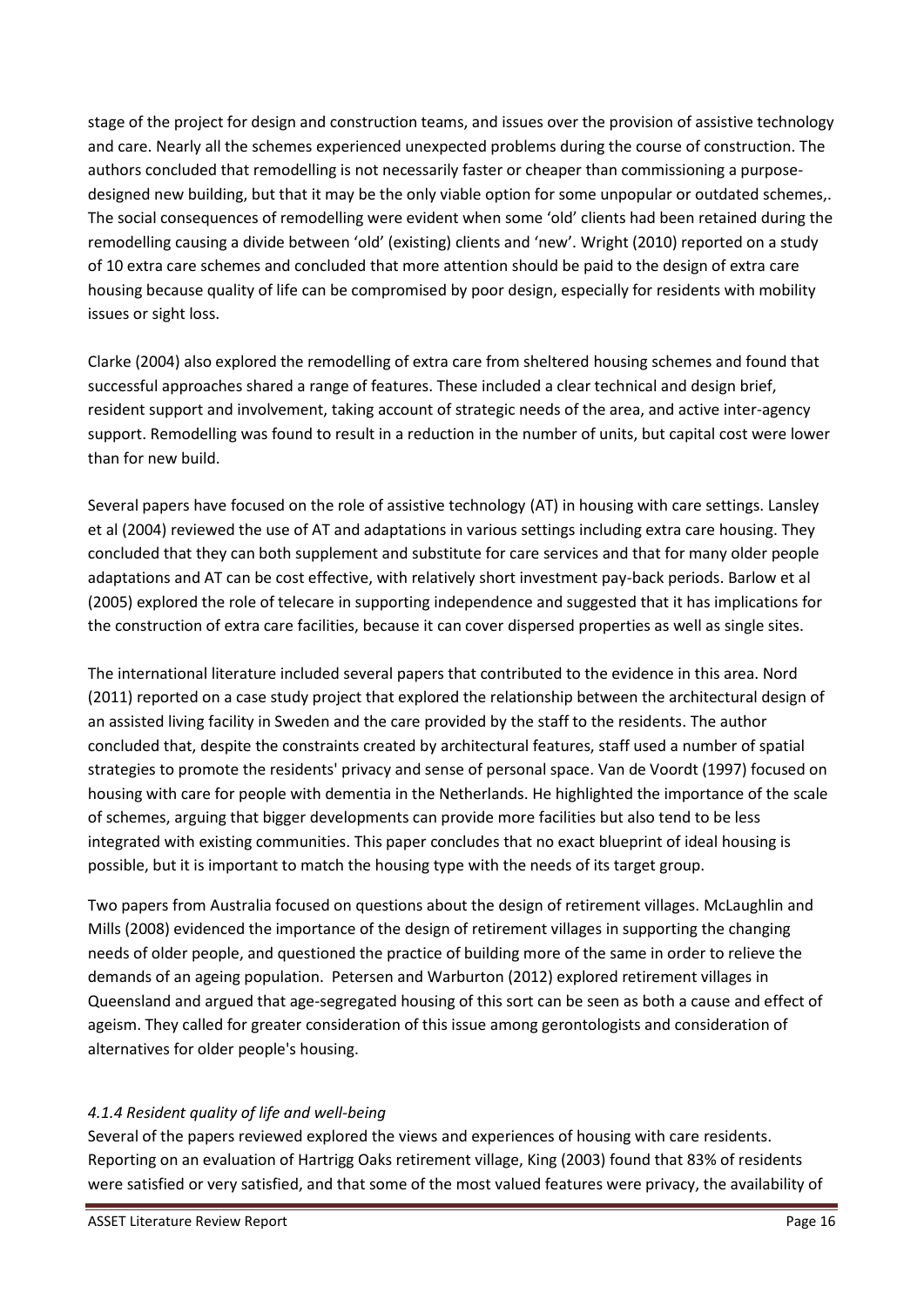stage of the project for design and construction teams, and issues over the provision of assistive technology and care. Nearly all the schemes experienced unexpected problems during the course of construction. The authors concluded that remodelling is not necessarily faster or cheaper than commissioning a purpose-designed new building, but that it may be the only viable option for some unpopular or outdated schemes,. The social consequences of remodelling were evident when some 'old' clients had been retained during the remodelling causing a divide between 'old' (existing) clients and 'new'. Wright (2010) reported on a study of 10 extra care schemes and concluded that more attention should be paid to the design of extra care housing because quality of life can be compromised by poor design, especially for residents with mobility issues or sight loss.

Clarke (2004) also explored the remodelling of extra care from sheltered housing schemes and found that successful approaches shared a range of features. These included a clear technical and design brief, resident support and involvement, taking account of strategic needs of the area, and active inter-agency support. Remodelling was found to result in a reduction in the number of units, but capital cost were lower than for new build.

Several papers have focused on the role of assistive technology (AT) in housing with care settings. Lansley et al (2004) reviewed the use of AT and adaptations in various settings including extra care housing. They concluded that they can both supplement and substitute for care services and that for many older people adaptations and AT can be cost effective, with relatively short investment pay-back periods. Barlow et al (2005) explored the role of telecare in supporting independence and suggested that it has implications for the construction of extra care facilities, because it can cover dispersed properties as well as single sites.

The international literature included several papers that contributed to the evidence in this area. Nord (2011) reported on a case study project that explored the relationship between the architectural design of an assisted living facility in Sweden and the care provided by the staff to the residents. The author concluded that, despite the constraints created by architectural features, staff used a number of spatial strategies to promote the residents' privacy and sense of personal space. Van de Voordt (1997) focused on housing with care for people with dementia in the Netherlands. He highlighted the importance of the scale of schemes, arguing that bigger developments can provide more facilities but also tend to be less integrated with existing communities. This paper concludes that no exact blueprint of ideal housing is possible, but it is important to match the housing type with the needs of its target group.

Two papers from Australia focused on questions about the design of retirement villages. McLaughlin and Mills (2008) evidenced the importance of the design of retirement villages in supporting the changing needs of older people, and questioned the practice of building more of the same in order to relieve the demands of an ageing population. Petersen and Warburton (2012) explored retirement villages in Queensland and argued that age-segregated housing of this sort can be seen as both a cause and effect of ageism. They called for greater consideration of this issue among gerontologists and consideration of alternatives for older people's housing.

#### *4.1.4 Resident quality of life and well-being*

Several of the papers reviewed explored the views and experiences of housing with care residents. Reporting on an evaluation of Hartrigg Oaks retirement village, King (2003) found that 83% of residents were satisfied or very satisfied, and that some of the most valued features were privacy, the availability of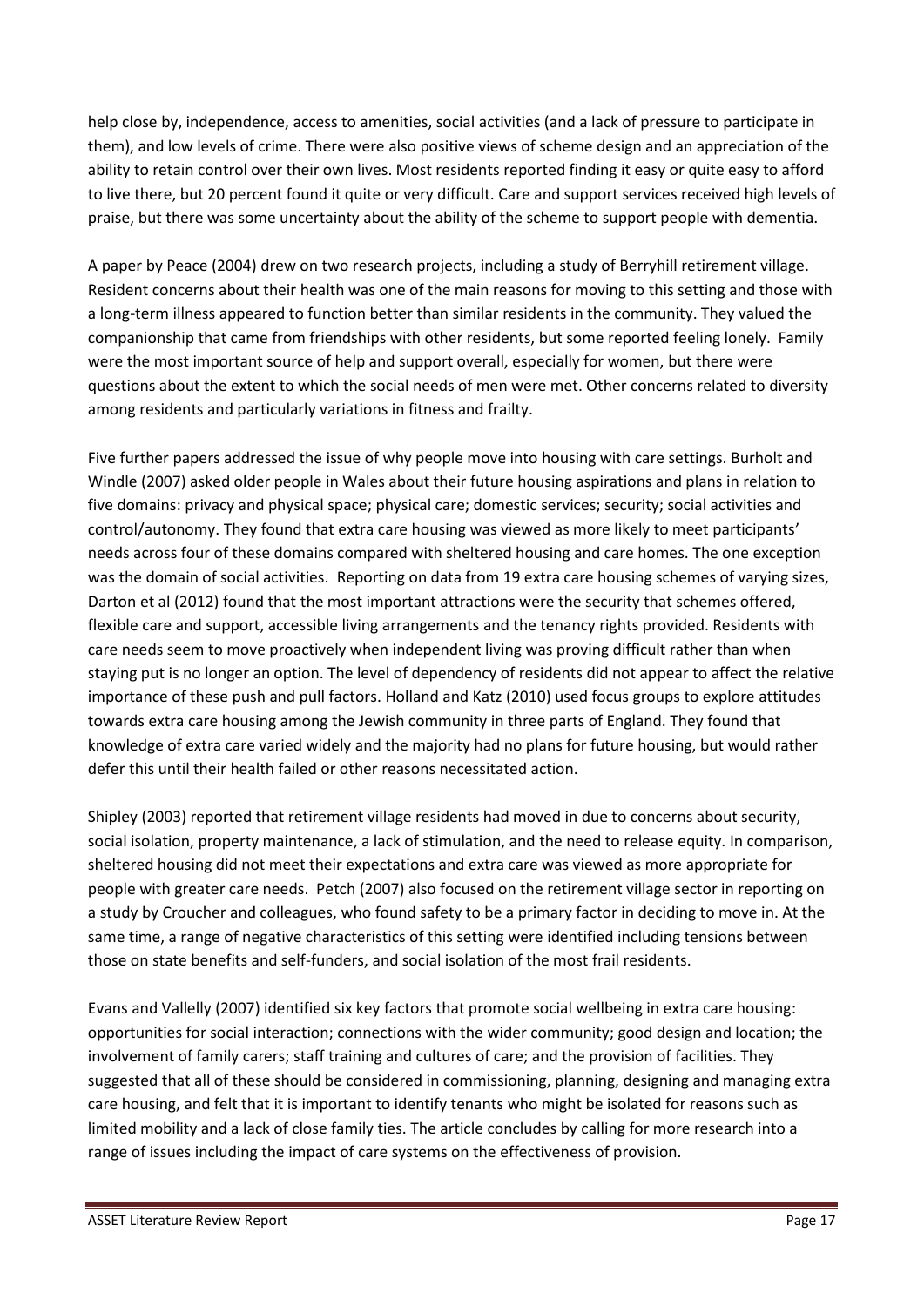help close by, independence, access to amenities, social activities (and a lack of pressure to participate in them), and low levels of crime. There were also positive views of scheme design and an appreciation of the ability to retain control over their own lives. Most residents reported finding it easy or quite easy to afford to live there, but 20 percent found it quite or very difficult. Care and support services received high levels of praise, but there was some uncertainty about the ability of the scheme to support people with dementia.

A paper by Peace (2004) drew on two research projects, including a study of Berryhill retirement village. Resident concerns about their health was one of the main reasons for moving to this setting and those with a long-term illness appeared to function better than similar residents in the community. They valued the companionship that came from friendships with other residents, but some reported feeling lonely. Family were the most important source of help and support overall, especially for women, but there were questions about the extent to which the social needs of men were met. Other concerns related to diversity among residents and particularly variations in fitness and frailty.

Five further papers addressed the issue of why people move into housing with care settings. Burholt and Windle (2007) asked older people in Wales about their future housing aspirations and plans in relation to five domains: privacy and physical space; physical care; domestic services; security; social activities and control/autonomy. They found that extra care housing was viewed as more likely to meet participants' needs across four of these domains compared with sheltered housing and care homes. The one exception was the domain of social activities. Reporting on data from 19 extra care housing schemes of varying sizes, Darton et al (2012) found that the most important attractions were the security that schemes offered, flexible care and support, accessible living arrangements and the tenancy rights provided. Residents with care needs seem to move proactively when independent living was proving difficult rather than when staying put is no longer an option. The level of dependency of residents did not appear to affect the relative importance of these push and pull factors. Holland and Katz (2010) used focus groups to explore attitudes towards extra care housing among the Jewish community in three parts of England. They found that knowledge of extra care varied widely and the majority had no plans for future housing, but would rather defer this until their health failed or other reasons necessitated action.

Shipley (2003) reported that retirement village residents had moved in due to concerns about security, social isolation, property maintenance, a lack of stimulation, and the need to release equity. In comparison, sheltered housing did not meet their expectations and extra care was viewed as more appropriate for people with greater care needs. Petch (2007) also focused on the retirement village sector in reporting on a study by Croucher and colleagues, who found safety to be a primary factor in deciding to move in. At the same time, a range of negative characteristics of this setting were identified including tensions between those on state benefits and self-funders, and social isolation of the most frail residents.

Evans and Vallelly (2007) identified six key factors that promote social wellbeing in extra care housing: opportunities for social interaction; connections with the wider community; good design and location; the involvement of family carers; staff training and cultures of care; and the provision of facilities. They suggested that all of these should be considered in commissioning, planning, designing and managing extra care housing, and felt that it is important to identify tenants who might be isolated for reasons such as limited mobility and a lack of close family ties. The article concludes by calling for more research into a range of issues including the impact of care systems on the effectiveness of provision.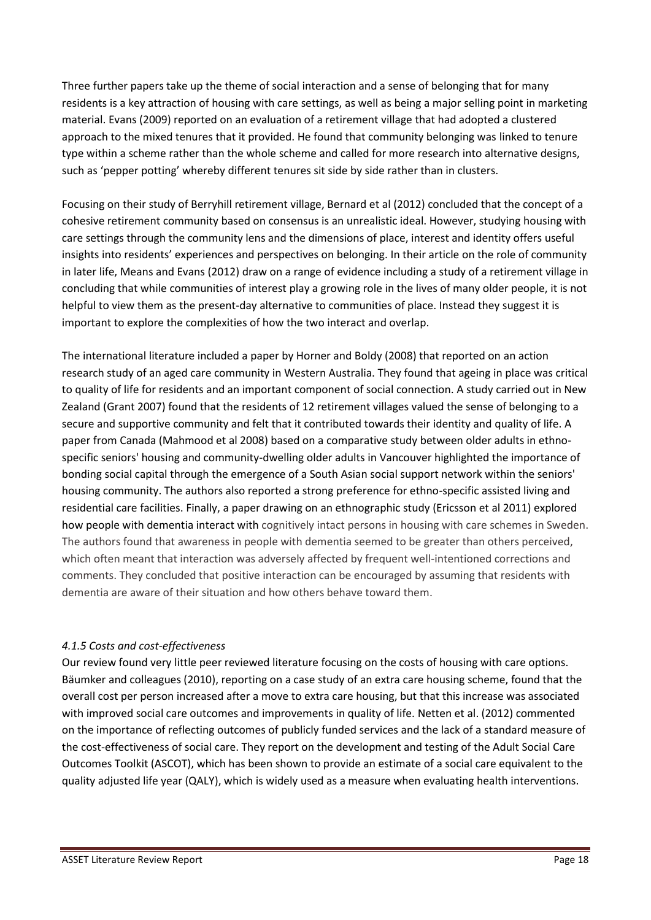Three further papers take up the theme of social interaction and a sense of belonging that for many residents is a key attraction of housing with care settings, as well as being a major selling point in marketing material. Evans (2009) reported on an evaluation of a retirement village that had adopted a clustered approach to the mixed tenures that it provided. He found that community belonging was linked to tenure type within a scheme rather than the whole scheme and called for more research into alternative designs, such as 'pepper potting' whereby different tenures sit side by side rather than in clusters.

Focusing on their study of Berryhill retirement village, Bernard et al (2012) concluded that the concept of a cohesive retirement community based on consensus is an unrealistic ideal. However, studying housing with care settings through the community lens and the dimensions of place, interest and identity offers useful insights into residents' experiences and perspectives on belonging. In their article on the role of community in later life, Means and Evans (2012) draw on a range of evidence including a study of a retirement village in concluding that while communities of interest play a growing role in the lives of many older people, it is not helpful to view them as the present-day alternative to communities of place. Instead they suggest it is important to explore the complexities of how the two interact and overlap.

The international literature included a paper by Horner and Boldy (2008) that reported on an action research study of an aged care community in Western Australia. They found that ageing in place was critical to quality of life for residents and an important component of social connection. A study carried out in New Zealand (Grant 2007) found that the residents of 12 retirement villages valued the sense of belonging to a secure and supportive community and felt that it contributed towards their identity and quality of life. A paper from Canada (Mahmood et al 2008) based on a comparative study between older adults in ethno-specific seniors' housing and community-dwelling older adults in Vancouver highlighted the importance of bonding social capital through the emergence of a South Asian social support network within the seniors' housing community. The authors also reported a strong preference for ethno-specific assisted living and residential care facilities. Finally, a paper drawing on an ethnographic study (Ericsson et al 2011) explored how people with dementia interact with cognitively intact persons in housing with care schemes in Sweden. The authors found that awareness in people with dementia seemed to be greater than others perceived, which often meant that interaction was adversely affected by frequent well-intentioned corrections and comments. They concluded that positive interaction can be encouraged by assuming that residents with dementia are aware of their situation and how others behave toward them.

### *4.1.5 Costs and cost-effectiveness*

Our review found very little peer reviewed literature focusing on the costs of housing with care options. Bäumker and colleagues (2010), reporting on a case study of an extra care housing scheme, found that the overall cost per person increased after a move to extra care housing, but that this increase was associated with improved social care outcomes and improvements in quality of life. Netten et al. (2012) commented on the importance of reflecting outcomes of publicly funded services and the lack of a standard measure of the cost-effectiveness of social care. They report on the development and testing of the Adult Social Care Outcomes Toolkit (ASCOT), which has been shown to provide an estimate of a social care equivalent to the quality adjusted life year (QALY), which is widely used as a measure when evaluating health interventions.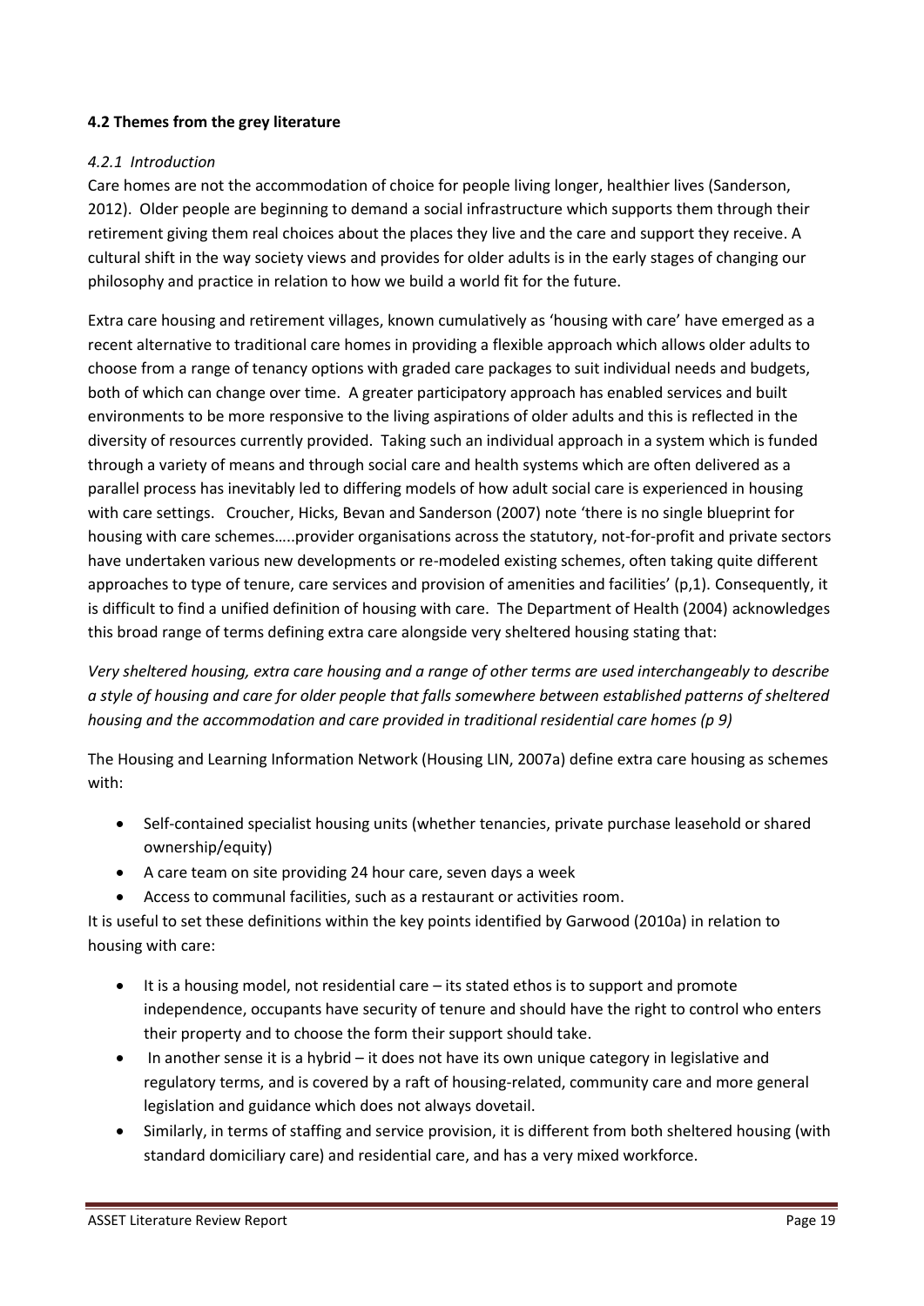### 4.2 Themes from the grey literature

#### *4.2.1 Introduction*

Care homes are not the accommodation of choice for people living longer, healthier lives (Sanderson, 2012). Older people are beginning to demand a social infrastructure which supports them through their retirement giving them real choices about the places they live and the care and support they receive. A cultural shift in the way society views and provides for older adults is in the early stages of changing our philosophy and practice in relation to how we build a world fit for the future.

Extra care housing and retirement villages, known cumulatively as 'housing with care' have emerged as a recent alternative to traditional care homes in providing a flexible approach which allows older adults to choose from a range of tenancy options with graded care packages to suit individual needs and budgets, both of which can change over time. A greater participatory approach has enabled services and built environments to be more responsive to the living aspirations of older adults and this is reflected in the diversity of resources currently provided. Taking such an individual approach in a system which is funded through a variety of means and through social care and health systems which are often delivered as a parallel process has inevitably led to differing models of how adult social care is experienced in housing with care settings. Croucher, Hicks, Bevan and Sanderson (2007) note 'there is no single blueprint for housing with care schemes…..provider organisations across the statutory, not-for-profit and private sectors have undertaken various new developments or re-modeled existing schemes, often taking quite different approaches to type of tenure, care services and provision of amenities and facilities' (p,1). Consequently, it is difficult to find a unified definition of housing with care. The Department of Health (2004) acknowledges this broad range of terms defining extra care alongside very sheltered housing stating that:

*Very sheltered housing, extra care housing and a range of other terms are used interchangeably to describe a style of housing and care for older people that falls somewhere between established patterns of sheltered housing and the accommodation and care provided in traditional residential care homes (p 9)*

The Housing and Learning Information Network (Housing LIN, 2007a) define extra care housing as schemes with:

- Self-contained specialist housing units (whether tenancies, private purchase leasehold or shared ownership/equity)
- A care team on site providing 24 hour care, seven days a week
- Access to communal facilities, such as a restaurant or activities room.

It is useful to set these definitions within the key points identified by Garwood (2010a) in relation to housing with care:

- It is a housing model, not residential care – its stated ethos is to support and promote independence, occupants have security of tenure and should have the right to control who enters their property and to choose the form their support should take.
- In another sense it is a hybrid – it does not have its own unique category in legislative and regulatory terms, and is covered by a raft of housing-related, community care and more general legislation and guidance which does not always dovetail.
- Similarly, in terms of staffing and service provision, it is different from both sheltered housing (with standard domiciliary care) and residential care, and has a very mixed workforce.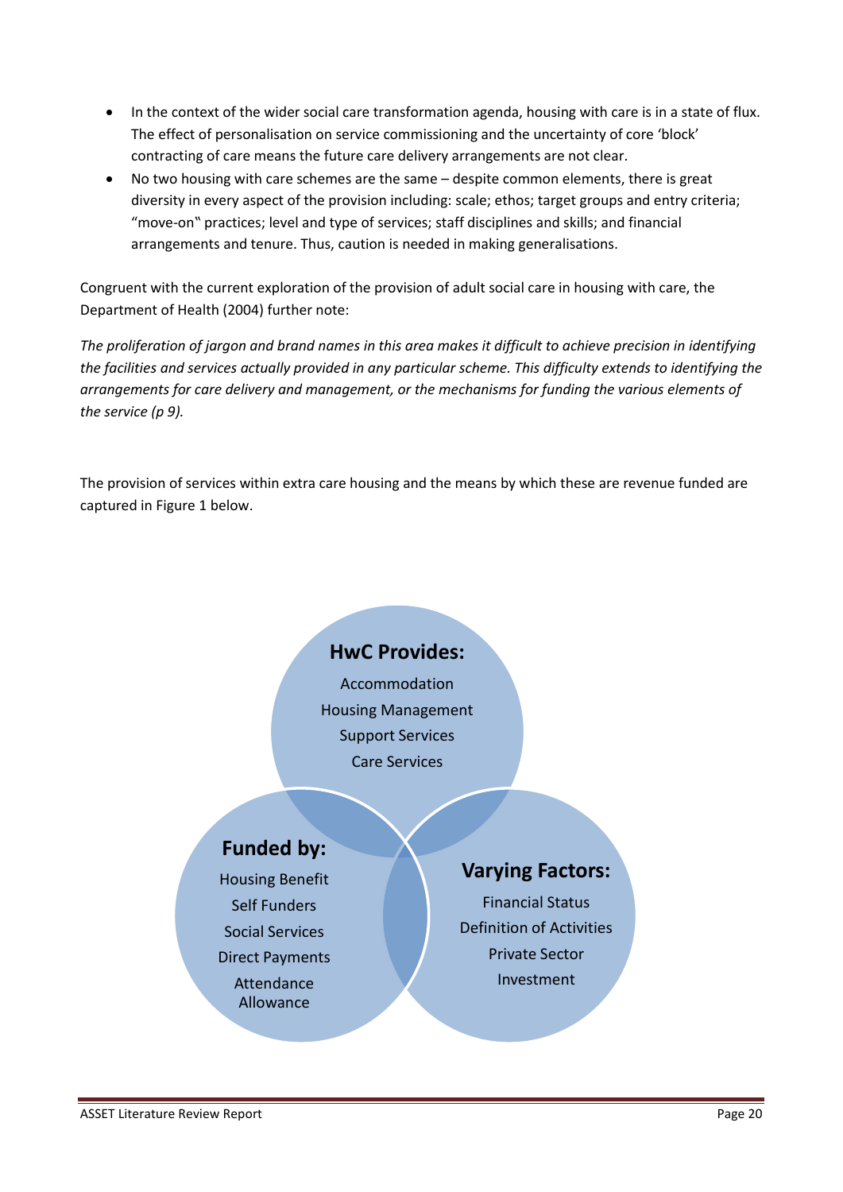- In the context of the wider social care transformation agenda, housing with care is in a state of flux. The effect of personalisation on service commissioning and the uncertainty of core 'block' contracting of care means the future care delivery arrangements are not clear.
- No two housing with care schemes are the same – despite common elements, there is great diversity in every aspect of the provision including: scale; ethos; target groups and entry criteria; "move-on‟ practices; level and type of services; staff disciplines and skills; and financial arrangements and tenure. Thus, caution is needed in making generalisations.

Congruent with the current exploration of the provision of adult social care in housing with care, the Department of Health (2004) further note:

*The proliferation of jargon and brand names in this area makes it difficult to achieve precision in identifying the facilities and services actually provided in any particular scheme. This difficulty extends to identifying the arrangements for care delivery and management, or the mechanisms for funding the various elements of the service (p 9).*

The provision of services within extra care housing and the means by which these are revenue funded are captured in Figure 1 below.

**HwC Provides:**
Accommodation
Housing Management
Support Services
Care Services

**Funded by:**
Housing Benefit
Self Funders
Social Services
Direct Payments
Attendance Allowance

**Varying Factors:**
Financial Status
Definition of Activities
Private Sector
Investment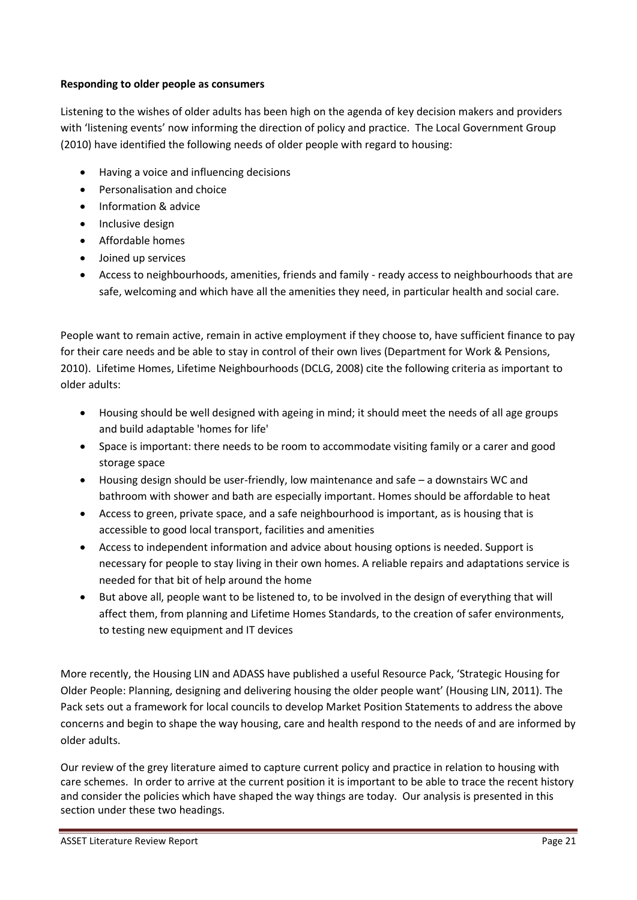**Responding to older people as consumers**

Listening to the wishes of older adults has been high on the agenda of key decision makers and providers with 'listening events' now informing the direction of policy and practice. The Local Government Group (2010) have identified the following needs of older people with regard to housing:

- Having a voice and influencing decisions
- Personalisation and choice
- Information & advice
- Inclusive design
- Affordable homes
- Joined up services
- Access to neighbourhoods, amenities, friends and family - ready access to neighbourhoods that are safe, welcoming and which have all the amenities they need, in particular health and social care.

People want to remain active, remain in active employment if they choose to, have sufficient finance to pay for their care needs and be able to stay in control of their own lives (Department for Work & Pensions, 2010). Lifetime Homes, Lifetime Neighbourhoods (DCLG, 2008) cite the following criteria as important to older adults:

- Housing should be well designed with ageing in mind; it should meet the needs of all age groups and build adaptable 'homes for life'
- Space is important: there needs to be room to accommodate visiting family or a carer and good storage space
- Housing design should be user-friendly, low maintenance and safe – a downstairs WC and bathroom with shower and bath are especially important. Homes should be affordable to heat
- Access to green, private space, and a safe neighbourhood is important, as is housing that is accessible to good local transport, facilities and amenities
- Access to independent information and advice about housing options is needed. Support is necessary for people to stay living in their own homes. A reliable repairs and adaptations service is needed for that bit of help around the home
- But above all, people want to be listened to, to be involved in the design of everything that will affect them, from planning and Lifetime Homes Standards, to the creation of safer environments, to testing new equipment and IT devices

More recently, the Housing LIN and ADASS have published a useful Resource Pack, 'Strategic Housing for Older People: Planning, designing and delivering housing the older people want' (Housing LIN, 2011). The Pack sets out a framework for local councils to develop Market Position Statements to address the above concerns and begin to shape the way housing, care and health respond to the needs of and are informed by older adults.

Our review of the grey literature aimed to capture current policy and practice in relation to housing with care schemes. In order to arrive at the current position it is important to be able to trace the recent history and consider the policies which have shaped the way things are today. Our analysis is presented in this section under these two headings.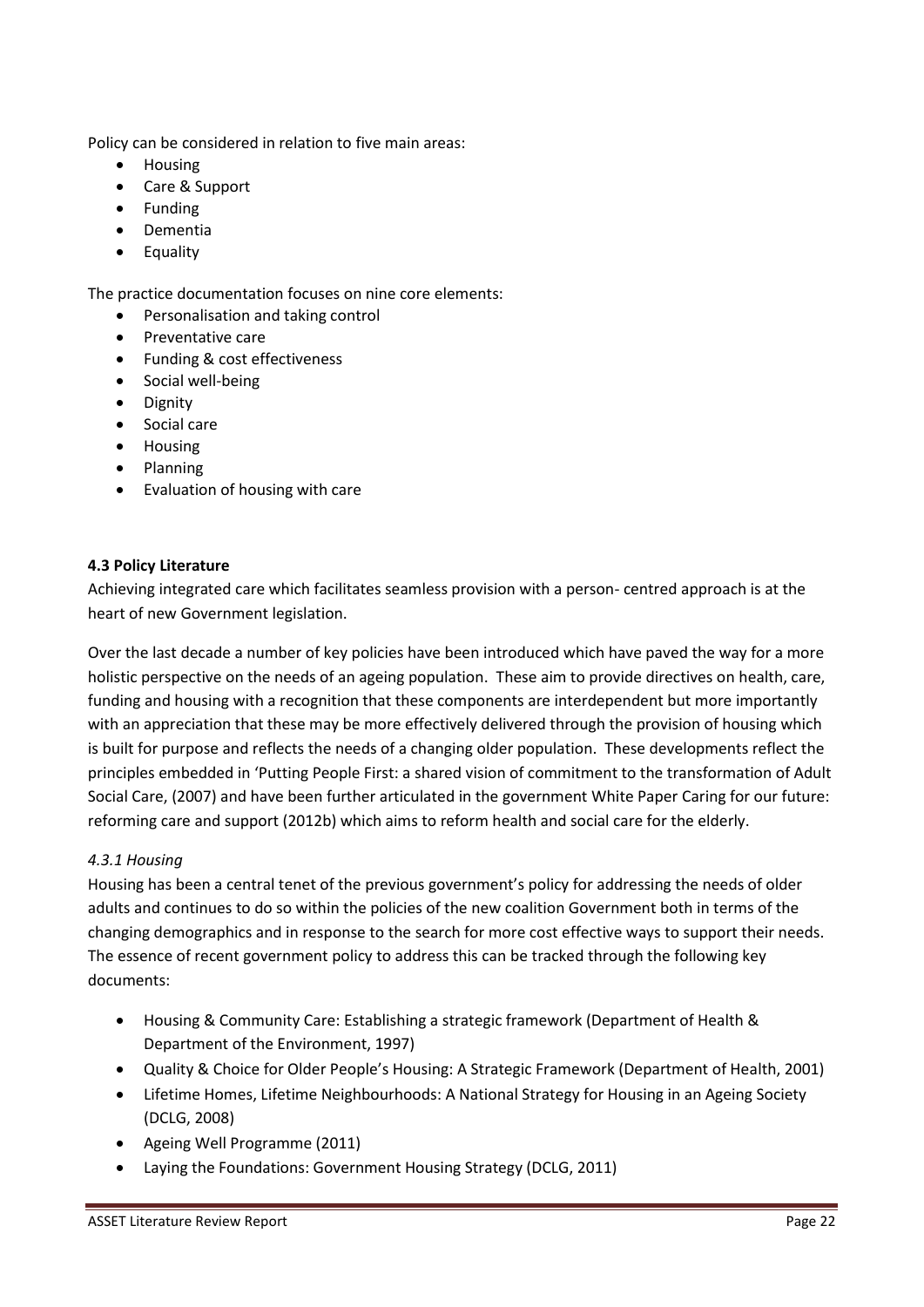Policy can be considered in relation to five main areas:

- Housing
- Care & Support
- Funding
- Dementia
- Equality

The practice documentation focuses on nine core elements:

- Personalisation and taking control
- Preventative care
- Funding & cost effectiveness
- Social well-being
- Dignity
- Social care
- Housing
- Planning
- Evaluation of housing with care

**4.3 Policy Literature**

Achieving integrated care which facilitates seamless provision with a person- centred approach is at the heart of new Government legislation.

Over the last decade a number of key policies have been introduced which have paved the way for a more holistic perspective on the needs of an ageing population. These aim to provide directives on health, care, funding and housing with a recognition that these components are interdependent but more importantly with an appreciation that these may be more effectively delivered through the provision of housing which is built for purpose and reflects the needs of a changing older population. These developments reflect the principles embedded in 'Putting People First: a shared vision of commitment to the transformation of Adult Social Care, (2007) and have been further articulated in the government White Paper Caring for our future: reforming care and support (2012b) which aims to reform health and social care for the elderly.

*4.3.1 Housing*

Housing has been a central tenet of the previous government's policy for addressing the needs of older adults and continues to do so within the policies of the new coalition Government both in terms of the changing demographics and in response to the search for more cost effective ways to support their needs. The essence of recent government policy to address this can be tracked through the following key documents:

- Housing & Community Care: Establishing a strategic framework (Department of Health & Department of the Environment, 1997)
- Quality & Choice for Older People's Housing: A Strategic Framework (Department of Health, 2001)
- Lifetime Homes, Lifetime Neighbourhoods: A National Strategy for Housing in an Ageing Society (DCLG, 2008)
- Ageing Well Programme (2011)
- Laying the Foundations: Government Housing Strategy (DCLG, 2011)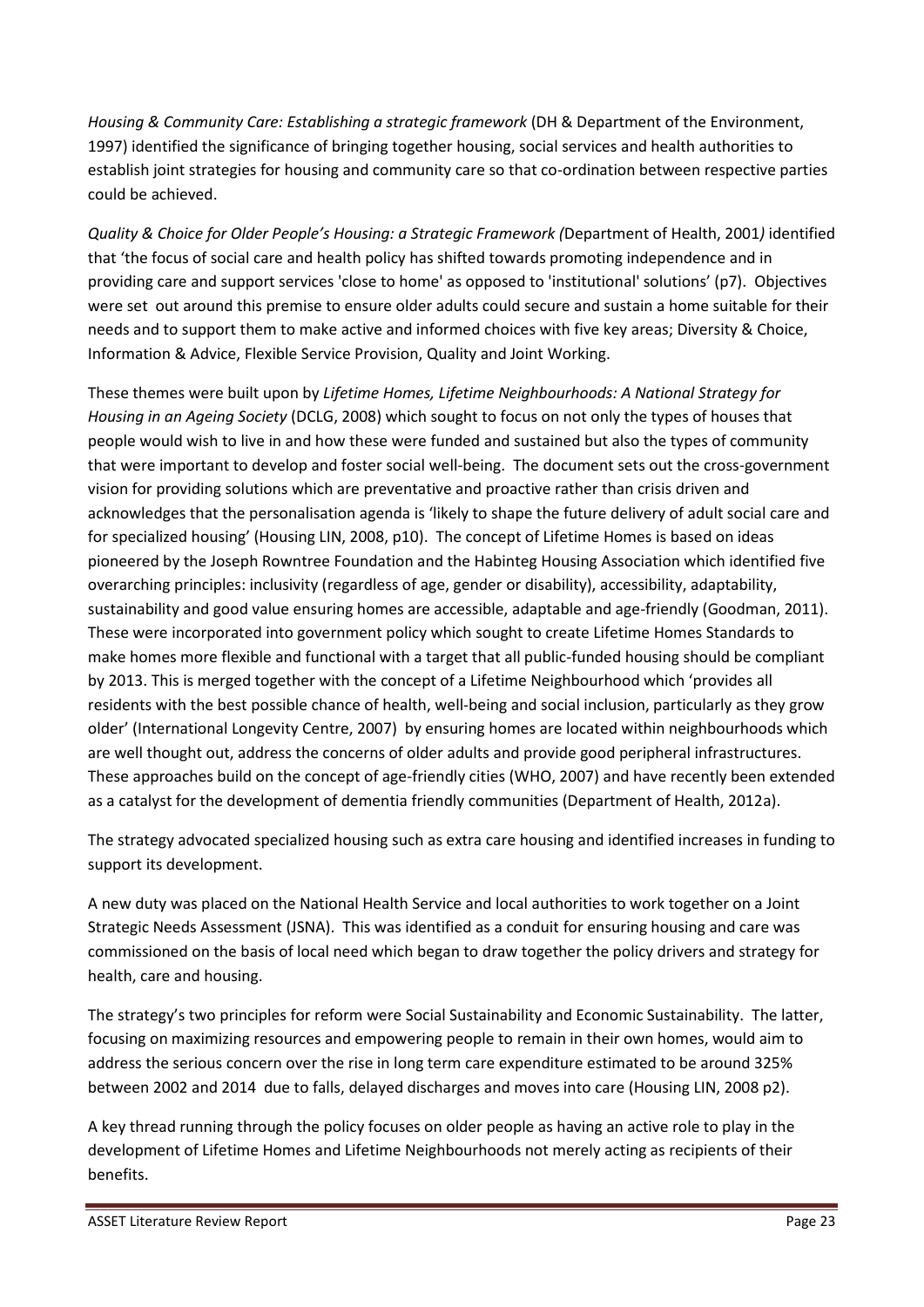*Housing & Community Care: Establishing a strategic framework* (DH & Department of the Environment, 1997) identified the significance of bringing together housing, social services and health authorities to establish joint strategies for housing and community care so that co-ordination between respective parties could be achieved.

*Quality & Choice for Older People's Housing: a Strategic Framework (*Department of Health, 2001*)* identified that 'the focus of social care and health policy has shifted towards promoting independence and in providing care and support services 'close to home' as opposed to 'institutional' solutions' (p7). Objectives were set out around this premise to ensure older adults could secure and sustain a home suitable for their needs and to support them to make active and informed choices with five key areas; Diversity & Choice, Information & Advice, Flexible Service Provision, Quality and Joint Working.

These themes were built upon by *Lifetime Homes, Lifetime Neighbourhoods: A National Strategy for Housing in an Ageing Society* (DCLG, 2008) which sought to focus on not only the types of houses that people would wish to live in and how these were funded and sustained but also the types of community that were important to develop and foster social well-being. The document sets out the cross-government vision for providing solutions which are preventative and proactive rather than crisis driven and acknowledges that the personalisation agenda is 'likely to shape the future delivery of adult social care and for specialized housing' (Housing LIN, 2008, p10). The concept of Lifetime Homes is based on ideas pioneered by the Joseph Rowntree Foundation and the Habinteg Housing Association which identified five overarching principles: inclusivity (regardless of age, gender or disability), accessibility, adaptability, sustainability and good value ensuring homes are accessible, adaptable and age-friendly (Goodman, 2011). These were incorporated into government policy which sought to create Lifetime Homes Standards to make homes more flexible and functional with a target that all public-funded housing should be compliant by 2013. This is merged together with the concept of a Lifetime Neighbourhood which 'provides all residents with the best possible chance of health, well-being and social inclusion, particularly as they grow older' (International Longevity Centre, 2007) by ensuring homes are located within neighbourhoods which are well thought out, address the concerns of older adults and provide good peripheral infrastructures. These approaches build on the concept of age-friendly cities (WHO, 2007) and have recently been extended as a catalyst for the development of dementia friendly communities (Department of Health, 2012a).

The strategy advocated specialized housing such as extra care housing and identified increases in funding to support its development.

A new duty was placed on the National Health Service and local authorities to work together on a Joint Strategic Needs Assessment (JSNA). This was identified as a conduit for ensuring housing and care was commissioned on the basis of local need which began to draw together the policy drivers and strategy for health, care and housing.

The strategy's two principles for reform were Social Sustainability and Economic Sustainability. The latter, focusing on maximizing resources and empowering people to remain in their own homes, would aim to address the serious concern over the rise in long term care expenditure estimated to be around 325% between 2002 and 2014 due to falls, delayed discharges and moves into care (Housing LIN, 2008 p2).

A key thread running through the policy focuses on older people as having an active role to play in the development of Lifetime Homes and Lifetime Neighbourhoods not merely acting as recipients of their benefits.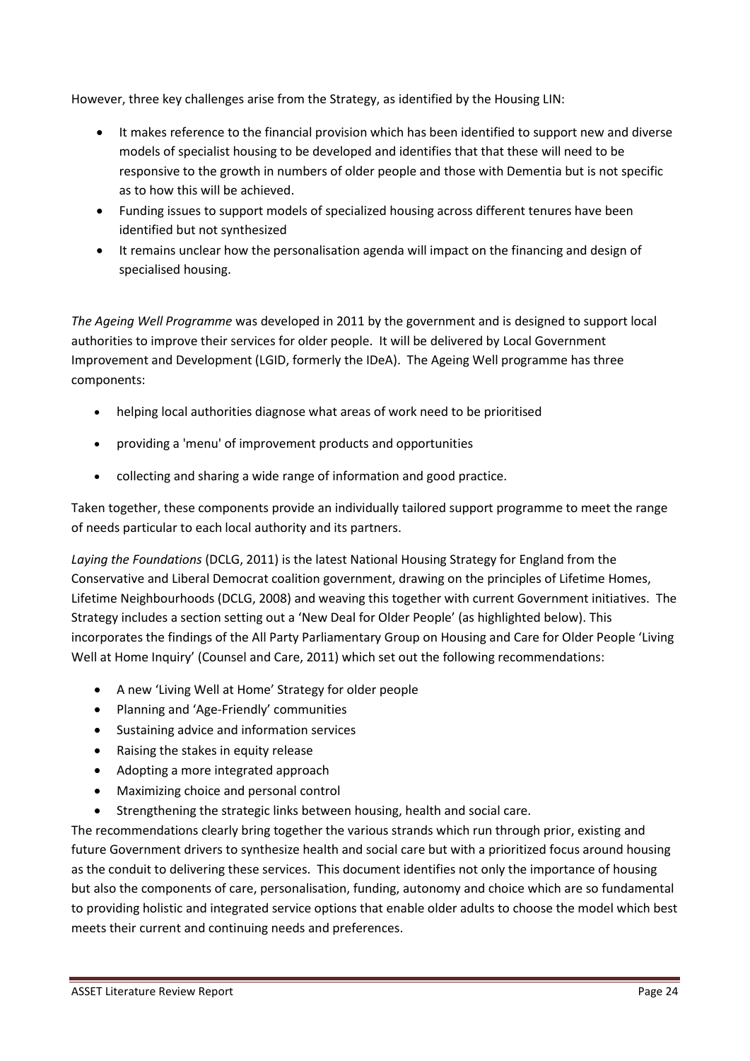However, three key challenges arise from the Strategy, as identified by the Housing LIN:

- It makes reference to the financial provision which has been identified to support new and diverse models of specialist housing to be developed and identifies that that these will need to be responsive to the growth in numbers of older people and those with Dementia but is not specific as to how this will be achieved.
- Funding issues to support models of specialized housing across different tenures have been identified but not synthesized
- It remains unclear how the personalisation agenda will impact on the financing and design of specialised housing.

*The Ageing Well Programme* was developed in 2011 by the government and is designed to support local authorities to improve their services for older people. It will be delivered by Local Government Improvement and Development (LGID, formerly the IDeA). The Ageing Well programme has three components:

- helping local authorities diagnose what areas of work need to be prioritised
- providing a 'menu' of improvement products and opportunities
- collecting and sharing a wide range of information and good practice.

Taken together, these components provide an individually tailored support programme to meet the range of needs particular to each local authority and its partners.

*Laying the Foundations* (DCLG, 2011) is the latest National Housing Strategy for England from the Conservative and Liberal Democrat coalition government, drawing on the principles of Lifetime Homes, Lifetime Neighbourhoods (DCLG, 2008) and weaving this together with current Government initiatives. The Strategy includes a section setting out a 'New Deal for Older People' (as highlighted below). This incorporates the findings of the All Party Parliamentary Group on Housing and Care for Older People 'Living Well at Home Inquiry' (Counsel and Care, 2011) which set out the following recommendations:

- A new 'Living Well at Home' Strategy for older people
- Planning and 'Age-Friendly' communities
- Sustaining advice and information services
- Raising the stakes in equity release
- Adopting a more integrated approach
- Maximizing choice and personal control
- Strengthening the strategic links between housing, health and social care.

The recommendations clearly bring together the various strands which run through prior, existing and future Government drivers to synthesize health and social care but with a prioritized focus around housing as the conduit to delivering these services. This document identifies not only the importance of housing but also the components of care, personalisation, funding, autonomy and choice which are so fundamental to providing holistic and integrated service options that enable older adults to choose the model which best meets their current and continuing needs and preferences.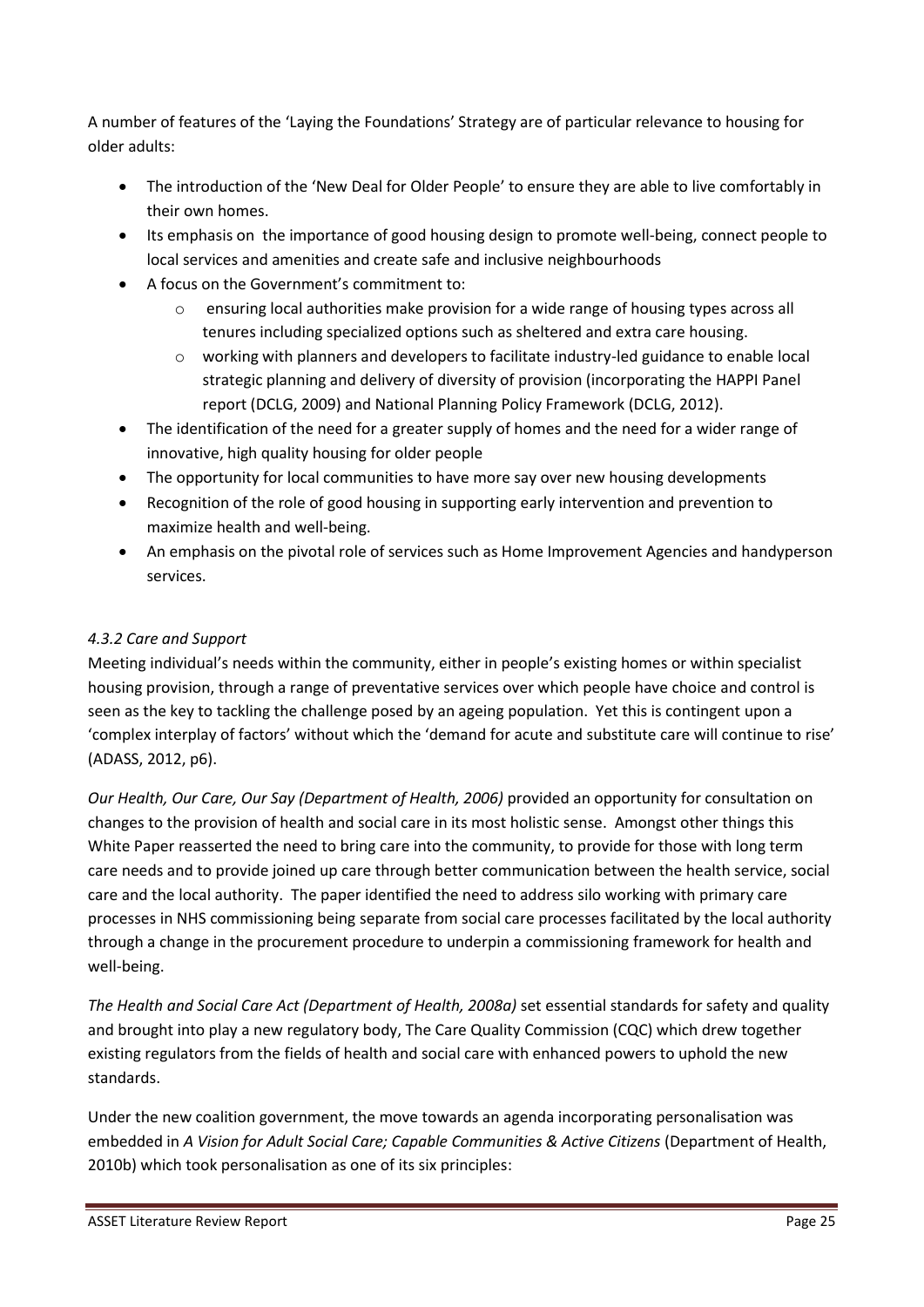A number of features of the 'Laying the Foundations' Strategy are of particular relevance to housing for older adults:

- The introduction of the 'New Deal for Older People' to ensure they are able to live comfortably in their own homes.
- Its emphasis on the importance of good housing design to promote well-being, connect people to local services and amenities and create safe and inclusive neighbourhoods
- A focus on the Government's commitment to:
    - ensuring local authorities make provision for a wide range of housing types across all tenures including specialized options such as sheltered and extra care housing.
    - working with planners and developers to facilitate industry-led guidance to enable local strategic planning and delivery of diversity of provision (incorporating the HAPPI Panel report (DCLG, 2009) and National Planning Policy Framework (DCLG, 2012).
- The identification of the need for a greater supply of homes and the need for a wider range of innovative, high quality housing for older people
- The opportunity for local communities to have more say over new housing developments
- Recognition of the role of good housing in supporting early intervention and prevention to maximize health and well-being.
- An emphasis on the pivotal role of services such as Home Improvement Agencies and handyperson services.

#### *4.3.2 Care and Support*

Meeting individual's needs within the community, either in people's existing homes or within specialist housing provision, through a range of preventative services over which people have choice and control is seen as the key to tackling the challenge posed by an ageing population. Yet this is contingent upon a 'complex interplay of factors' without which the 'demand for acute and substitute care will continue to rise' (ADASS, 2012, p6).

*Our Health, Our Care, Our Say (Department of Health, 2006)* provided an opportunity for consultation on changes to the provision of health and social care in its most holistic sense. Amongst other things this White Paper reasserted the need to bring care into the community, to provide for those with long term care needs and to provide joined up care through better communication between the health service, social care and the local authority. The paper identified the need to address silo working with primary care processes in NHS commissioning being separate from social care processes facilitated by the local authority through a change in the procurement procedure to underpin a commissioning framework for health and well-being.

*The Health and Social Care Act (Department of Health, 2008a)* set essential standards for safety and quality and brought into play a new regulatory body, The Care Quality Commission (CQC) which drew together existing regulators from the fields of health and social care with enhanced powers to uphold the new standards.

Under the new coalition government, the move towards an agenda incorporating personalisation was embedded in *A Vision for Adult Social Care; Capable Communities & Active Citizens* (Department of Health, 2010b) which took personalisation as one of its six principles: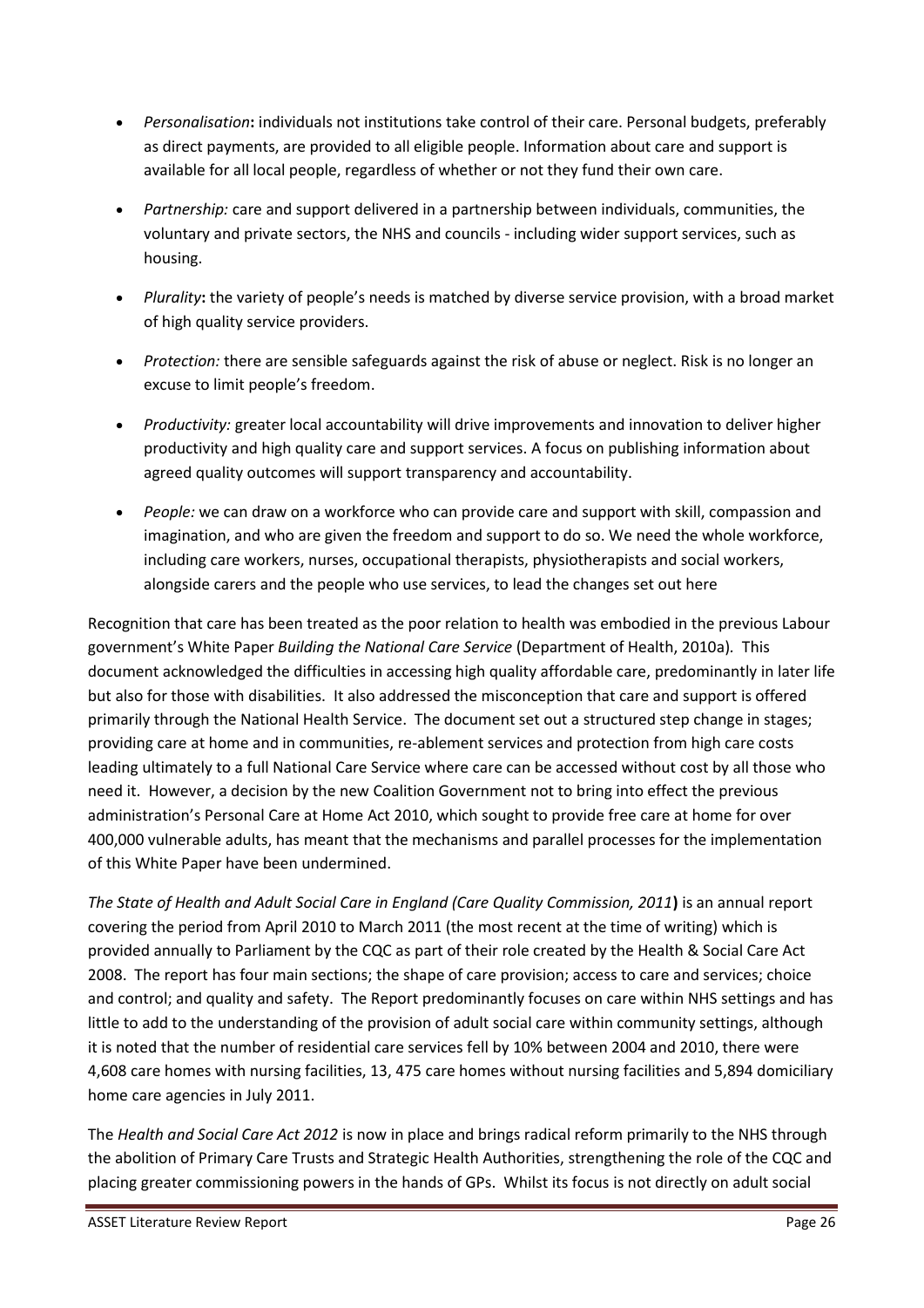- *Personalisation***:** individuals not institutions take control of their care. Personal budgets, preferably as direct payments, are provided to all eligible people. Information about care and support is available for all local people, regardless of whether or not they fund their own care.
- *Partnership:* care and support delivered in a partnership between individuals, communities, the voluntary and private sectors, the NHS and councils - including wider support services, such as housing.
- *Plurality***:** the variety of people's needs is matched by diverse service provision, with a broad market of high quality service providers.
- *Protection:* there are sensible safeguards against the risk of abuse or neglect. Risk is no longer an excuse to limit people's freedom.
- *Productivity:* greater local accountability will drive improvements and innovation to deliver higher productivity and high quality care and support services. A focus on publishing information about agreed quality outcomes will support transparency and accountability.
- *People:* we can draw on a workforce who can provide care and support with skill, compassion and imagination, and who are given the freedom and support to do so. We need the whole workforce, including care workers, nurses, occupational therapists, physiotherapists and social workers, alongside carers and the people who use services, to lead the changes set out here

Recognition that care has been treated as the poor relation to health was embodied in the previous Labour government's White Paper *Building the National Care Service* (Department of Health, 2010a). This document acknowledged the difficulties in accessing high quality affordable care, predominantly in later life but also for those with disabilities. It also addressed the misconception that care and support is offered primarily through the National Health Service. The document set out a structured step change in stages; providing care at home and in communities, re-ablement services and protection from high care costs leading ultimately to a full National Care Service where care can be accessed without cost by all those who need it. However, a decision by the new Coalition Government not to bring into effect the previous administration's Personal Care at Home Act 2010, which sought to provide free care at home for over 400,000 vulnerable adults, has meant that the mechanisms and parallel processes for the implementation of this White Paper have been undermined.

*The State of Health and Adult Social Care in England (Care Quality Commission, 2011***)** is an annual report covering the period from April 2010 to March 2011 (the most recent at the time of writing) which is provided annually to Parliament by the CQC as part of their role created by the Health & Social Care Act 2008. The report has four main sections; the shape of care provision; access to care and services; choice and control; and quality and safety. The Report predominantly focuses on care within NHS settings and has little to add to the understanding of the provision of adult social care within community settings, although it is noted that the number of residential care services fell by 10% between 2004 and 2010, there were 4,608 care homes with nursing facilities, 13, 475 care homes without nursing facilities and 5,894 domiciliary home care agencies in July 2011.

The *Health and Social Care Act 2012* is now in place and brings radical reform primarily to the NHS through the abolition of Primary Care Trusts and Strategic Health Authorities, strengthening the role of the CQC and placing greater commissioning powers in the hands of GPs. Whilst its focus is not directly on adult social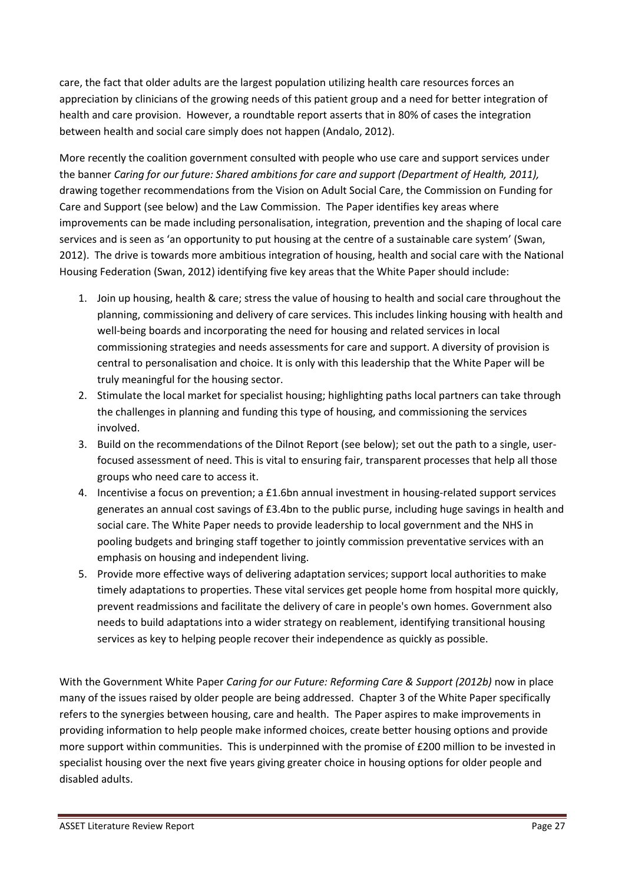care, the fact that older adults are the largest population utilizing health care resources forces an appreciation by clinicians of the growing needs of this patient group and a need for better integration of health and care provision. However, a roundtable report asserts that in 80% of cases the integration between health and social care simply does not happen (Andalo, 2012).

More recently the coalition government consulted with people who use care and support services under the banner *Caring for our future: Shared ambitions for care and support (Department of Health, 2011),* drawing together recommendations from the Vision on Adult Social Care, the Commission on Funding for Care and Support (see below) and the Law Commission. The Paper identifies key areas where improvements can be made including personalisation, integration, prevention and the shaping of local care services and is seen as 'an opportunity to put housing at the centre of a sustainable care system' (Swan, 2012). The drive is towards more ambitious integration of housing, health and social care with the National Housing Federation (Swan, 2012) identifying five key areas that the White Paper should include:

1. Join up housing, health & care; stress the value of housing to health and social care throughout the planning, commissioning and delivery of care services. This includes linking housing with health and well-being boards and incorporating the need for housing and related services in local commissioning strategies and needs assessments for care and support. A diversity of provision is central to personalisation and choice. It is only with this leadership that the White Paper will be truly meaningful for the housing sector.
2. Stimulate the local market for specialist housing; highlighting paths local partners can take through the challenges in planning and funding this type of housing, and commissioning the services involved.
3. Build on the recommendations of the Dilnot Report (see below); set out the path to a single, user-focused assessment of need. This is vital to ensuring fair, transparent processes that help all those groups who need care to access it.
4. Incentivise a focus on prevention; a £1.6bn annual investment in housing-related support services generates an annual cost savings of £3.4bn to the public purse, including huge savings in health and social care. The White Paper needs to provide leadership to local government and the NHS in pooling budgets and bringing staff together to jointly commission preventative services with an emphasis on housing and independent living.
5. Provide more effective ways of delivering adaptation services; support local authorities to make timely adaptations to properties. These vital services get people home from hospital more quickly, prevent readmissions and facilitate the delivery of care in people's own homes. Government also needs to build adaptations into a wider strategy on reablement, identifying transitional housing services as key to helping people recover their independence as quickly as possible.

With the Government White Paper *Caring for our Future: Reforming Care & Support (2012b)* now in place many of the issues raised by older people are being addressed. Chapter 3 of the White Paper specifically refers to the synergies between housing, care and health. The Paper aspires to make improvements in providing information to help people make informed choices, create better housing options and provide more support within communities. This is underpinned with the promise of £200 million to be invested in specialist housing over the next five years giving greater choice in housing options for older people and disabled adults.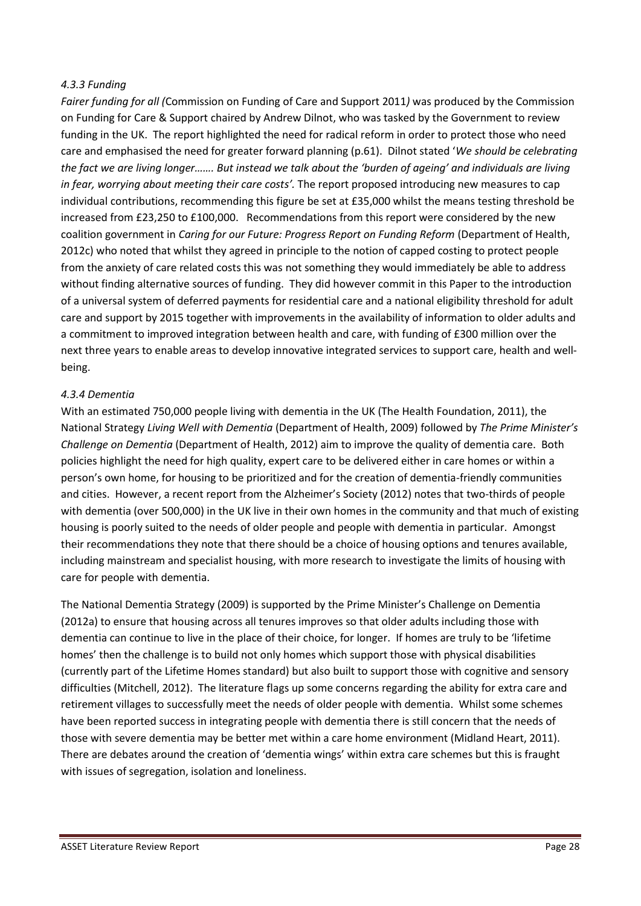#### *4.3.3 Funding*

*Fairer funding for all (*Commission on Funding of Care and Support 2011*)* was produced by the Commission on Funding for Care & Support chaired by Andrew Dilnot, who was tasked by the Government to review funding in the UK. The report highlighted the need for radical reform in order to protect those who need care and emphasised the need for greater forward planning (p.61). Dilnot stated '*We should be celebrating the fact we are living longer……. But instead we talk about the 'burden of ageing' and individuals are living in fear, worrying about meeting their care costs'.* The report proposed introducing new measures to cap individual contributions, recommending this figure be set at £35,000 whilst the means testing threshold be increased from £23,250 to £100,000. Recommendations from this report were considered by the new coalition government in *Caring for our Future: Progress Report on Funding Reform* (Department of Health, 2012c) who noted that whilst they agreed in principle to the notion of capped costing to protect people from the anxiety of care related costs this was not something they would immediately be able to address without finding alternative sources of funding. They did however commit in this Paper to the introduction of a universal system of deferred payments for residential care and a national eligibility threshold for adult care and support by 2015 together with improvements in the availability of information to older adults and a commitment to improved integration between health and care, with funding of £300 million over the next three years to enable areas to develop innovative integrated services to support care, health and well-being.

#### *4.3.4 Dementia*

With an estimated 750,000 people living with dementia in the UK (The Health Foundation, 2011), the National Strategy *Living Well with Dementia* (Department of Health, 2009) followed by *The Prime Minister's Challenge on Dementia* (Department of Health, 2012) aim to improve the quality of dementia care. Both policies highlight the need for high quality, expert care to be delivered either in care homes or within a person's own home, for housing to be prioritized and for the creation of dementia-friendly communities and cities. However, a recent report from the Alzheimer's Society (2012) notes that two-thirds of people with dementia (over 500,000) in the UK live in their own homes in the community and that much of existing housing is poorly suited to the needs of older people and people with dementia in particular. Amongst their recommendations they note that there should be a choice of housing options and tenures available, including mainstream and specialist housing, with more research to investigate the limits of housing with care for people with dementia.

The National Dementia Strategy (2009) is supported by the Prime Minister's Challenge on Dementia (2012a) to ensure that housing across all tenures improves so that older adults including those with dementia can continue to live in the place of their choice, for longer. If homes are truly to be 'lifetime homes' then the challenge is to build not only homes which support those with physical disabilities (currently part of the Lifetime Homes standard) but also built to support those with cognitive and sensory difficulties (Mitchell, 2012). The literature flags up some concerns regarding the ability for extra care and retirement villages to successfully meet the needs of older people with dementia. Whilst some schemes have been reported success in integrating people with dementia there is still concern that the needs of those with severe dementia may be better met within a care home environment (Midland Heart, 2011). There are debates around the creation of 'dementia wings' within extra care schemes but this is fraught with issues of segregation, isolation and loneliness.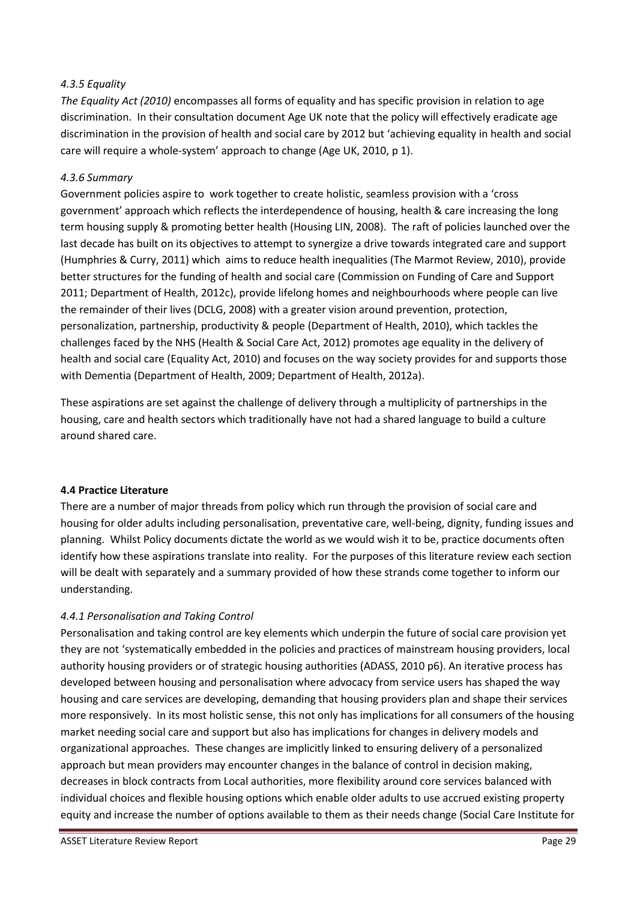### *4.3.5 Equality*

*The Equality Act (2010)* encompasses all forms of equality and has specific provision in relation to age discrimination. In their consultation document Age UK note that the policy will effectively eradicate age discrimination in the provision of health and social care by 2012 but 'achieving equality in health and social care will require a whole-system' approach to change (Age UK, 2010, p 1).

### *4.3.6 Summary*

Government policies aspire to work together to create holistic, seamless provision with a 'cross government' approach which reflects the interdependence of housing, health & care increasing the long term housing supply & promoting better health (Housing LIN, 2008). The raft of policies launched over the last decade has built on its objectives to attempt to synergize a drive towards integrated care and support (Humphries & Curry, 2011) which aims to reduce health inequalities (The Marmot Review, 2010), provide better structures for the funding of health and social care (Commission on Funding of Care and Support 2011; Department of Health, 2012c), provide lifelong homes and neighbourhoods where people can live the remainder of their lives (DCLG, 2008) with a greater vision around prevention, protection, personalization, partnership, productivity & people (Department of Health, 2010), which tackles the challenges faced by the NHS (Health & Social Care Act, 2012) promotes age equality in the delivery of health and social care (Equality Act, 2010) and focuses on the way society provides for and supports those with Dementia (Department of Health, 2009; Department of Health, 2012a).

These aspirations are set against the challenge of delivery through a multiplicity of partnerships in the housing, care and health sectors which traditionally have not had a shared language to build a culture around shared care.

## **4.4 Practice Literature**

There are a number of major threads from policy which run through the provision of social care and housing for older adults including personalisation, preventative care, well-being, dignity, funding issues and planning. Whilst Policy documents dictate the world as we would wish it to be, practice documents often identify how these aspirations translate into reality. For the purposes of this literature review each section will be dealt with separately and a summary provided of how these strands come together to inform our understanding.

### *4.4.1 Personalisation and Taking Control*

Personalisation and taking control are key elements which underpin the future of social care provision yet they are not 'systematically embedded in the policies and practices of mainstream housing providers, local authority housing providers or of strategic housing authorities (ADASS, 2010 p6). An iterative process has developed between housing and personalisation where advocacy from service users has shaped the way housing and care services are developing, demanding that housing providers plan and shape their services more responsively. In its most holistic sense, this not only has implications for all consumers of the housing market needing social care and support but also has implications for changes in delivery models and organizational approaches. These changes are implicitly linked to ensuring delivery of a personalized approach but mean providers may encounter changes in the balance of control in decision making, decreases in block contracts from Local authorities, more flexibility around core services balanced with individual choices and flexible housing options which enable older adults to use accrued existing property equity and increase the number of options available to them as their needs change (Social Care Institute for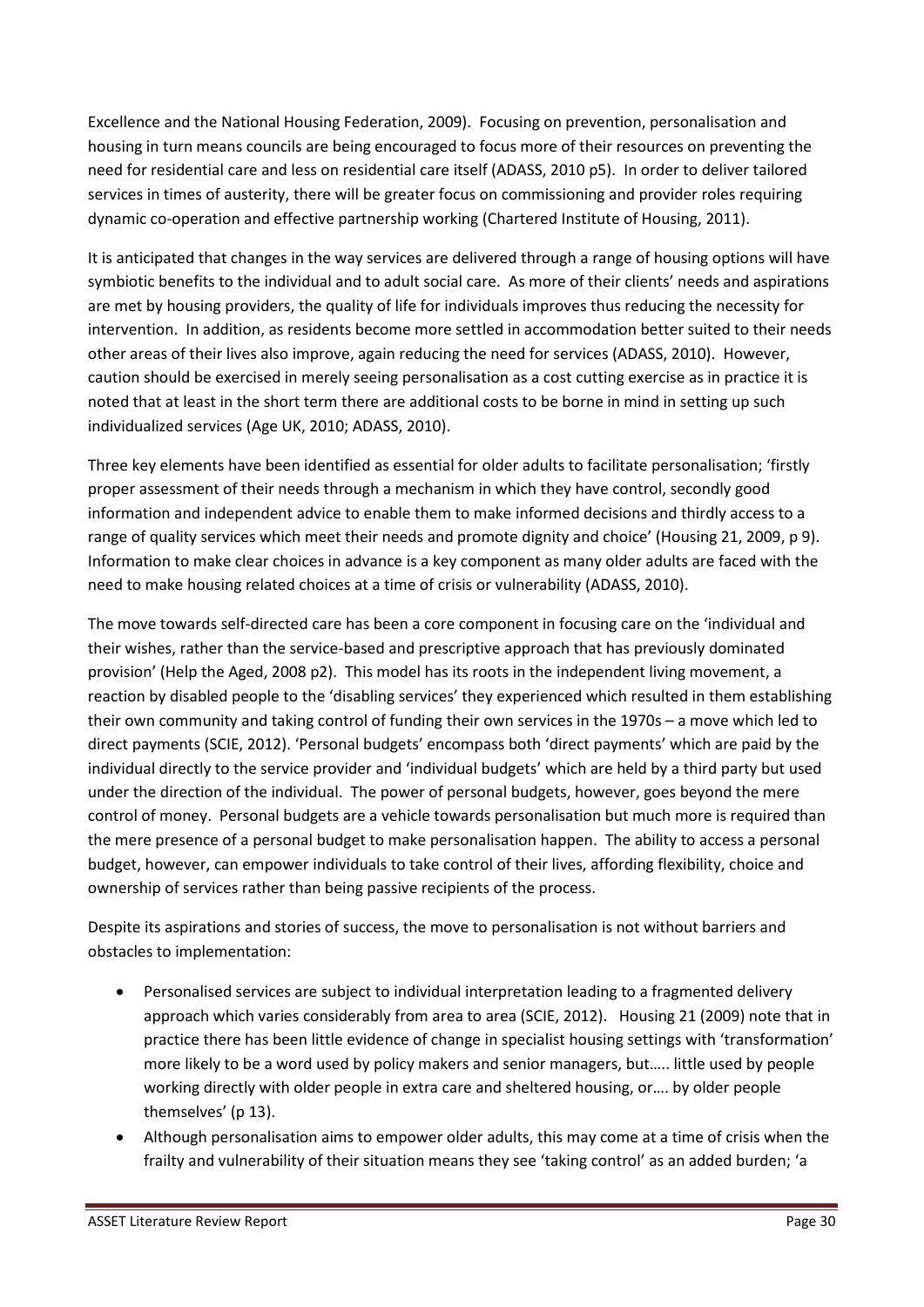Excellence and the National Housing Federation, 2009). Focusing on prevention, personalisation and housing in turn means councils are being encouraged to focus more of their resources on preventing the need for residential care and less on residential care itself (ADASS, 2010 p5). In order to deliver tailored services in times of austerity, there will be greater focus on commissioning and provider roles requiring dynamic co-operation and effective partnership working (Chartered Institute of Housing, 2011).

It is anticipated that changes in the way services are delivered through a range of housing options will have symbiotic benefits to the individual and to adult social care. As more of their clients' needs and aspirations are met by housing providers, the quality of life for individuals improves thus reducing the necessity for intervention. In addition, as residents become more settled in accommodation better suited to their needs other areas of their lives also improve, again reducing the need for services (ADASS, 2010). However, caution should be exercised in merely seeing personalisation as a cost cutting exercise as in practice it is noted that at least in the short term there are additional costs to be borne in mind in setting up such individualized services (Age UK, 2010; ADASS, 2010).

Three key elements have been identified as essential for older adults to facilitate personalisation; 'firstly proper assessment of their needs through a mechanism in which they have control, secondly good information and independent advice to enable them to make informed decisions and thirdly access to a range of quality services which meet their needs and promote dignity and choice' (Housing 21, 2009, p 9). Information to make clear choices in advance is a key component as many older adults are faced with the need to make housing related choices at a time of crisis or vulnerability (ADASS, 2010).

The move towards self-directed care has been a core component in focusing care on the 'individual and their wishes, rather than the service-based and prescriptive approach that has previously dominated provision' (Help the Aged, 2008 p2). This model has its roots in the independent living movement, a reaction by disabled people to the 'disabling services' they experienced which resulted in them establishing their own community and taking control of funding their own services in the 1970s – a move which led to direct payments (SCIE, 2012). 'Personal budgets' encompass both 'direct payments' which are paid by the individual directly to the service provider and 'individual budgets' which are held by a third party but used under the direction of the individual. The power of personal budgets, however, goes beyond the mere control of money. Personal budgets are a vehicle towards personalisation but much more is required than the mere presence of a personal budget to make personalisation happen. The ability to access a personal budget, however, can empower individuals to take control of their lives, affording flexibility, choice and ownership of services rather than being passive recipients of the process.

Despite its aspirations and stories of success, the move to personalisation is not without barriers and obstacles to implementation:

- Personalised services are subject to individual interpretation leading to a fragmented delivery approach which varies considerably from area to area (SCIE, 2012). Housing 21 (2009) note that in practice there has been little evidence of change in specialist housing settings with 'transformation' more likely to be a word used by policy makers and senior managers, but….. little used by people working directly with older people in extra care and sheltered housing, or…. by older people themselves' (p 13).
- Although personalisation aims to empower older adults, this may come at a time of crisis when the frailty and vulnerability of their situation means they see 'taking control' as an added burden; 'a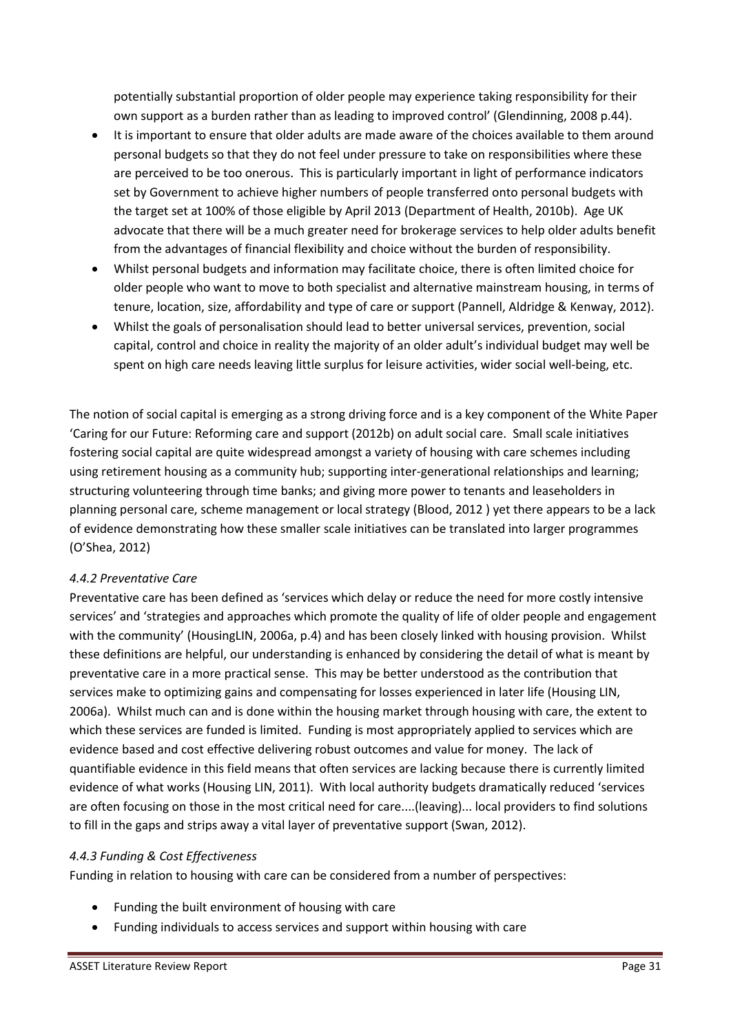potentially substantial proportion of older people may experience taking responsibility for their own support as a burden rather than as leading to improved control' (Glendinning, 2008 p.44).

- It is important to ensure that older adults are made aware of the choices available to them around personal budgets so that they do not feel under pressure to take on responsibilities where these are perceived to be too onerous. This is particularly important in light of performance indicators set by Government to achieve higher numbers of people transferred onto personal budgets with the target set at 100% of those eligible by April 2013 (Department of Health, 2010b). Age UK advocate that there will be a much greater need for brokerage services to help older adults benefit from the advantages of financial flexibility and choice without the burden of responsibility.
- Whilst personal budgets and information may facilitate choice, there is often limited choice for older people who want to move to both specialist and alternative mainstream housing, in terms of tenure, location, size, affordability and type of care or support (Pannell, Aldridge & Kenway, 2012).
- Whilst the goals of personalisation should lead to better universal services, prevention, social capital, control and choice in reality the majority of an older adult's individual budget may well be spent on high care needs leaving little surplus for leisure activities, wider social well-being, etc.

The notion of social capital is emerging as a strong driving force and is a key component of the White Paper 'Caring for our Future: Reforming care and support (2012b) on adult social care. Small scale initiatives fostering social capital are quite widespread amongst a variety of housing with care schemes including using retirement housing as a community hub; supporting inter-generational relationships and learning; structuring volunteering through time banks; and giving more power to tenants and leaseholders in planning personal care, scheme management or local strategy (Blood, 2012 ) yet there appears to be a lack of evidence demonstrating how these smaller scale initiatives can be translated into larger programmes (O'Shea, 2012)

*4.4.2 Preventative Care*

Preventative care has been defined as 'services which delay or reduce the need for more costly intensive services' and 'strategies and approaches which promote the quality of life of older people and engagement with the community' (HousingLIN, 2006a, p.4) and has been closely linked with housing provision. Whilst these definitions are helpful, our understanding is enhanced by considering the detail of what is meant by preventative care in a more practical sense. This may be better understood as the contribution that services make to optimizing gains and compensating for losses experienced in later life (Housing LIN, 2006a). Whilst much can and is done within the housing market through housing with care, the extent to which these services are funded is limited. Funding is most appropriately applied to services which are evidence based and cost effective delivering robust outcomes and value for money. The lack of quantifiable evidence in this field means that often services are lacking because there is currently limited evidence of what works (Housing LIN, 2011). With local authority budgets dramatically reduced 'services are often focusing on those in the most critical need for care....(leaving)... local providers to find solutions to fill in the gaps and strips away a vital layer of preventative support (Swan, 2012).

*4.4.3 Funding & Cost Effectiveness*

Funding in relation to housing with care can be considered from a number of perspectives:

- Funding the built environment of housing with care
- Funding individuals to access services and support within housing with care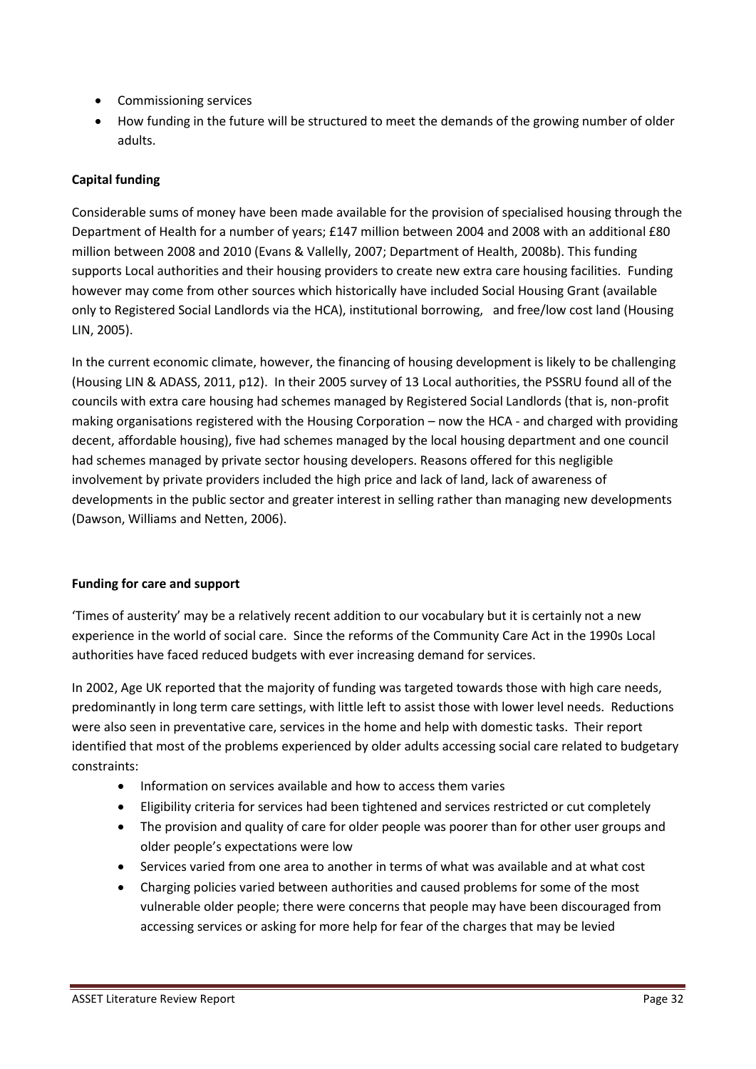- Commissioning services
- How funding in the future will be structured to meet the demands of the growing number of older adults.

**Capital funding**

Considerable sums of money have been made available for the provision of specialised housing through the Department of Health for a number of years; £147 million between 2004 and 2008 with an additional £80 million between 2008 and 2010 (Evans & Vallelly, 2007; Department of Health, 2008b). This funding supports Local authorities and their housing providers to create new extra care housing facilities. Funding however may come from other sources which historically have included Social Housing Grant (available only to Registered Social Landlords via the HCA), institutional borrowing, and free/low cost land (Housing LIN, 2005).

In the current economic climate, however, the financing of housing development is likely to be challenging (Housing LIN & ADASS, 2011, p12). In their 2005 survey of 13 Local authorities, the PSSRU found all of the councils with extra care housing had schemes managed by Registered Social Landlords (that is, non-profit making organisations registered with the Housing Corporation – now the HCA - and charged with providing decent, affordable housing), five had schemes managed by the local housing department and one council had schemes managed by private sector housing developers. Reasons offered for this negligible involvement by private providers included the high price and lack of land, lack of awareness of developments in the public sector and greater interest in selling rather than managing new developments (Dawson, Williams and Netten, 2006).

**Funding for care and support**

'Times of austerity' may be a relatively recent addition to our vocabulary but it is certainly not a new experience in the world of social care. Since the reforms of the Community Care Act in the 1990s Local authorities have faced reduced budgets with ever increasing demand for services.

In 2002, Age UK reported that the majority of funding was targeted towards those with high care needs, predominantly in long term care settings, with little left to assist those with lower level needs. Reductions were also seen in preventative care, services in the home and help with domestic tasks. Their report identified that most of the problems experienced by older adults accessing social care related to budgetary constraints:

- Information on services available and how to access them varies
- Eligibility criteria for services had been tightened and services restricted or cut completely
- The provision and quality of care for older people was poorer than for other user groups and older people's expectations were low
- Services varied from one area to another in terms of what was available and at what cost
- Charging policies varied between authorities and caused problems for some of the most vulnerable older people; there were concerns that people may have been discouraged from accessing services or asking for more help for fear of the charges that may be levied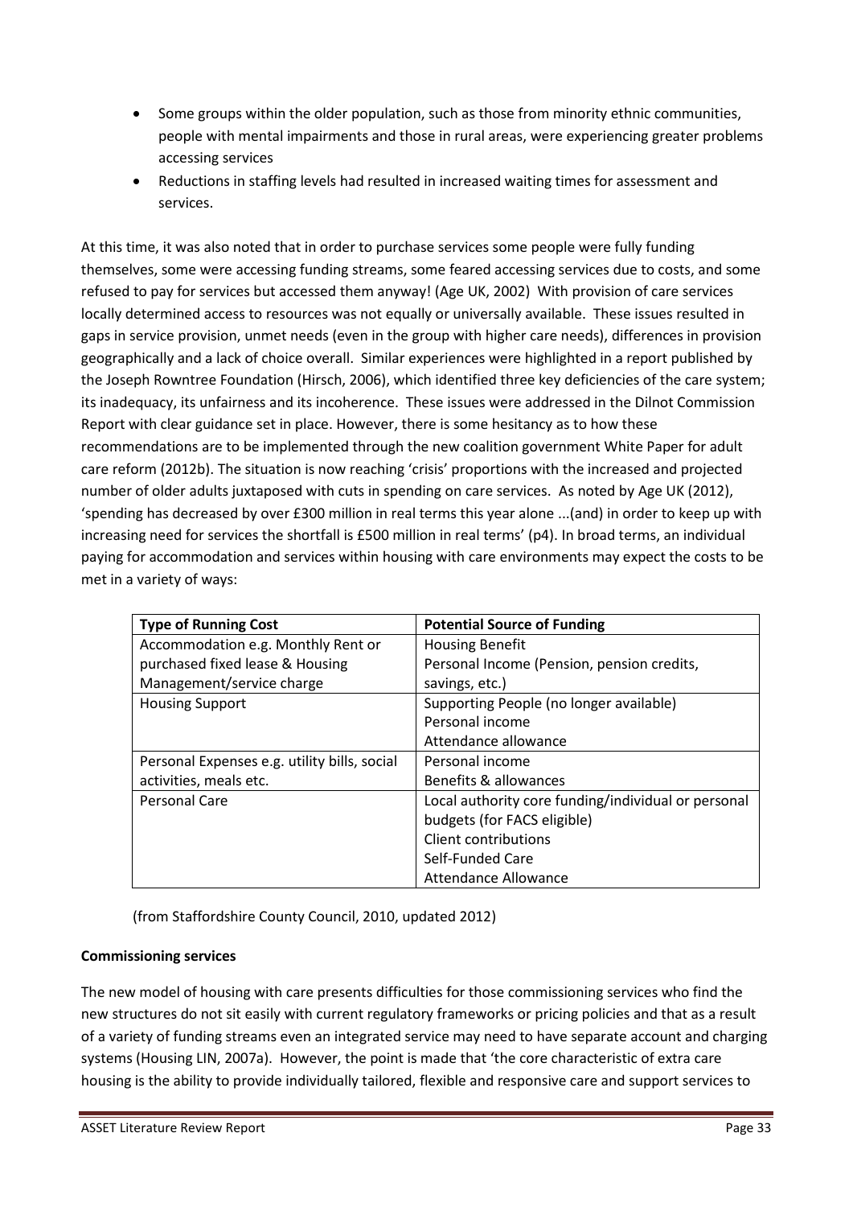- Some groups within the older population, such as those from minority ethnic communities, people with mental impairments and those in rural areas, were experiencing greater problems accessing services
- Reductions in staffing levels had resulted in increased waiting times for assessment and services.

At this time, it was also noted that in order to purchase services some people were fully funding themselves, some were accessing funding streams, some feared accessing services due to costs, and some refused to pay for services but accessed them anyway! (Age UK, 2002) With provision of care services locally determined access to resources was not equally or universally available. These issues resulted in gaps in service provision, unmet needs (even in the group with higher care needs), differences in provision geographically and a lack of choice overall. Similar experiences were highlighted in a report published by the Joseph Rowntree Foundation (Hirsch, 2006), which identified three key deficiencies of the care system; its inadequacy, its unfairness and its incoherence. These issues were addressed in the Dilnot Commission Report with clear guidance set in place. However, there is some hesitancy as to how these recommendations are to be implemented through the new coalition government White Paper for adult care reform (2012b). The situation is now reaching 'crisis' proportions with the increased and projected number of older adults juxtaposed with cuts in spending on care services. As noted by Age UK (2012), 'spending has decreased by over £300 million in real terms this year alone ...(and) in order to keep up with increasing need for services the shortfall is £500 million in real terms' (p4). In broad terms, an individual paying for accommodation and services within housing with care environments may expect the costs to be met in a variety of ways:

| Type of Running Cost | Potential Source of Funding |
|---|---|
| Accommodation e.g. Monthly Rent or purchased fixed lease & Housing Management/service charge | Housing Benefit<br>Personal Income (Pension, pension credits, savings, etc.) |
| Housing Support | Supporting People (no longer available)<br>Personal income<br>Attendance allowance |
| Personal Expenses e.g. utility bills, social activities, meals etc. | Personal income<br>Benefits & allowances |
| Personal Care | Local authority core funding/individual or personal budgets (for FACS eligible)<br>Client contributions<br>Self-Funded Care<br>Attendance Allowance |

(from Staffordshire County Council, 2010, updated 2012)

**Commissioning services**

The new model of housing with care presents difficulties for those commissioning services who find the new structures do not sit easily with current regulatory frameworks or pricing policies and that as a result of a variety of funding streams even an integrated service may need to have separate account and charging systems (Housing LIN, 2007a). However, the point is made that 'the core characteristic of extra care housing is the ability to provide individually tailored, flexible and responsive care and support services to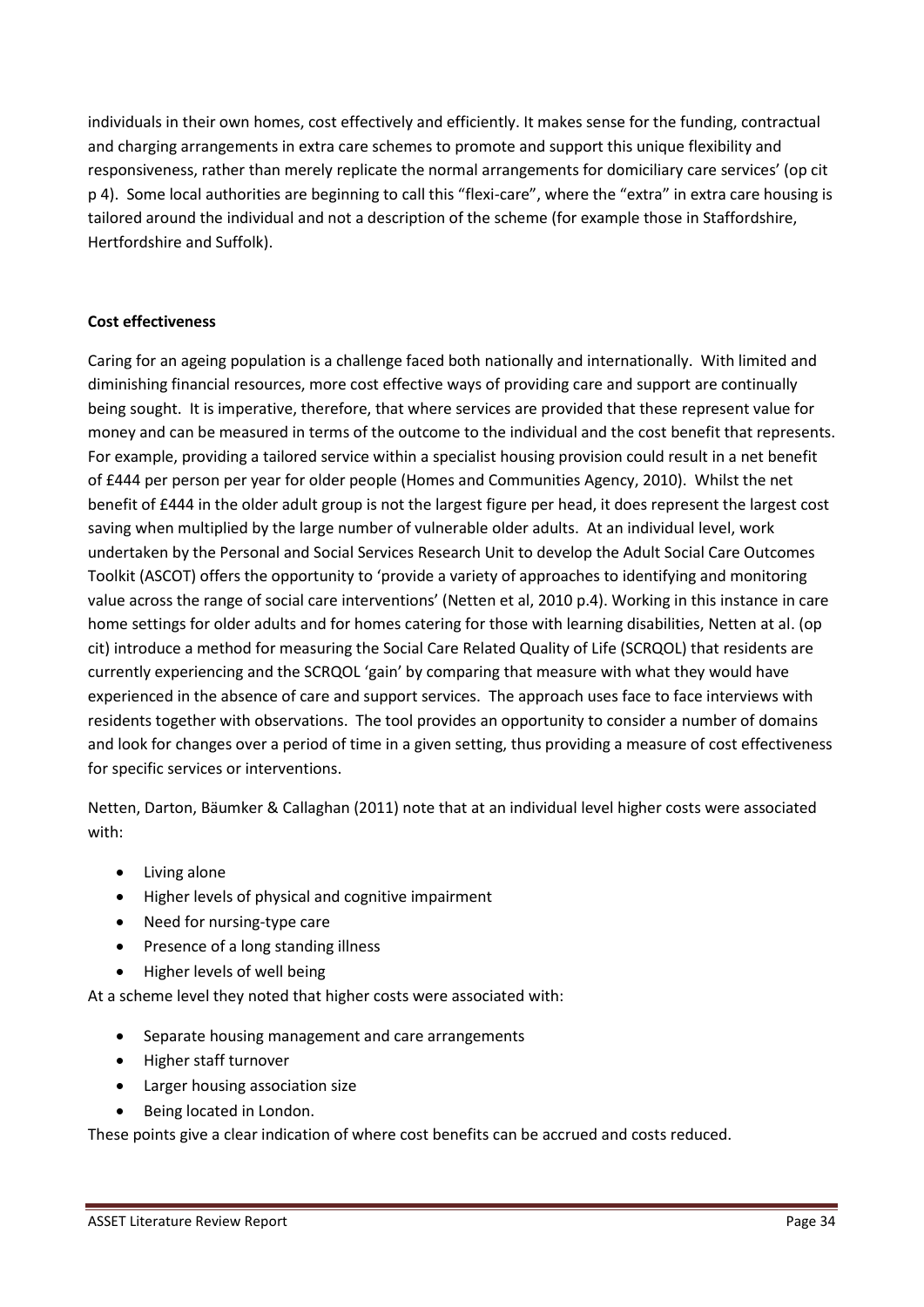individuals in their own homes, cost effectively and efficiently. It makes sense for the funding, contractual and charging arrangements in extra care schemes to promote and support this unique flexibility and responsiveness, rather than merely replicate the normal arrangements for domiciliary care services' (op cit p 4). Some local authorities are beginning to call this "flexi-care", where the "extra" in extra care housing is tailored around the individual and not a description of the scheme (for example those in Staffordshire, Hertfordshire and Suffolk).

**Cost effectiveness**

Caring for an ageing population is a challenge faced both nationally and internationally. With limited and diminishing financial resources, more cost effective ways of providing care and support are continually being sought. It is imperative, therefore, that where services are provided that these represent value for money and can be measured in terms of the outcome to the individual and the cost benefit that represents. For example, providing a tailored service within a specialist housing provision could result in a net benefit of £444 per person per year for older people (Homes and Communities Agency, 2010). Whilst the net benefit of £444 in the older adult group is not the largest figure per head, it does represent the largest cost saving when multiplied by the large number of vulnerable older adults. At an individual level, work undertaken by the Personal and Social Services Research Unit to develop the Adult Social Care Outcomes Toolkit (ASCOT) offers the opportunity to 'provide a variety of approaches to identifying and monitoring value across the range of social care interventions' (Netten et al, 2010 p.4). Working in this instance in care home settings for older adults and for homes catering for those with learning disabilities, Netten at al. (op cit) introduce a method for measuring the Social Care Related Quality of Life (SCRQOL) that residents are currently experiencing and the SCRQOL 'gain' by comparing that measure with what they would have experienced in the absence of care and support services. The approach uses face to face interviews with residents together with observations. The tool provides an opportunity to consider a number of domains and look for changes over a period of time in a given setting, thus providing a measure of cost effectiveness for specific services or interventions.

Netten, Darton, Bäumker & Callaghan (2011) note that at an individual level higher costs were associated with:

- Living alone
- Higher levels of physical and cognitive impairment
- Need for nursing-type care
- Presence of a long standing illness
- Higher levels of well being

At a scheme level they noted that higher costs were associated with:

- Separate housing management and care arrangements
- Higher staff turnover
- Larger housing association size
- Being located in London.

These points give a clear indication of where cost benefits can be accrued and costs reduced.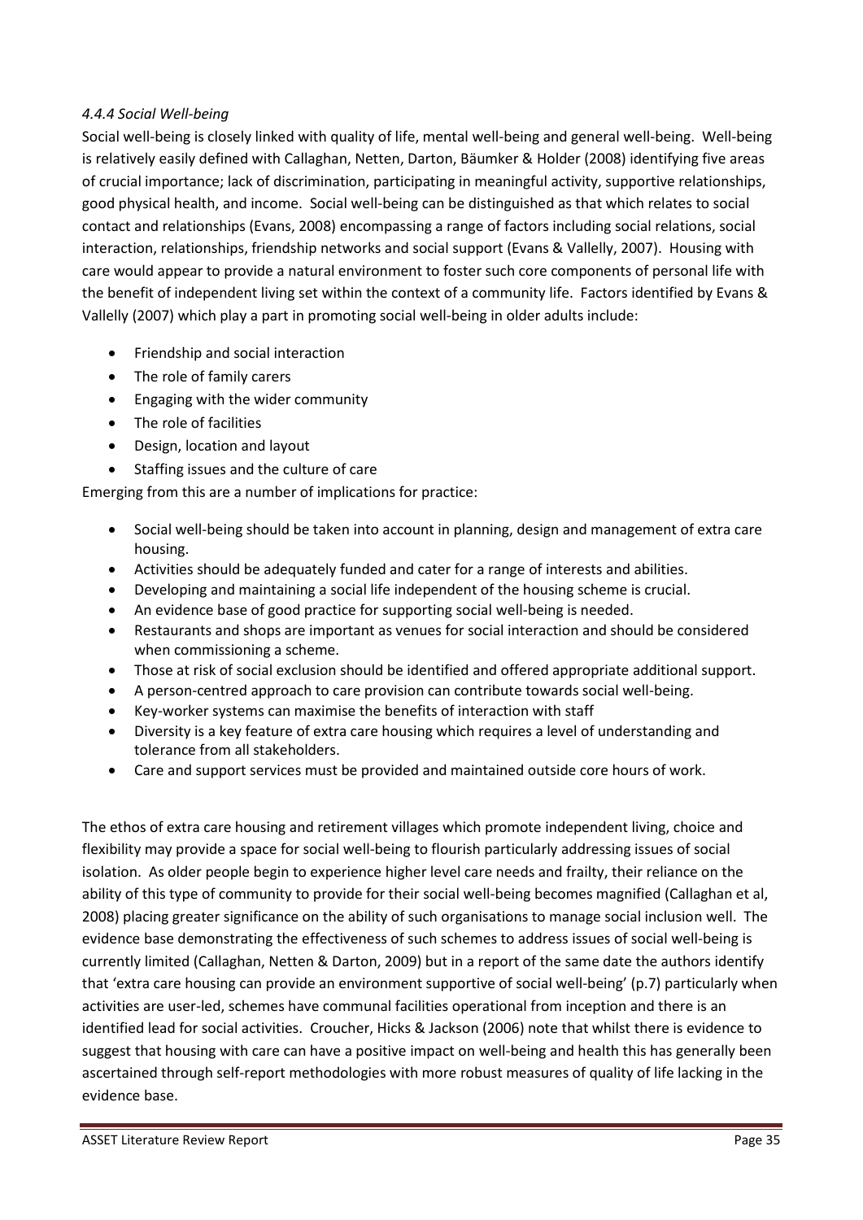#### *4.4.4 Social Well-being*

Social well-being is closely linked with quality of life, mental well-being and general well-being. Well-being is relatively easily defined with Callaghan, Netten, Darton, Bäumker & Holder (2008) identifying five areas of crucial importance; lack of discrimination, participating in meaningful activity, supportive relationships, good physical health, and income. Social well-being can be distinguished as that which relates to social contact and relationships (Evans, 2008) encompassing a range of factors including social relations, social interaction, relationships, friendship networks and social support (Evans & Vallely, 2007). Housing with care would appear to provide a natural environment to foster such core components of personal life with the benefit of independent living set within the context of a community life. Factors identified by Evans & Vallelly (2007) which play a part in promoting social well-being in older adults include:

- Friendship and social interaction
- The role of family carers
- Engaging with the wider community
- The role of facilities
- Design, location and layout
- Staffing issues and the culture of care

Emerging from this are a number of implications for practice:

- Social well-being should be taken into account in planning, design and management of extra care housing.
- Activities should be adequately funded and cater for a range of interests and abilities.
- Developing and maintaining a social life independent of the housing scheme is crucial.
- An evidence base of good practice for supporting social well-being is needed.
- Restaurants and shops are important as venues for social interaction and should be considered when commissioning a scheme.
- Those at risk of social exclusion should be identified and offered appropriate additional support.
- A person-centred approach to care provision can contribute towards social well-being.
- Key-worker systems can maximise the benefits of interaction with staff
- Diversity is a key feature of extra care housing which requires a level of understanding and tolerance from all stakeholders.
- Care and support services must be provided and maintained outside core hours of work.

The ethos of extra care housing and retirement villages which promote independent living, choice and flexibility may provide a space for social well-being to flourish particularly addressing issues of social isolation. As older people begin to experience higher level care needs and frailty, their reliance on the ability of this type of community to provide for their social well-being becomes magnified (Callaghan et al, 2008) placing greater significance on the ability of such organisations to manage social inclusion well. The evidence base demonstrating the effectiveness of such schemes to address issues of social well-being is currently limited (Callaghan, Netten & Darton, 2009) but in a report of the same date the authors identify that 'extra care housing can provide an environment supportive of social well-being' (p.7) particularly when activities are user-led, schemes have communal facilities operational from inception and there is an identified lead for social activities. Croucher, Hicks & Jackson (2006) note that whilst there is evidence to suggest that housing with care can have a positive impact on well-being and health this has generally been ascertained through self-report methodologies with more robust measures of quality of life lacking in the evidence base.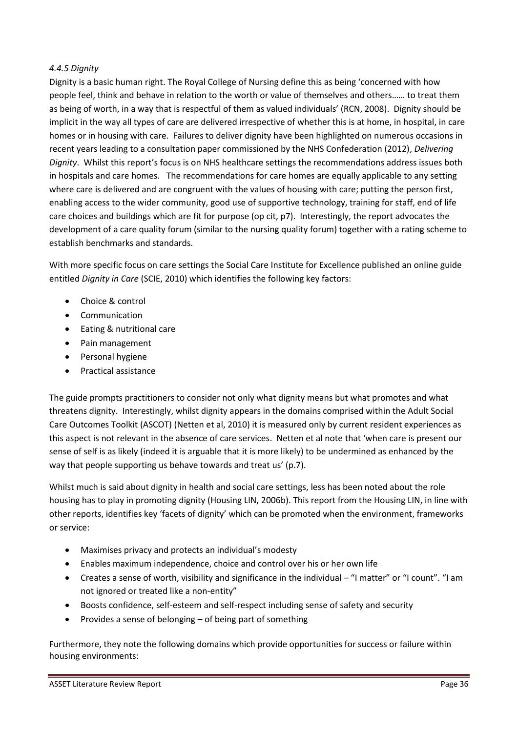#### *4.4.5 Dignity*

Dignity is a basic human right. The Royal College of Nursing define this as being 'concerned with how people feel, think and behave in relation to the worth or value of themselves and others…… to treat them as being of worth, in a way that is respectful of them as valued individuals' (RCN, 2008). Dignity should be implicit in the way all types of care are delivered irrespective of whether this is at home, in hospital, in care homes or in housing with care. Failures to deliver dignity have been highlighted on numerous occasions in recent years leading to a consultation paper commissioned by the NHS Confederation (2012), *Delivering Dignity*. Whilst this report's focus is on NHS healthcare settings the recommendations address issues both in hospitals and care homes. The recommendations for care homes are equally applicable to any setting where care is delivered and are congruent with the values of housing with care; putting the person first, enabling access to the wider community, good use of supportive technology, training for staff, end of life care choices and buildings which are fit for purpose (op cit, p7). Interestingly, the report advocates the development of a care quality forum (similar to the nursing quality forum) together with a rating scheme to establish benchmarks and standards.

With more specific focus on care settings the Social Care Institute for Excellence published an online guide entitled *Dignity in Care* (SCIE, 2010) which identifies the following key factors:

- Choice & control
- Communication
- Eating & nutritional care
- Pain management
- Personal hygiene
- Practical assistance

The guide prompts practitioners to consider not only what dignity means but what promotes and what threatens dignity. Interestingly, whilst dignity appears in the domains comprised within the Adult Social Care Outcomes Toolkit (ASCOT) (Netten et al, 2010) it is measured only by current resident experiences as this aspect is not relevant in the absence of care services. Netten et al note that 'when care is present our sense of self is as likely (indeed it is arguable that it is more likely) to be undermined as enhanced by the way that people supporting us behave towards and treat us' (p.7).

Whilst much is said about dignity in health and social care settings, less has been noted about the role housing has to play in promoting dignity (Housing LIN, 2006b). This report from the Housing LIN, in line with other reports, identifies key 'facets of dignity' which can be promoted when the environment, frameworks or service:

- Maximises privacy and protects an individual's modesty
- Enables maximum independence, choice and control over his or her own life
- Creates a sense of worth, visibility and significance in the individual – "I matter" or "I count". "I am not ignored or treated like a non-entity"
- Boosts confidence, self-esteem and self-respect including sense of safety and security
- Provides a sense of belonging – of being part of something

Furthermore, they note the following domains which provide opportunities for success or failure within housing environments: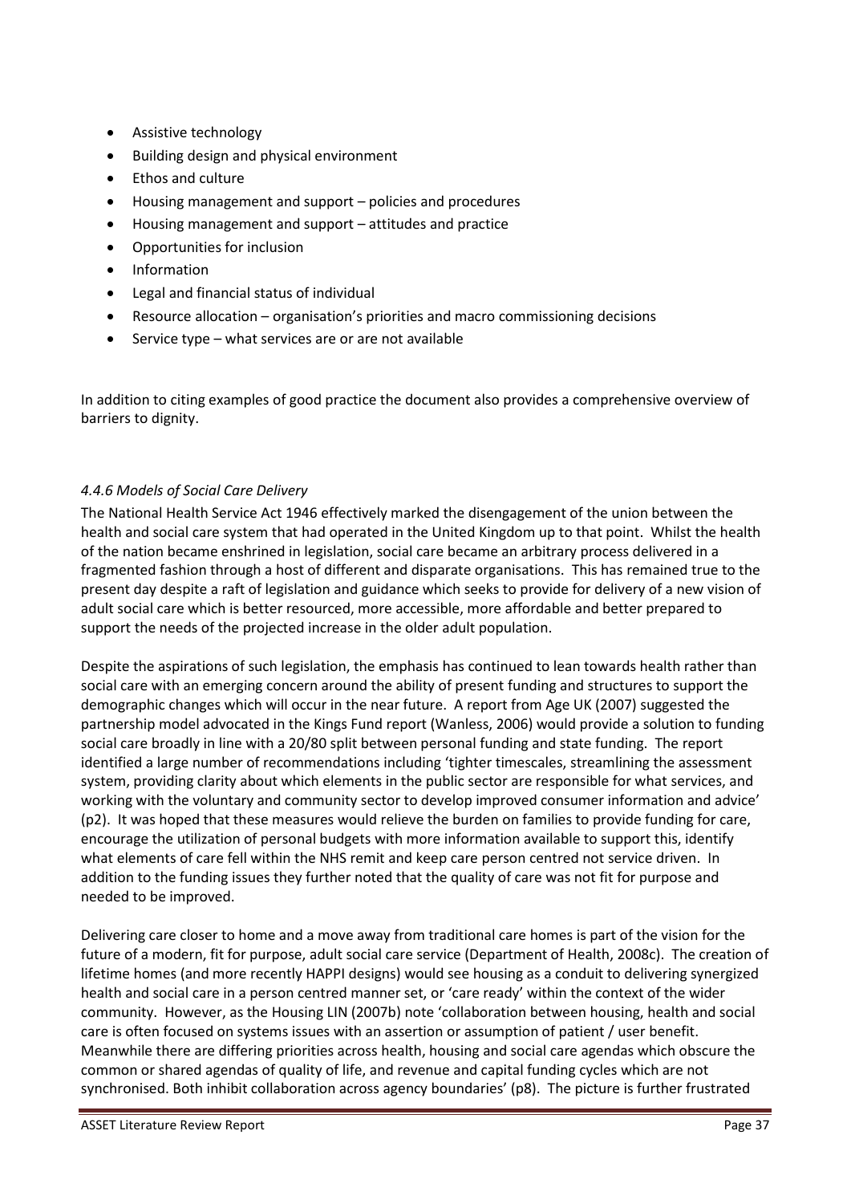- Assistive technology
- Building design and physical environment
- Ethos and culture
- Housing management and support – policies and procedures
- Housing management and support – attitudes and practice
- Opportunities for inclusion
- Information
- Legal and financial status of individual
- Resource allocation – organisation's priorities and macro commissioning decisions
- Service type – what services are or are not available

In addition to citing examples of good practice the document also provides a comprehensive overview of barriers to dignity.

*4.4.6 Models of Social Care Delivery*

The National Health Service Act 1946 effectively marked the disengagement of the union between the health and social care system that had operated in the United Kingdom up to that point. Whilst the health of the nation became enshrined in legislation, social care became an arbitrary process delivered in a fragmented fashion through a host of different and disparate organisations. This has remained true to the present day despite a raft of legislation and guidance which seeks to provide for delivery of a new vision of adult social care which is better resourced, more accessible, more affordable and better prepared to support the needs of the projected increase in the older adult population.

Despite the aspirations of such legislation, the emphasis has continued to lean towards health rather than social care with an emerging concern around the ability of present funding and structures to support the demographic changes which will occur in the near future. A report from Age UK (2007) suggested the partnership model advocated in the Kings Fund report (Wanless, 2006) would provide a solution to funding social care broadly in line with a 20/80 split between personal funding and state funding. The report identified a large number of recommendations including 'tighter timescales, streamlining the assessment system, providing clarity about which elements in the public sector are responsible for what services, and working with the voluntary and community sector to develop improved consumer information and advice' (p2). It was hoped that these measures would relieve the burden on families to provide funding for care, encourage the utilization of personal budgets with more information available to support this, identify what elements of care fell within the NHS remit and keep care person centred not service driven. In addition to the funding issues they further noted that the quality of care was not fit for purpose and needed to be improved.

Delivering care closer to home and a move away from traditional care homes is part of the vision for the future of a modern, fit for purpose, adult social care service (Department of Health, 2008c). The creation of lifetime homes (and more recently HAPPI designs) would see housing as a conduit to delivering synergized health and social care in a person centred manner set, or 'care ready' within the context of the wider community. However, as the Housing LIN (2007b) note 'collaboration between housing, health and social care is often focused on systems issues with an assertion or assumption of patient / user benefit. Meanwhile there are differing priorities across health, housing and social care agendas which obscure the common or shared agendas of quality of life, and revenue and capital funding cycles which are not synchronised. Both inhibit collaboration across agency boundaries' (p8). The picture is further frustrated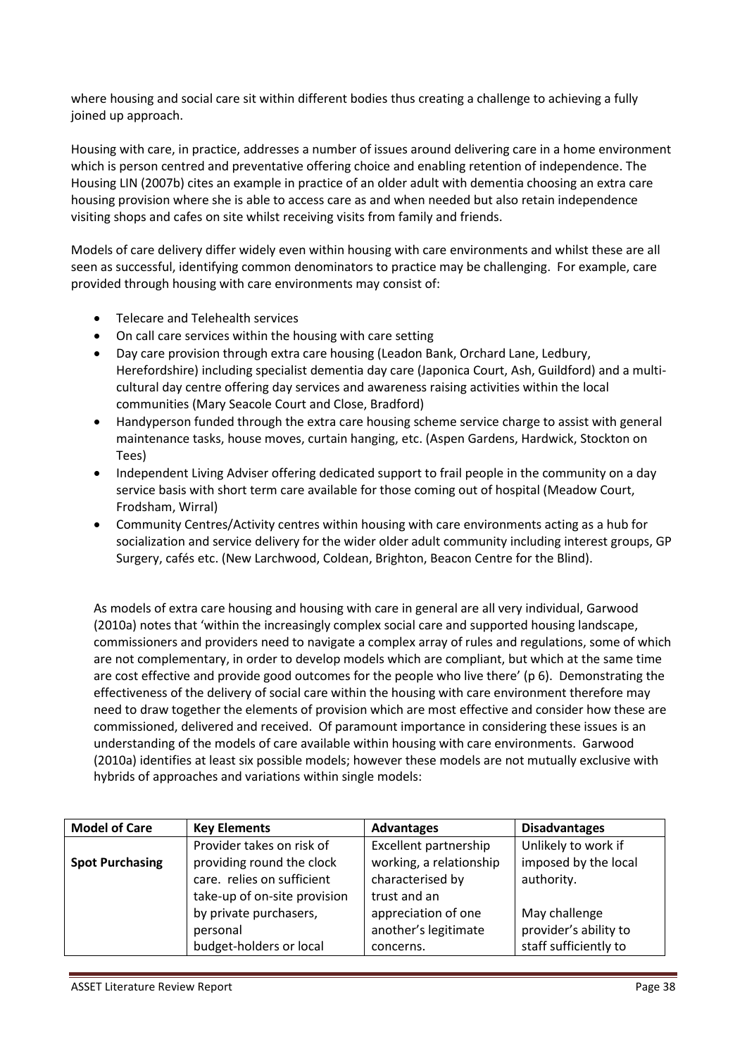where housing and social care sit within different bodies thus creating a challenge to achieving a fully joined up approach.

Housing with care, in practice, addresses a number of issues around delivering care in a home environment which is person centred and preventative offering choice and enabling retention of independence. The Housing LIN (2007b) cites an example in practice of an older adult with dementia choosing an extra care housing provision where she is able to access care as and when needed but also retain independence visiting shops and cafes on site whilst receiving visits from family and friends.

Models of care delivery differ widely even within housing with care environments and whilst these are all seen as successful, identifying common denominators to practice may be challenging. For example, care provided through housing with care environments may consist of:

- Telecare and Telehealth services
- On call care services within the housing with care setting
- Day care provision through extra care housing (Leadon Bank, Orchard Lane, Ledbury, Herefordshire) including specialist dementia day care (Japonica Court, Ash, Guildford) and a multi-cultural day centre offering day services and awareness raising activities within the local communities (Mary Seacole Court and Close, Bradford)
- Handyperson funded through the extra care housing scheme service charge to assist with general maintenance tasks, house moves, curtain hanging, etc. (Aspen Gardens, Hardwick, Stockton on Tees)
- Independent Living Adviser offering dedicated support to frail people in the community on a day service basis with short term care available for those coming out of hospital (Meadow Court, Frodsham, Wirral)
- Community Centres/Activity centres within housing with care environments acting as a hub for socialization and service delivery for the wider older adult community including interest groups, GP Surgery, cafés etc. (New Larchwood, Coldean, Brighton, Beacon Centre for the Blind).

As models of extra care housing and housing with care in general are all very individual, Garwood (2010a) notes that 'within the increasingly complex social care and supported housing landscape, commissioners and providers need to navigate a complex array of rules and regulations, some of which are not complementary, in order to develop models which are compliant, but which at the same time are cost effective and provide good outcomes for the people who live there' (p 6). Demonstrating the effectiveness of the delivery of social care within the housing with care environment therefore may need to draw together the elements of provision which are most effective and consider how these are commissioned, delivered and received. Of paramount importance in considering these issues is an understanding of the models of care available within housing with care environments. Garwood (2010a) identifies at least six possible models; however these models are not mutually exclusive with hybrids of approaches and variations within single models:

| Model of Care | Key Elements | Advantages | Disadvantages |
|---|---|---|---|
| **Spot Purchasing** | Provider takes on risk of providing round the clock care. relies on sufficient take-up of on-site provision by private purchasers, personal budget-holders or local | Excellent partnership working, a relationship characterised by trust and an appreciation of one another's legitimate concerns. | Unlikely to work if imposed by the local authority.<br><br>May challenge provider's ability to staff sufficiently to |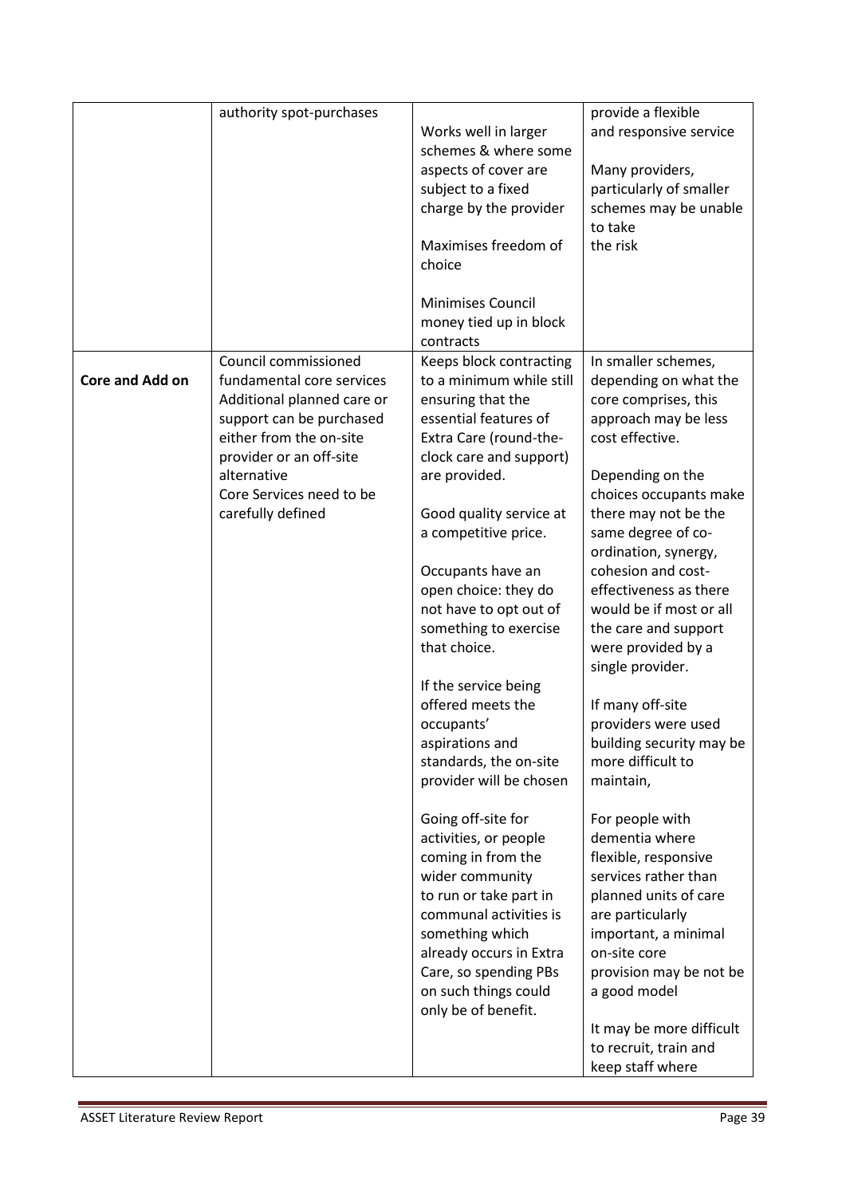| | | | |
|---|---|---|---|
| | authority spot-purchases | Works well in larger schemes & where some aspects of cover are subject to a fixed charge by the provider<br><br>Maximises freedom of choice<br><br>Minimises Council money tied up in block contracts | provide a flexible and responsive service<br><br>Many providers, particularly of smaller schemes may be unable to take the risk |
| **Core and Add on** | Council commissioned fundamental core services<br>Additional planned care or support can be purchased either from the on-site provider or an off-site alternative<br>Core Services need to be carefully defined | Keeps block contracting to a minimum while still ensuring that the essential features of Extra Care (round-the-clock care and support) are provided.<br><br>Good quality service at a competitive price.<br><br>Occupants have an open choice: they do not have to opt out of something to exercise that choice.<br><br>If the service being offered meets the occupants' aspirations and standards, the on-site provider will be chosen<br><br>Going off-site for activities, or people coming in from the wider community to run or take part in communal activities is something which already occurs in Extra Care, so spending PBs on such things could only be of benefit. | In smaller schemes, depending on what the core comprises, this approach may be less cost effective.<br><br>Depending on the choices occupants make there may not be the same degree of co-ordination, synergy, cohesion and cost-effectiveness as there would be if most or all the care and support were provided by a single provider.<br><br>If many off-site providers were used building security may be more difficult to maintain,<br><br>For people with dementia where flexible, responsive services rather than planned units of care are particularly important, a minimal on-site core provision may be not be a good model<br><br>It may be more difficult to recruit, train and keep staff where |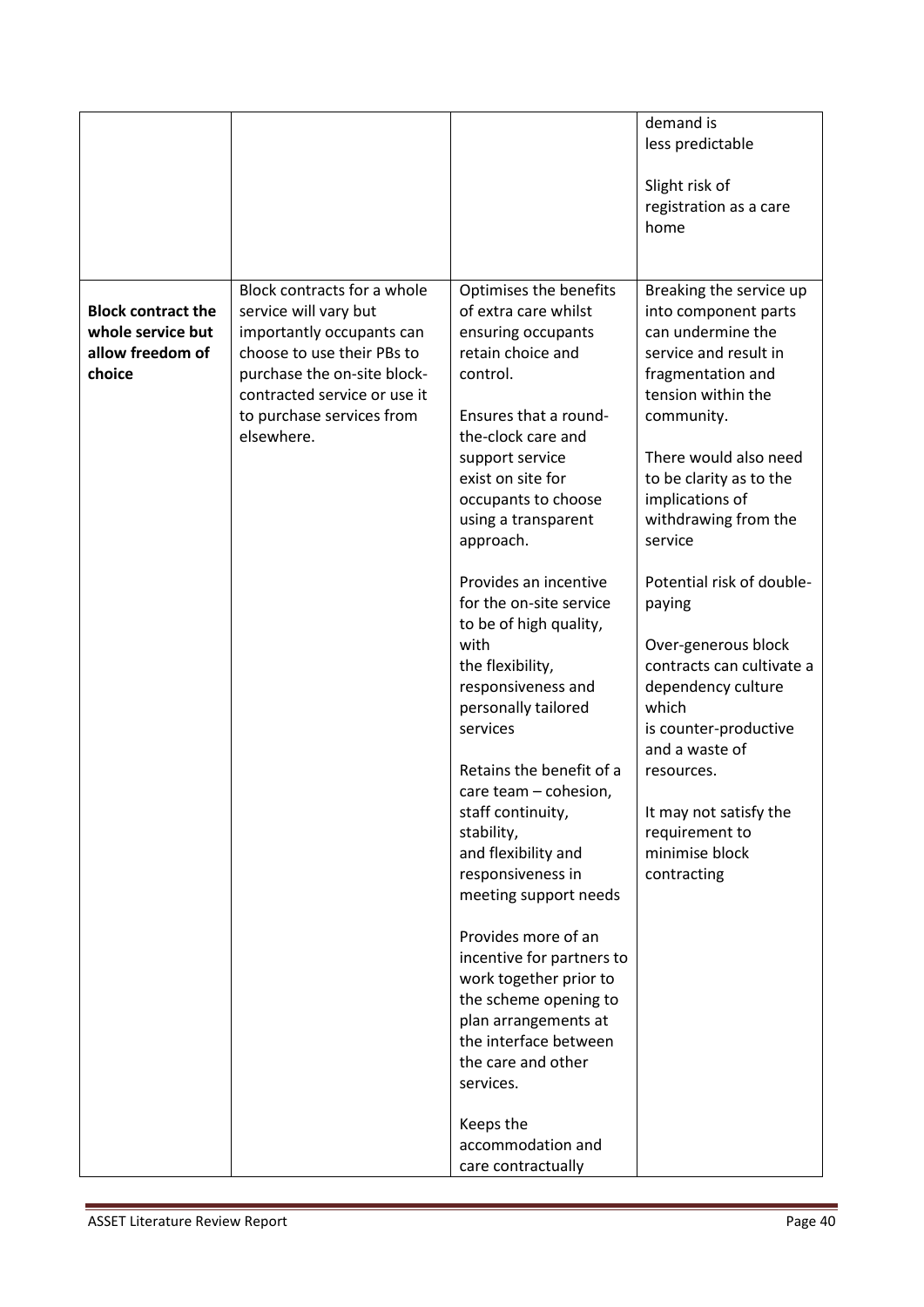| | | | |
|---|---|---|---|
| | | | demand is less predictable<br><br>Slight risk of registration as a care home |
| **Block contract the whole service but allow freedom of choice** | Block contracts for a whole service will vary but importantly occupants can choose to use their PBs to purchase the on-site block-contracted service or use it to purchase services from elsewhere. | Optimises the benefits of extra care whilst ensuring occupants retain choice and control.<br><br>Ensures that a round-the-clock care and support service exist on site for occupants to choose using a transparent approach.<br><br>Provides an incentive for the on-site service to be of high quality, with the flexibility, responsiveness and personally tailored services<br><br>Retains the benefit of a care team – cohesion, staff continuity, stability, and flexibility and responsiveness in meeting support needs<br><br>Provides more of an incentive for partners to work together prior to the scheme opening to plan arrangements at the interface between the care and other services.<br><br>Keeps the accommodation and care contractually | Breaking the service up into component parts can undermine the service and result in fragmentation and tension within the community.<br><br>There would also need to be clarity as to the implications of withdrawing from the service<br><br>Potential risk of double-paying<br><br>Over-generous block contracts can cultivate a dependency culture which is counter-productive and a waste of resources.<br><br>It may not satisfy the requirement to minimise block contracting |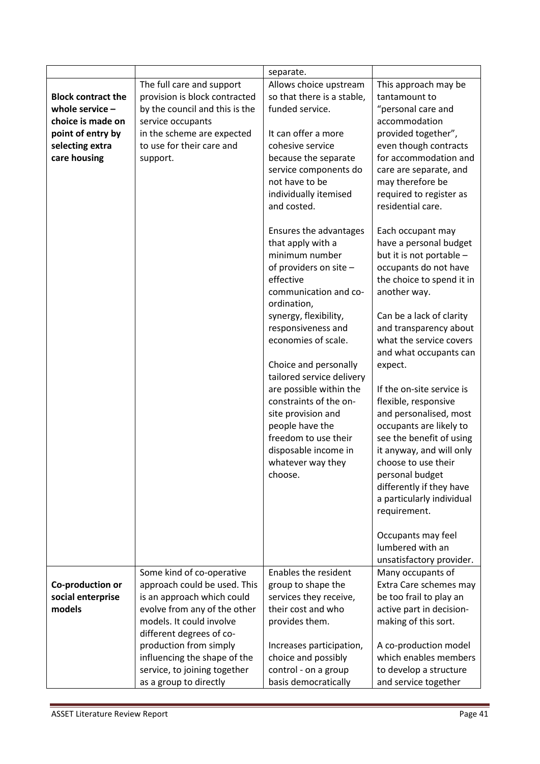| | | | |
|---|---|---|---|
| | | separate. | |
| **Block contract the whole service – choice is made on point of entry by selecting extra care housing** | The full care and support provision is block contracted by the council and this is the service occupants in the scheme are expected to use for their care and support. | Allows choice upstream so that there is a stable, funded service.<br><br>It can offer a more cohesive service because the separate service components do not have to be individually itemised and costed.<br><br>Ensures the advantages that apply with a minimum number of providers on site – effective communication and co-ordination, synergy, flexibility, responsiveness and economies of scale.<br><br>Choice and personally tailored service delivery are possible within the constraints of the on-site provision and people have the freedom to use their disposable income in whatever way they choose. | This approach may be tantamount to "personal care and accommodation provided together", even though contracts for accommodation and care are separate, and may therefore be required to register as residential care.<br><br>Each occupant may have a personal budget but it is not portable – occupants do not have the choice to spend it in another way.<br><br>Can be a lack of clarity and transparency about what the service covers and what occupants can expect.<br><br>If the on-site service is flexible, responsive and personalised, most occupants are likely to see the benefit of using it anyway, and will only choose to use their personal budget differently if they have a particularly individual requirement.<br><br>Occupants may feel lumbered with an unsatisfactory provider. |
| **Co-production or social enterprise models** | Some kind of co-operative approach could be used. This is an approach which could evolve from any of the other models. It could involve different degrees of co-production from simply influencing the shape of the service, to joining together as a group to directly | Enables the resident group to shape the services they receive, their cost and who provides them.<br><br>Increases participation, choice and possibly control - on a group basis democratically | Many occupants of Extra Care schemes may be too frail to play an active part in decision-making of this sort.<br><br>A co-production model which enables members to develop a structure and service together |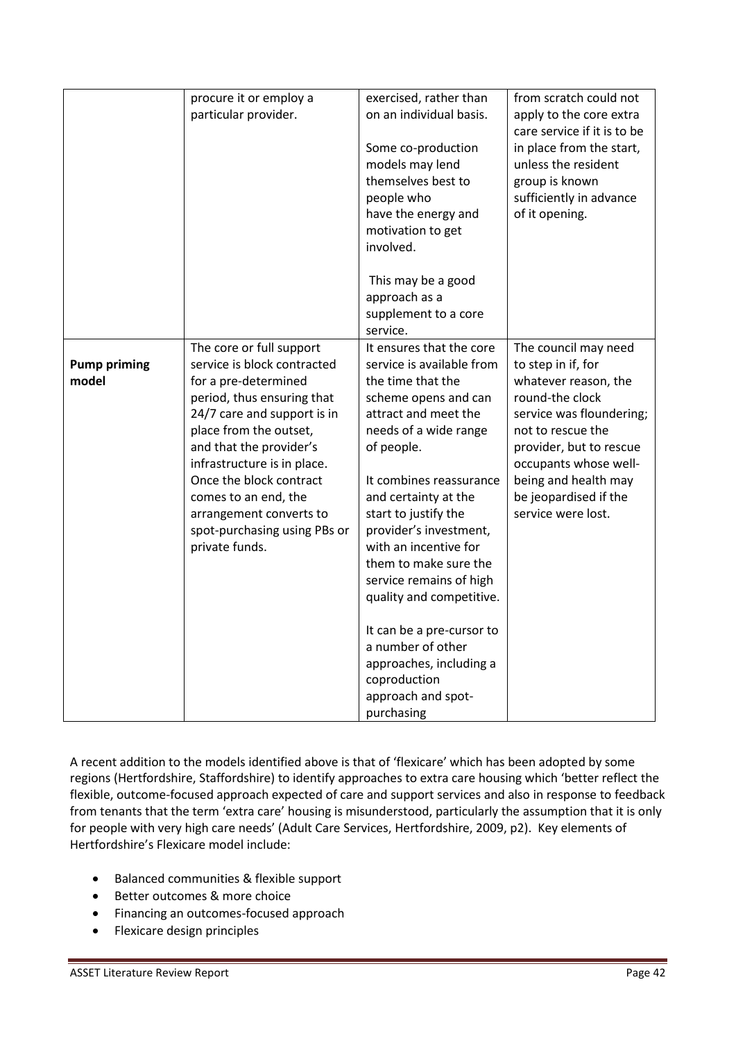| | | | |
|---|---|---|---|
| | procure it or employ a particular provider. | exercised, rather than on an individual basis.<br><br>Some co-production models may lend themselves best to people who have the energy and motivation to get involved.<br><br>This may be a good approach as a supplement to a core service. | from scratch could not apply to the core extra care service if it is to be in place from the start, unless the resident group is known sufficiently in advance of it opening. |
| **Pump priming model** | The core or full support service is block contracted for a pre-determined period, thus ensuring that 24/7 care and support is in place from the outset, and that the provider's infrastructure is in place. Once the block contract comes to an end, the arrangement converts to spot-purchasing using PBs or private funds. | It ensures that the core service is available from the time that the scheme opens and can attract and meet the needs of a wide range of people.<br><br>It combines reassurance and certainty at the start to justify the provider's investment, with an incentive for them to make sure the service remains of high quality and competitive.<br><br>It can be a pre-cursor to a number of other approaches, including a coproduction approach and spot-purchasing | The council may need to step in if, for whatever reason, the round-the clock service was floundering; not to rescue the provider, but to rescue occupants whose well-being and health may be jeopardised if the service were lost. |

A recent addition to the models identified above is that of 'flexicare' which has been adopted by some regions (Hertfordshire, Staffordshire) to identify approaches to extra care housing which 'better reflect the flexible, outcome-focused approach expected of care and support services and also in response to feedback from tenants that the term 'extra care' housing is misunderstood, particularly the assumption that it is only for people with very high care needs' (Adult Care Services, Hertfordshire, 2009, p2). Key elements of Hertfordshire's Flexicare model include:

- Balanced communities & flexible support
- Better outcomes & more choice
- Financing an outcomes-focused approach
- Flexicare design principles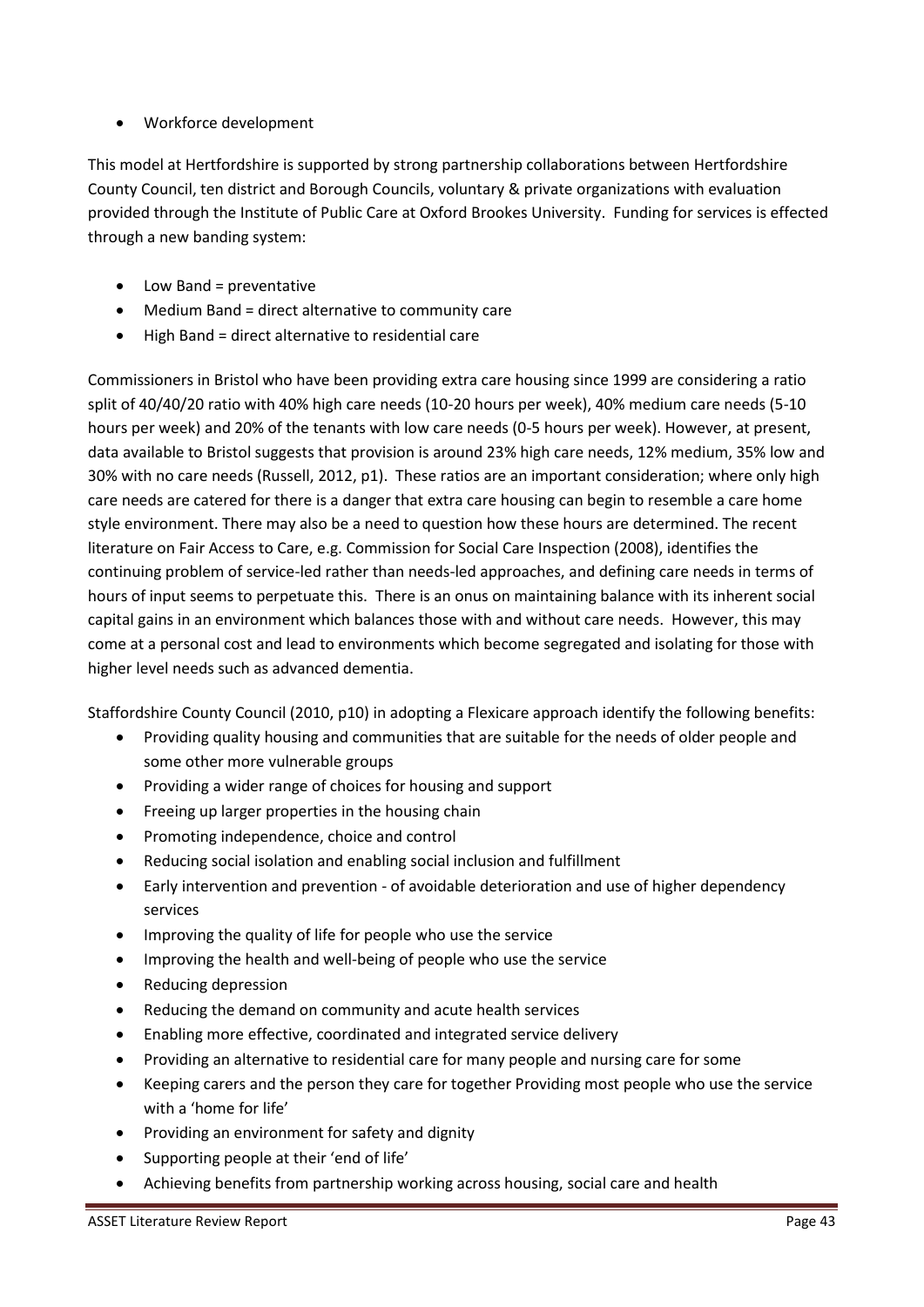- Workforce development

This model at Hertfordshire is supported by strong partnership collaborations between Hertfordshire County Council, ten district and Borough Councils, voluntary & private organizations with evaluation provided through the Institute of Public Care at Oxford Brookes University. Funding for services is effected through a new banding system:

- Low Band = preventative
- Medium Band = direct alternative to community care
- High Band = direct alternative to residential care

Commissioners in Bristol who have been providing extra care housing since 1999 are considering a ratio split of 40/40/20 ratio with 40% high care needs (10-20 hours per week), 40% medium care needs (5-10 hours per week) and 20% of the tenants with low care needs (0-5 hours per week). However, at present, data available to Bristol suggests that provision is around 23% high care needs, 12% medium, 35% low and 30% with no care needs (Russell, 2012, p1). These ratios are an important consideration; where only high care needs are catered for there is a danger that extra care housing can begin to resemble a care home style environment. There may also be a need to question how these hours are determined. The recent literature on Fair Access to Care, e.g. Commission for Social Care Inspection (2008), identifies the continuing problem of service-led rather than needs-led approaches, and defining care needs in terms of hours of input seems to perpetuate this. There is an onus on maintaining balance with its inherent social capital gains in an environment which balances those with and without care needs. However, this may come at a personal cost and lead to environments which become segregated and isolating for those with higher level needs such as advanced dementia.

Staffordshire County Council (2010, p10) in adopting a Flexicare approach identify the following benefits:

- Providing quality housing and communities that are suitable for the needs of older people and some other more vulnerable groups
- Providing a wider range of choices for housing and support
- Freeing up larger properties in the housing chain
- Promoting independence, choice and control
- Reducing social isolation and enabling social inclusion and fulfillment
- Early intervention and prevention - of avoidable deterioration and use of higher dependency services
- Improving the quality of life for people who use the service
- Improving the health and well-being of people who use the service
- Reducing depression
- Reducing the demand on community and acute health services
- Enabling more effective, coordinated and integrated service delivery
- Providing an alternative to residential care for many people and nursing care for some
- Keeping carers and the person they care for together Providing most people who use the service with a 'home for life'
- Providing an environment for safety and dignity
- Supporting people at their 'end of life'
- Achieving benefits from partnership working across housing, social care and health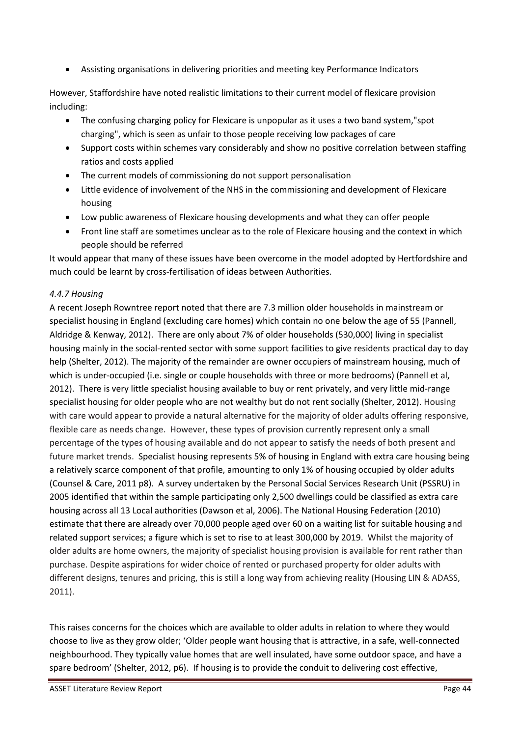- Assisting organisations in delivering priorities and meeting key Performance Indicators

However, Staffordshire have noted realistic limitations to their current model of flexicare provision including:

- The confusing charging policy for Flexicare is unpopular as it uses a two band system,"spot charging", which is seen as unfair to those people receiving low packages of care
- Support costs within schemes vary considerably and show no positive correlation between staffing ratios and costs applied
- The current models of commissioning do not support personalisation
- Little evidence of involvement of the NHS in the commissioning and development of Flexicare housing
- Low public awareness of Flexicare housing developments and what they can offer people
- Front line staff are sometimes unclear as to the role of Flexicare housing and the context in which people should be referred

It would appear that many of these issues have been overcome in the model adopted by Hertfordshire and much could be learnt by cross-fertilisation of ideas between Authorities.

### *4.4.7 Housing*

A recent Joseph Rowntree report noted that there are 7.3 million older households in mainstream or specialist housing in England (excluding care homes) which contain no one below the age of 55 (Pannell, Aldridge & Kenway, 2012). There are only about 7% of older households (530,000) living in specialist housing mainly in the social-rented sector with some support facilities to give residents practical day to day help (Shelter, 2012). The majority of the remainder are owner occupiers of mainstream housing, much of which is under-occupied (i.e. single or couple households with three or more bedrooms) (Pannell et al, 2012). There is very little specialist housing available to buy or rent privately, and very little mid-range specialist housing for older people who are not wealthy but do not rent socially (Shelter, 2012). Housing with care would appear to provide a natural alternative for the majority of older adults offering responsive, flexible care as needs change. However, these types of provision currently represent only a small percentage of the types of housing available and do not appear to satisfy the needs of both present and future market trends. Specialist housing represents 5% of housing in England with extra care housing being a relatively scarce component of that profile, amounting to only 1% of housing occupied by older adults (Counsel & Care, 2011 p8). A survey undertaken by the Personal Social Services Research Unit (PSSRU) in 2005 identified that within the sample participating only 2,500 dwellings could be classified as extra care housing across all 13 Local authorities (Dawson et al, 2006). The National Housing Federation (2010) estimate that there are already over 70,000 people aged over 60 on a waiting list for suitable housing and related support services; a figure which is set to rise to at least 300,000 by 2019. Whilst the majority of older adults are home owners, the majority of specialist housing provision is available for rent rather than purchase. Despite aspirations for wider choice of rented or purchased property for older adults with different designs, tenures and pricing, this is still a long way from achieving reality (Housing LIN & ADASS, 2011).

This raises concerns for the choices which are available to older adults in relation to where they would choose to live as they grow older; 'Older people want housing that is attractive, in a safe, well-connected neighbourhood. They typically value homes that are well insulated, have some outdoor space, and have a spare bedroom' (Shelter, 2012, p6). If housing is to provide the conduit to delivering cost effective,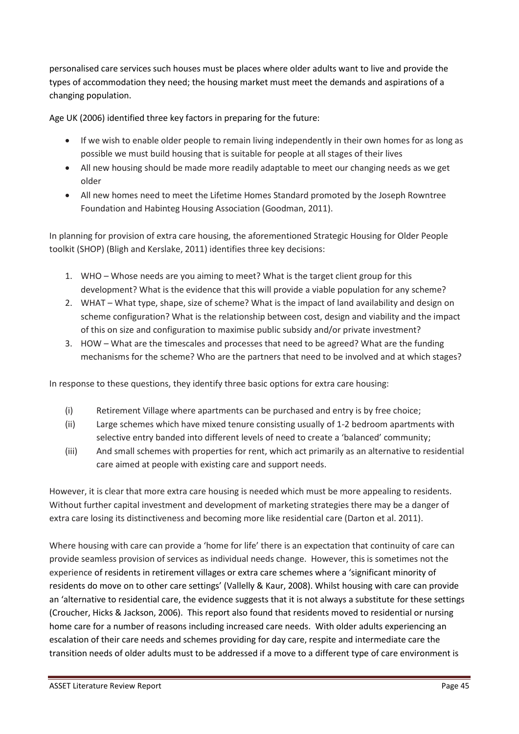personalised care services such houses must be places where older adults want to live and provide the types of accommodation they need; the housing market must meet the demands and aspirations of a changing population.

Age UK (2006) identified three key factors in preparing for the future:

- If we wish to enable older people to remain living independently in their own homes for as long as possible we must build housing that is suitable for people at all stages of their lives
- All new housing should be made more readily adaptable to meet our changing needs as we get older
- All new homes need to meet the Lifetime Homes Standard promoted by the Joseph Rowntree Foundation and Habinteg Housing Association (Goodman, 2011).

In planning for provision of extra care housing, the aforementioned Strategic Housing for Older People toolkit (SHOP) (Bligh and Kerslake, 2011) identifies three key decisions:

1. WHO – Whose needs are you aiming to meet? What is the target client group for this development? What is the evidence that this will provide a viable population for any scheme?
2. WHAT – What type, shape, size of scheme? What is the impact of land availability and design on scheme configuration? What is the relationship between cost, design and viability and the impact of this on size and configuration to maximise public subsidy and/or private investment?
3. HOW – What are the timescales and processes that need to be agreed? What are the funding mechanisms for the scheme? Who are the partners that need to be involved and at which stages?

In response to these questions, they identify three basic options for extra care housing:

(i) Retirement Village where apartments can be purchased and entry is by free choice;

(ii) Large schemes which have mixed tenure consisting usually of 1-2 bedroom apartments with selective entry banded into different levels of need to create a 'balanced' community;

(iii) And small schemes with properties for rent, which act primarily as an alternative to residential care aimed at people with existing care and support needs.

However, it is clear that more extra care housing is needed which must be more appealing to residents. Without further capital investment and development of marketing strategies there may be a danger of extra care losing its distinctiveness and becoming more like residential care (Darton et al. 2011).

Where housing with care can provide a 'home for life' there is an expectation that continuity of care can provide seamless provision of services as individual needs change. However, this is sometimes not the experience of residents in retirement villages or extra care schemes where a 'significant minority of residents do move on to other care settings' (Vallelly & Kaur, 2008). Whilst housing with care can provide an 'alternative to residential care, the evidence suggests that it is not always a substitute for these settings (Croucher, Hicks & Jackson, 2006). This report also found that residents moved to residential or nursing home care for a number of reasons including increased care needs. With older adults experiencing an escalation of their care needs and schemes providing for day care, respite and intermediate care the transition needs of older adults must to be addressed if a move to a different type of care environment is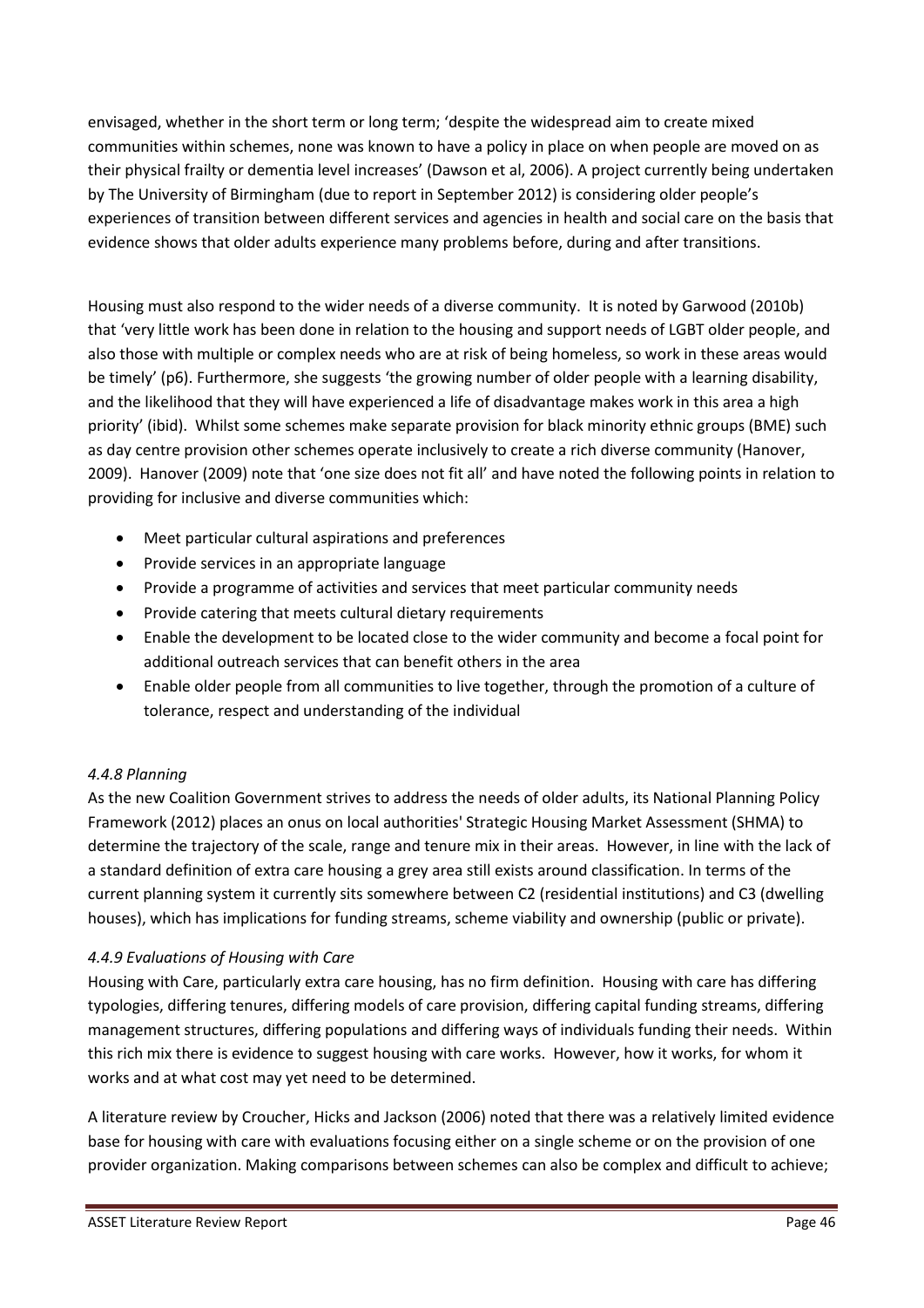envisaged, whether in the short term or long term; 'despite the widespread aim to create mixed communities within schemes, none was known to have a policy in place on when people are moved on as their physical frailty or dementia level increases' (Dawson et al, 2006). A project currently being undertaken by The University of Birmingham (due to report in September 2012) is considering older people's experiences of transition between different services and agencies in health and social care on the basis that evidence shows that older adults experience many problems before, during and after transitions.

Housing must also respond to the wider needs of a diverse community. It is noted by Garwood (2010b) that 'very little work has been done in relation to the housing and support needs of LGBT older people, and also those with multiple or complex needs who are at risk of being homeless, so work in these areas would be timely' (p6). Furthermore, she suggests 'the growing number of older people with a learning disability, and the likelihood that they will have experienced a life of disadvantage makes work in this area a high priority' (ibid). Whilst some schemes make separate provision for black minority ethnic groups (BME) such as day centre provision other schemes operate inclusively to create a rich diverse community (Hanover, 2009). Hanover (2009) note that 'one size does not fit all' and have noted the following points in relation to providing for inclusive and diverse communities which:

- Meet particular cultural aspirations and preferences
- Provide services in an appropriate language
- Provide a programme of activities and services that meet particular community needs
- Provide catering that meets cultural dietary requirements
- Enable the development to be located close to the wider community and become a focal point for additional outreach services that can benefit others in the area
- Enable older people from all communities to live together, through the promotion of a culture of tolerance, respect and understanding of the individual

*4.4.8 Planning*

As the new Coalition Government strives to address the needs of older adults, its National Planning Policy Framework (2012) places an onus on local authorities' Strategic Housing Market Assessment (SHMA) to determine the trajectory of the scale, range and tenure mix in their areas. However, in line with the lack of a standard definition of extra care housing a grey area still exists around classification. In terms of the current planning system it currently sits somewhere between C2 (residential institutions) and C3 (dwelling houses), which has implications for funding streams, scheme viability and ownership (public or private).

*4.4.9 Evaluations of Housing with Care*

Housing with Care, particularly extra care housing, has no firm definition. Housing with care has differing typologies, differing tenures, differing models of care provision, differing capital funding streams, differing management structures, differing populations and differing ways of individuals funding their needs. Within this rich mix there is evidence to suggest housing with care works. However, how it works, for whom it works and at what cost may yet need to be determined.

A literature review by Croucher, Hicks and Jackson (2006) noted that there was a relatively limited evidence base for housing with care with evaluations focusing either on a single scheme or on the provision of one provider organization. Making comparisons between schemes can also be complex and difficult to achieve;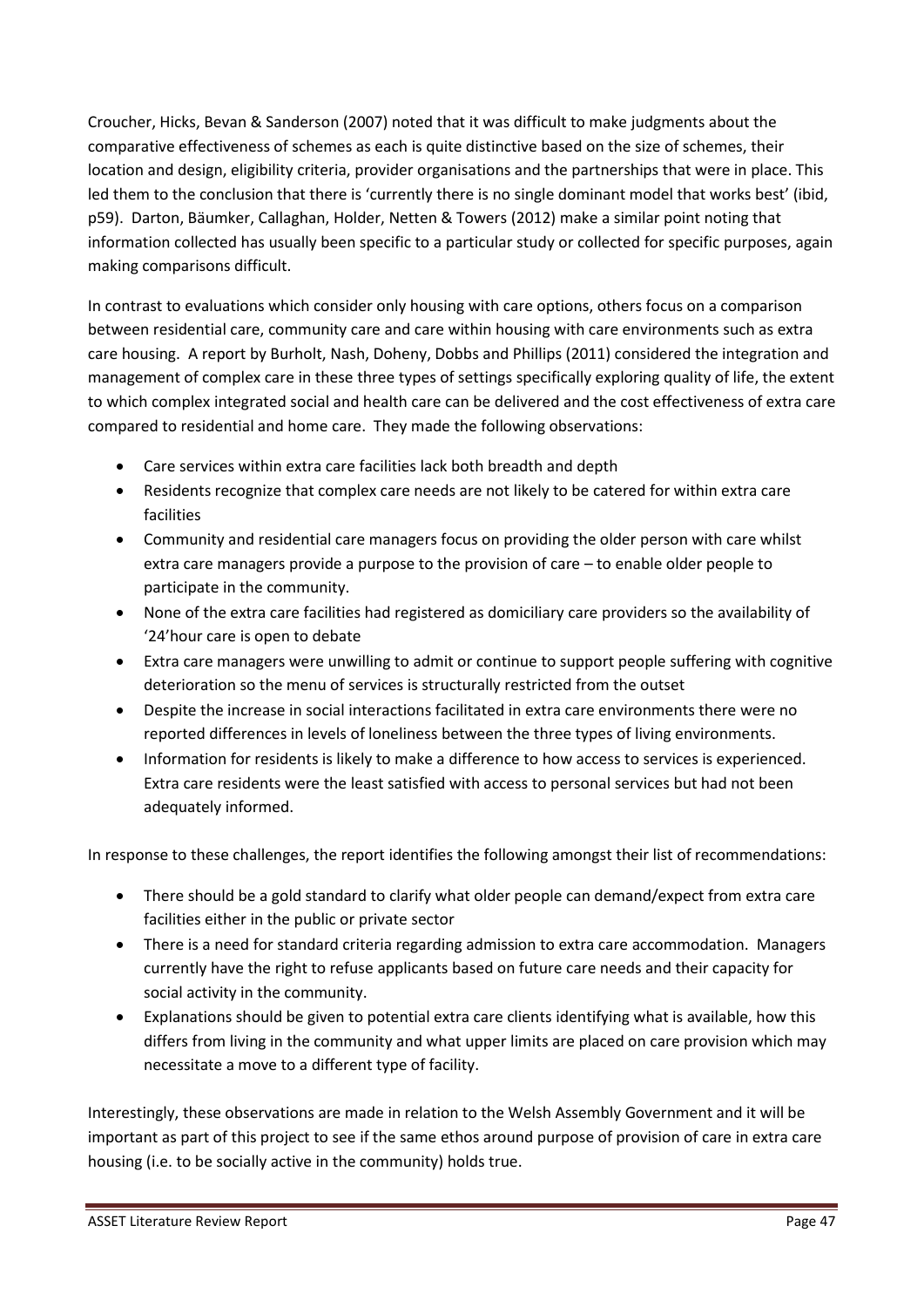Croucher, Hicks, Bevan & Sanderson (2007) noted that it was difficult to make judgments about the comparative effectiveness of schemes as each is quite distinctive based on the size of schemes, their location and design, eligibility criteria, provider organisations and the partnerships that were in place. This led them to the conclusion that there is 'currently there is no single dominant model that works best' (ibid, p59). Darton, Bäumker, Callaghan, Holder, Netten & Towers (2012) make a similar point noting that information collected has usually been specific to a particular study or collected for specific purposes, again making comparisons difficult.

In contrast to evaluations which consider only housing with care options, others focus on a comparison between residential care, community care and care within housing with care environments such as extra care housing. A report by Burholt, Nash, Doheny, Dobbs and Phillips (2011) considered the integration and management of complex care in these three types of settings specifically exploring quality of life, the extent to which complex integrated social and health care can be delivered and the cost effectiveness of extra care compared to residential and home care. They made the following observations:

- Care services within extra care facilities lack both breadth and depth
- Residents recognize that complex care needs are not likely to be catered for within extra care facilities
- Community and residential care managers focus on providing the older person with care whilst extra care managers provide a purpose to the provision of care – to enable older people to participate in the community.
- None of the extra care facilities had registered as domiciliary care providers so the availability of '24'hour care is open to debate
- Extra care managers were unwilling to admit or continue to support people suffering with cognitive deterioration so the menu of services is structurally restricted from the outset
- Despite the increase in social interactions facilitated in extra care environments there were no reported differences in levels of loneliness between the three types of living environments.
- Information for residents is likely to make a difference to how access to services is experienced. Extra care residents were the least satisfied with access to personal services but had not been adequately informed.

In response to these challenges, the report identifies the following amongst their list of recommendations:

- There should be a gold standard to clarify what older people can demand/expect from extra care facilities either in the public or private sector
- There is a need for standard criteria regarding admission to extra care accommodation. Managers currently have the right to refuse applicants based on future care needs and their capacity for social activity in the community.
- Explanations should be given to potential extra care clients identifying what is available, how this differs from living in the community and what upper limits are placed on care provision which may necessitate a move to a different type of facility.

Interestingly, these observations are made in relation to the Welsh Assembly Government and it will be important as part of this project to see if the same ethos around purpose of provision of care in extra care housing (i.e. to be socially active in the community) holds true.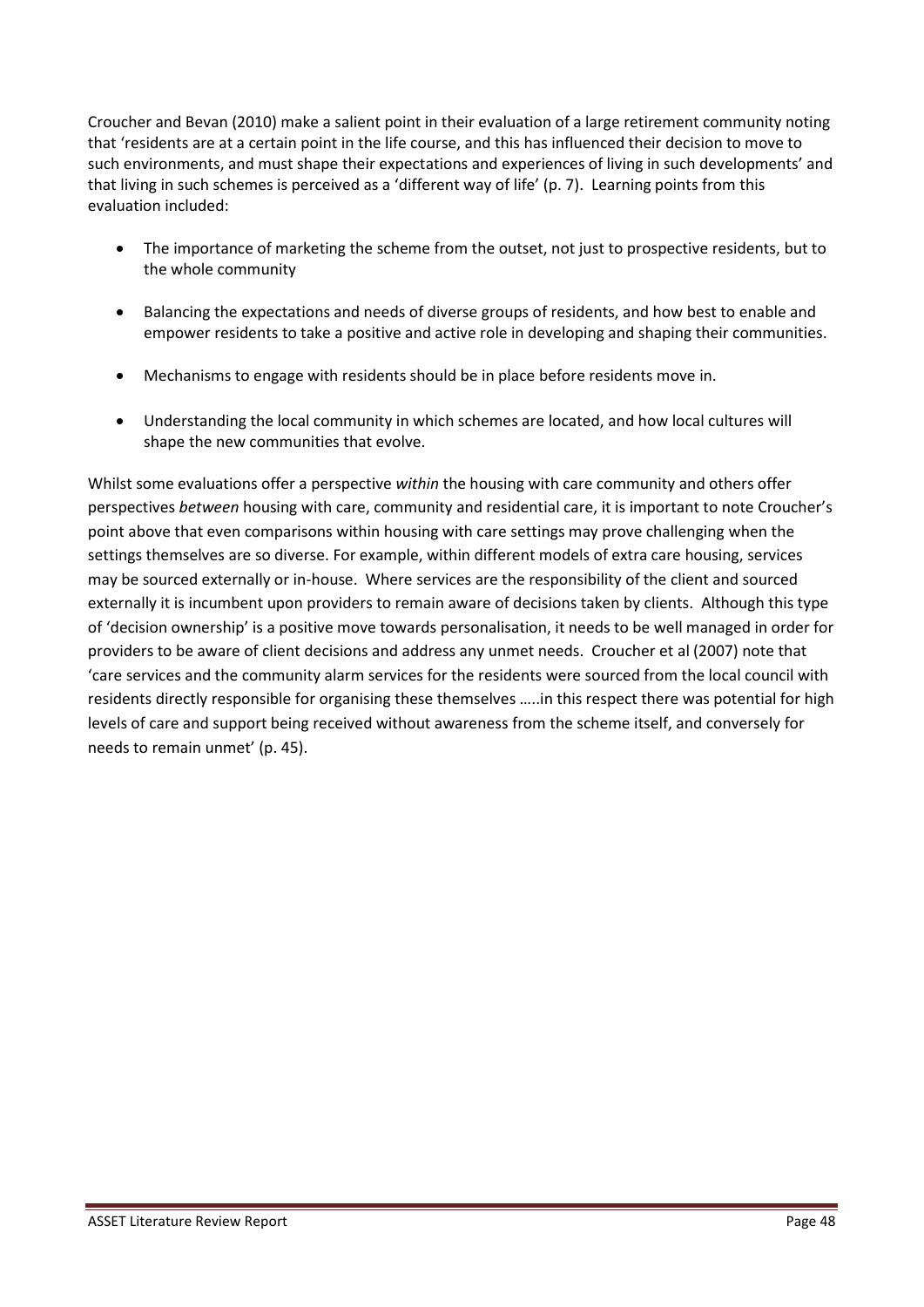Croucher and Bevan (2010) make a salient point in their evaluation of a large retirement community noting that 'residents are at a certain point in the life course, and this has influenced their decision to move to such environments, and must shape their expectations and experiences of living in such developments' and that living in such schemes is perceived as a 'different way of life' (p. 7). Learning points from this evaluation included:

- The importance of marketing the scheme from the outset, not just to prospective residents, but to the whole community
- Balancing the expectations and needs of diverse groups of residents, and how best to enable and empower residents to take a positive and active role in developing and shaping their communities.
- Mechanisms to engage with residents should be in place before residents move in.
- Understanding the local community in which schemes are located, and how local cultures will shape the new communities that evolve.

Whilst some evaluations offer a perspective *within* the housing with care community and others offer perspectives *between* housing with care, community and residential care, it is important to note Croucher's point above that even comparisons within housing with care settings may prove challenging when the settings themselves are so diverse. For example, within different models of extra care housing, services may be sourced externally or in-house. Where services are the responsibility of the client and sourced externally it is incumbent upon providers to remain aware of decisions taken by clients. Although this type of 'decision ownership' is a positive move towards personalisation, it needs to be well managed in order for providers to be aware of client decisions and address any unmet needs. Croucher et al (2007) note that 'care services and the community alarm services for the residents were sourced from the local council with residents directly responsible for organising these themselves …..in this respect there was potential for high levels of care and support being received without awareness from the scheme itself, and conversely for needs to remain unmet' (p. 45).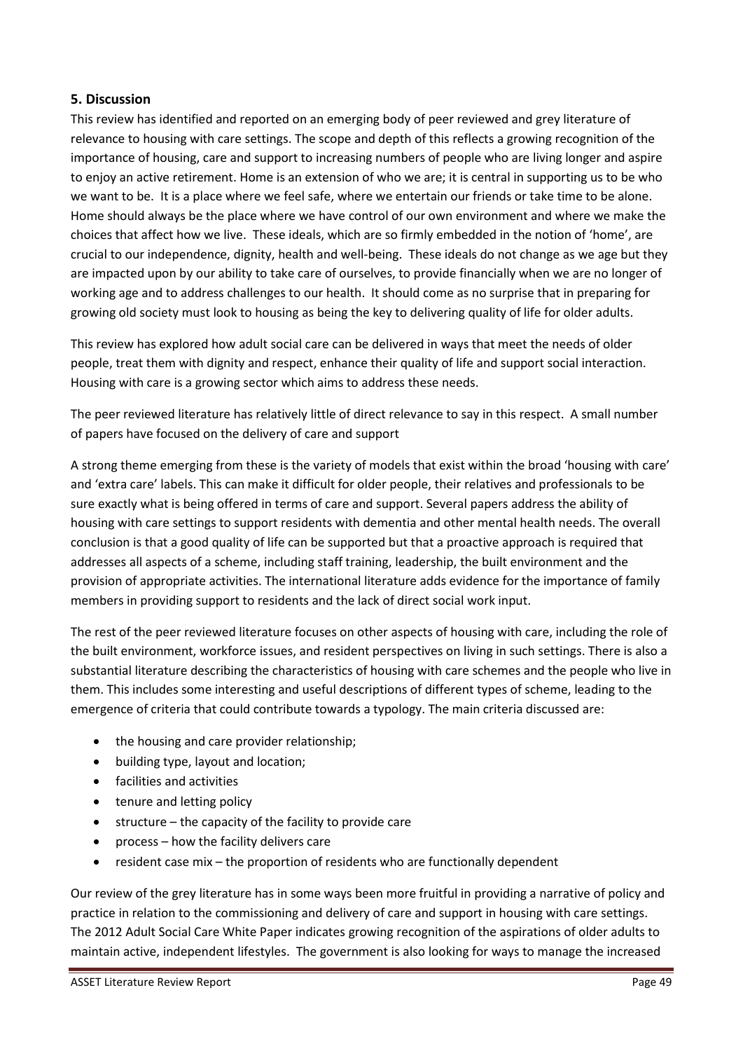## 5. Discussion

This review has identified and reported on an emerging body of peer reviewed and grey literature of relevance to housing with care settings. The scope and depth of this reflects a growing recognition of the importance of housing, care and support to increasing numbers of people who are living longer and aspire to enjoy an active retirement. Home is an extension of who we are; it is central in supporting us to be who we want to be. It is a place where we feel safe, where we entertain our friends or take time to be alone. Home should always be the place where we have control of our own environment and where we make the choices that affect how we live. These ideals, which are so firmly embedded in the notion of 'home', are crucial to our independence, dignity, health and well-being. These ideals do not change as we age but they are impacted upon by our ability to take care of ourselves, to provide financially when we are no longer of working age and to address challenges to our health. It should come as no surprise that in preparing for growing old society must look to housing as being the key to delivering quality of life for older adults.

This review has explored how adult social care can be delivered in ways that meet the needs of older people, treat them with dignity and respect, enhance their quality of life and support social interaction. Housing with care is a growing sector which aims to address these needs.

The peer reviewed literature has relatively little of direct relevance to say in this respect. A small number of papers have focused on the delivery of care and support

A strong theme emerging from these is the variety of models that exist within the broad 'housing with care' and 'extra care' labels. This can make it difficult for older people, their relatives and professionals to be sure exactly what is being offered in terms of care and support. Several papers address the ability of housing with care settings to support residents with dementia and other mental health needs. The overall conclusion is that a good quality of life can be supported but that a proactive approach is required that addresses all aspects of a scheme, including staff training, leadership, the built environment and the provision of appropriate activities. The international literature adds evidence for the importance of family members in providing support to residents and the lack of direct social work input.

The rest of the peer reviewed literature focuses on other aspects of housing with care, including the role of the built environment, workforce issues, and resident perspectives on living in such settings. There is also a substantial literature describing the characteristics of housing with care schemes and the people who live in them. This includes some interesting and useful descriptions of different types of scheme, leading to the emergence of criteria that could contribute towards a typology. The main criteria discussed are:

- the housing and care provider relationship;
- building type, layout and location;
- facilities and activities
- tenure and letting policy
- structure – the capacity of the facility to provide care
- process – how the facility delivers care
- resident case mix – the proportion of residents who are functionally dependent

Our review of the grey literature has in some ways been more fruitful in providing a narrative of policy and practice in relation to the commissioning and delivery of care and support in housing with care settings. The 2012 Adult Social Care White Paper indicates growing recognition of the aspirations of older adults to maintain active, independent lifestyles. The government is also looking for ways to manage the increased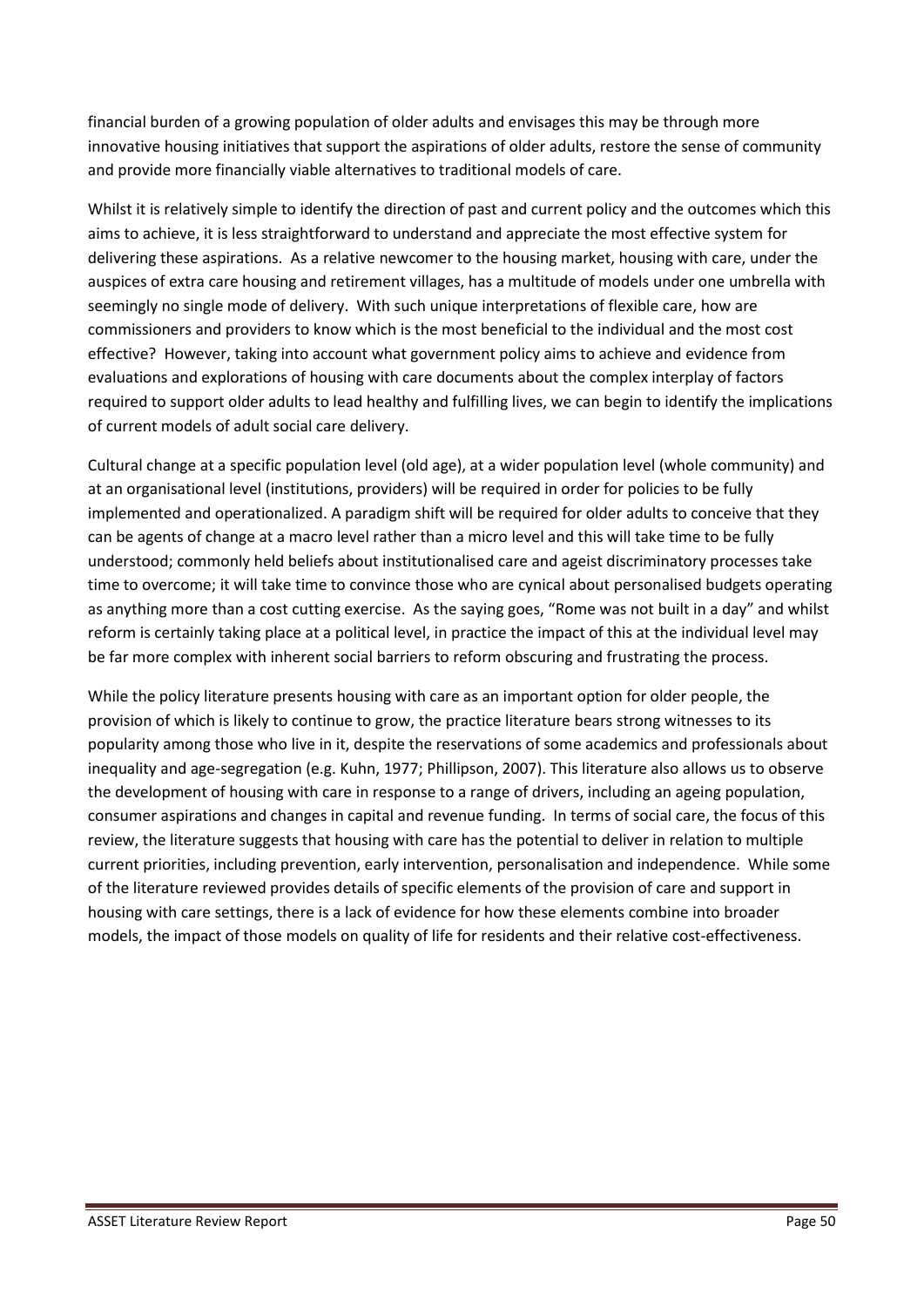financial burden of a growing population of older adults and envisages this may be through more innovative housing initiatives that support the aspirations of older adults, restore the sense of community and provide more financially viable alternatives to traditional models of care.

Whilst it is relatively simple to identify the direction of past and current policy and the outcomes which this aims to achieve, it is less straightforward to understand and appreciate the most effective system for delivering these aspirations. As a relative newcomer to the housing market, housing with care, under the auspices of extra care housing and retirement villages, has a multitude of models under one umbrella with seemingly no single mode of delivery. With such unique interpretations of flexible care, how are commissioners and providers to know which is the most beneficial to the individual and the most cost effective? However, taking into account what government policy aims to achieve and evidence from evaluations and explorations of housing with care documents about the complex interplay of factors required to support older adults to lead healthy and fulfilling lives, we can begin to identify the implications of current models of adult social care delivery.

Cultural change at a specific population level (old age), at a wider population level (whole community) and at an organisational level (institutions, providers) will be required in order for policies to be fully implemented and operationalized. A paradigm shift will be required for older adults to conceive that they can be agents of change at a macro level rather than a micro level and this will take time to be fully understood; commonly held beliefs about institutionalised care and ageist discriminatory processes take time to overcome; it will take time to convince those who are cynical about personalised budgets operating as anything more than a cost cutting exercise. As the saying goes, "Rome was not built in a day" and whilst reform is certainly taking place at a political level, in practice the impact of this at the individual level may be far more complex with inherent social barriers to reform obscuring and frustrating the process.

While the policy literature presents housing with care as an important option for older people, the provision of which is likely to continue to grow, the practice literature bears strong witnesses to its popularity among those who live in it, despite the reservations of some academics and professionals about inequality and age-segregation (e.g. Kuhn, 1977; Phillipson, 2007). This literature also allows us to observe the development of housing with care in response to a range of drivers, including an ageing population, consumer aspirations and changes in capital and revenue funding. In terms of social care, the focus of this review, the literature suggests that housing with care has the potential to deliver in relation to multiple current priorities, including prevention, early intervention, personalisation and independence. While some of the literature reviewed provides details of specific elements of the provision of care and support in housing with care settings, there is a lack of evidence for how these elements combine into broader models, the impact of those models on quality of life for residents and their relative cost-effectiveness.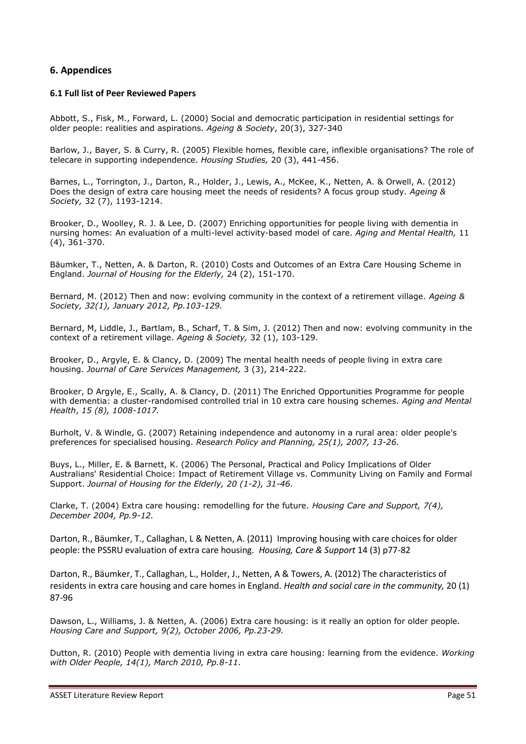## 6. Appendices

### 6.1 Full list of Peer Reviewed Papers

Abbott, S., Fisk, M., Forward, L. (2000) Social and democratic participation in residential settings for older people: realities and aspirations. *Ageing & Society*, 20(3), 327-340

Barlow, J., Bayer, S. & Curry, R. (2005) Flexible homes, flexible care, inflexible organisations? The role of telecare in supporting independence. *Housing Studies,* 20 (3), 441-456.

Barnes, L., Torrington, J., Darton, R., Holder, J., Lewis, A., McKee, K., Netten, A. & Orwell, A. (2012) Does the design of extra care housing meet the needs of residents? A focus group study. *Ageing & Society,* 32 (7), 1193-1214.

Brooker, D., Woolley, R. J. & Lee, D. (2007) Enriching opportunities for people living with dementia in nursing homes: An evaluation of a multi-level activity-based model of care. *Aging and Mental Health,* 11 (4), 361-370.

Bäumker, T., Netten, A. & Darton, R. (2010) Costs and Outcomes of an Extra Care Housing Scheme in England. *Journal of Housing for the Elderly,* 24 (2), 151-170.

Bernard, M. (2012) Then and now: evolving community in the context of a retirement village. *Ageing & Society, 32(1), January 2012, Pp.103-129.*

Bernard, M, Liddle, J., Bartlam, B., Scharf, T. & Sim, J. (2012) Then and now: evolving community in the context of a retirement village. *Ageing & Society,* 32 (1), 103-129.

Brooker, D., Argyle, E. & Clancy, D. (2009) The mental health needs of people living in extra care housing. *Journal of Care Services Management,* 3 (3), 214-222.

Brooker, D Argyle, E., Scally, A. & Clancy, D. (2011) The Enriched Opportunities Programme for people with dementia: a cluster-randomised controlled trial in 10 extra care housing schemes. *Aging and Mental Health*, *15 (8), 1008-1017.*

Burholt, V. & Windle, G. (2007) Retaining independence and autonomy in a rural area: older people's preferences for specialised housing. *Research Policy and Planning, 25(1), 2007, 13-26.*

Buys, L., Miller, E. & Barnett, K. (2006) The Personal, Practical and Policy Implications of Older Australians' Residential Choice: Impact of Retirement Village vs. Community Living on Family and Formal Support. *Journal of Housing for the Elderly, 20 (1-2), 31-46.*

Clarke, T. (2004) Extra care housing: remodelling for the future. *Housing Care and Support, 7(4), December 2004, Pp.9-12.*

Darton, R., Bäumker, T., Callaghan, L & Netten, A. (2011) Improving housing with care choices for older people: the PSSRU evaluation of extra care housing. *Housing, Care & Support* 14 (3) p77-82

Darton, R., Bäumker, T., Callaghan, L., Holder, J., Netten, A & Towers, A. (2012) The characteristics of residents in extra care housing and care homes in England. *Health and social care in the community,* 20 (1) 87-96

Dawson, L., Williams, J. & Netten, A. (2006) Extra care housing: is it really an option for older people. *Housing Care and Support, 9(2), October 2006, Pp.23-29.*

Dutton, R. (2010) People with dementia living in extra care housing: learning from the evidence. *Working with Older People, 14(1), March 2010, Pp.8-11.*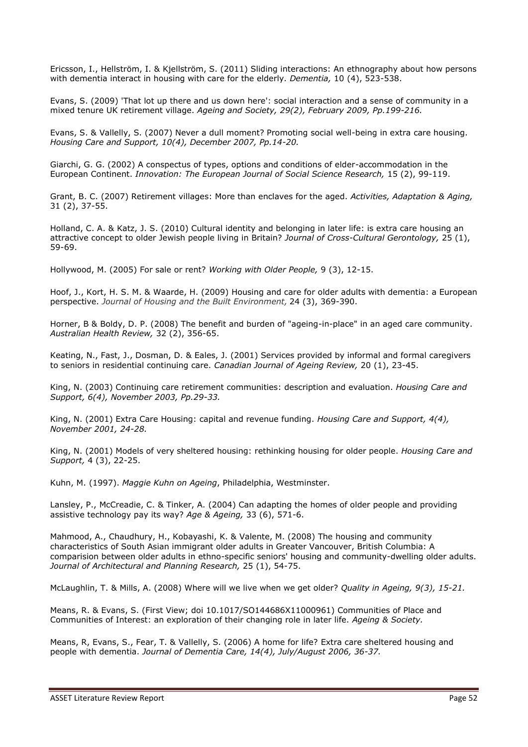Ericsson, I., Hellström, I. & Kjellström, S. (2011) Sliding interactions: An ethnography about how persons with dementia interact in housing with care for the elderly. *Dementia,* 10 (4), 523-538.

Evans, S. (2009) 'That lot up there and us down here': social interaction and a sense of community in a mixed tenure UK retirement village. *Ageing and Society, 29(2), February 2009, Pp.199-216.*

Evans, S. & Vallelly, S. (2007) Never a dull moment? Promoting social well-being in extra care housing. *Housing Care and Support, 10(4), December 2007, Pp.14-20.*

Giarchi, G. G. (2002) A conspectus of types, options and conditions of elder-accommodation in the European Continent. *Innovation: The European Journal of Social Science Research,* 15 (2), 99-119.

Grant, B. C. (2007) Retirement villages: More than enclaves for the aged. *Activities, Adaptation & Aging,* 31 (2), 37-55.

Holland, C. A. & Katz, J. S. (2010) Cultural identity and belonging in later life: is extra care housing an attractive concept to older Jewish people living in Britain? *Journal of Cross-Cultural Gerontology,* 25 (1), 59-69.

Hollywood, M. (2005) For sale or rent? *Working with Older People,* 9 (3), 12-15.

Hoof, J., Kort, H. S. M. & Waarde, H. (2009) Housing and care for older adults with dementia: a European perspective. *Journal of Housing and the Built Environment,* 24 (3), 369-390.

Horner, B & Boldy, D. P. (2008) The benefit and burden of "ageing-in-place" in an aged care community. *Australian Health Review,* 32 (2), 356-65.

Keating, N., Fast, J., Dosman, D. & Eales, J. (2001) Services provided by informal and formal caregivers to seniors in residential continuing care. *Canadian Journal of Ageing Review,* 20 (1), 23-45.

King, N. (2003) Continuing care retirement communities: description and evaluation. *Housing Care and Support, 6(4), November 2003, Pp.29-33.*

King, N. (2001) Extra Care Housing: capital and revenue funding. *Housing Care and Support, 4(4), November 2001, 24-28.*

King, N. (2001) Models of very sheltered housing: rethinking housing for older people. *Housing Care and Support,* 4 (3), 22-25.

Kuhn, M. (1997). *Maggie Kuhn on Ageing*, Philadelphia, Westminster.

Lansley, P., McCreadie, C. & Tinker, A. (2004) Can adapting the homes of older people and providing assistive technology pay its way? *Age & Ageing,* 33 (6), 571-6.

Mahmood, A., Chaudhury, H., Kobayashi, K. & Valente, M. (2008) The housing and community characteristics of South Asian immigrant older adults in Greater Vancouver, British Columbia: A comparision between older adults in ethno-specific seniors' housing and community-dwelling older adults. *Journal of Architectural and Planning Research,* 25 (1), 54-75.

McLaughlin, T. & Mills, A. (2008) Where will we live when we get older? *Quality in Ageing, 9(3), 15-21.*

Means, R. & Evans, S. (First View; doi 10.1017/SO144686X11000961) Communities of Place and Communities of Interest: an exploration of their changing role in later life. *Ageing & Society.*

Means, R, Evans, S., Fear, T. & Vallelly, S. (2006) A home for life? Extra care sheltered housing and people with dementia. *Journal of Dementia Care, 14(4), July/August 2006, 36-37.*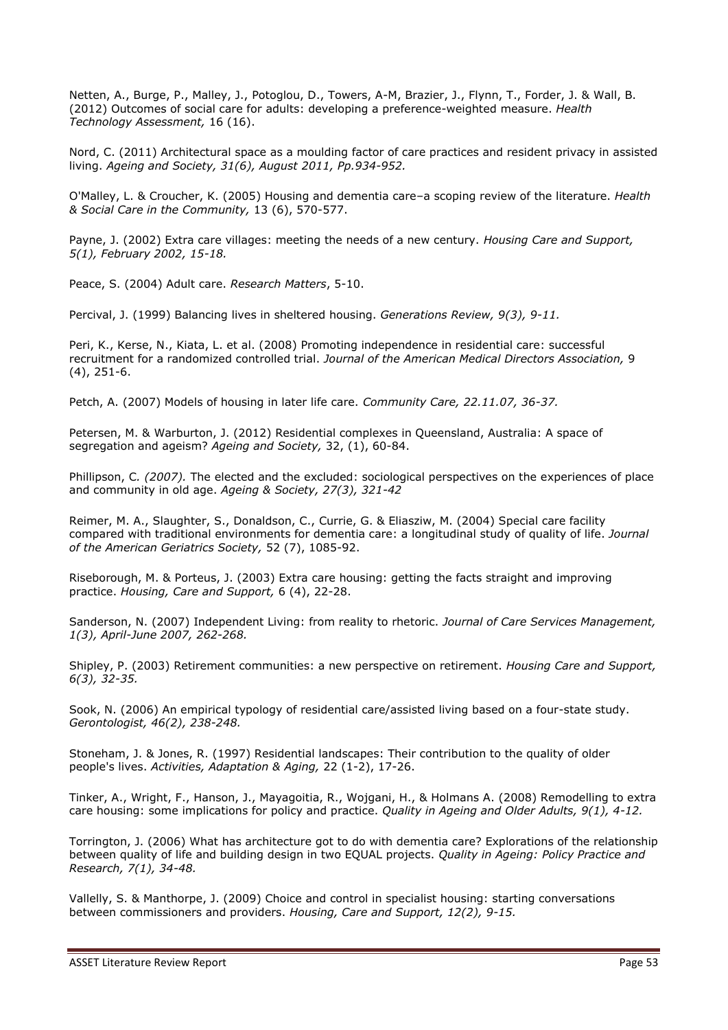Netten, A., Burge, P., Malley, J., Potoglou, D., Towers, A-M, Brazier, J., Flynn, T., Forder, J. & Wall, B. (2012) Outcomes of social care for adults: developing a preference-weighted measure. *Health Technology Assessment,* 16 (16).

Nord, C. (2011) Architectural space as a moulding factor of care practices and resident privacy in assisted living. *Ageing and Society, 31(6), August 2011, Pp.934-952.*

O'Malley, L. & Croucher, K. (2005) Housing and dementia care–a scoping review of the literature. *Health & Social Care in the Community,* 13 (6), 570-577.

Payne, J. (2002) Extra care villages: meeting the needs of a new century. *Housing Care and Support, 5(1), February 2002, 15-18.*

Peace, S. (2004) Adult care. *Research Matters*, 5-10.

Percival, J. (1999) Balancing lives in sheltered housing. *Generations Review, 9(3), 9-11.*

Peri, K., Kerse, N., Kiata, L. et al. (2008) Promoting independence in residential care: successful recruitment for a randomized controlled trial. *Journal of the American Medical Directors Association,* 9 (4), 251-6.

Petch, A. (2007) Models of housing in later life care. *Community Care, 22.11.07, 36-37.*

Petersen, M. & Warburton, J. (2012) Residential complexes in Queensland, Australia: A space of segregation and ageism? *Ageing and Society,* 32, (1), 60-84.

Phillipson, C*. (2007).* The elected and the excluded: sociological perspectives on the experiences of place and community in old age. *Ageing & Society, 27(3), 321-42*

Reimer, M. A., Slaughter, S., Donaldson, C., Currie, G. & Eliasziw, M. (2004) Special care facility compared with traditional environments for dementia care: a longitudinal study of quality of life. *Journal of the American Geriatrics Society,* 52 (7), 1085-92.

Riseborough, M. & Porteus, J. (2003) Extra care housing: getting the facts straight and improving practice. *Housing, Care and Support,* 6 (4), 22-28.

Sanderson, N. (2007) Independent Living: from reality to rhetoric. *Journal of Care Services Management, 1(3), April-June 2007, 262-268.*

Shipley, P. (2003) Retirement communities: a new perspective on retirement. *Housing Care and Support, 6(3), 32-35.*

Sook, N. (2006) An empirical typology of residential care/assisted living based on a four-state study. *Gerontologist, 46(2), 238-248.*

Stoneham, J. & Jones, R. (1997) Residential landscapes: Their contribution to the quality of older people's lives. *Activities, Adaptation & Aging,* 22 (1-2), 17-26.

Tinker, A., Wright, F., Hanson, J., Mayagoitia, R., Wojgani, H., & Holmans A. (2008) Remodelling to extra care housing: some implications for policy and practice. *Quality in Ageing and Older Adults, 9(1), 4-12.*

Torrington, J. (2006) What has architecture got to do with dementia care? Explorations of the relationship between quality of life and building design in two EQUAL projects. *Quality in Ageing: Policy Practice and Research, 7(1), 34-48.*

Vallelly, S. & Manthorpe, J. (2009) Choice and control in specialist housing: starting conversations between commissioners and providers. *Housing, Care and Support, 12(2), 9-15.*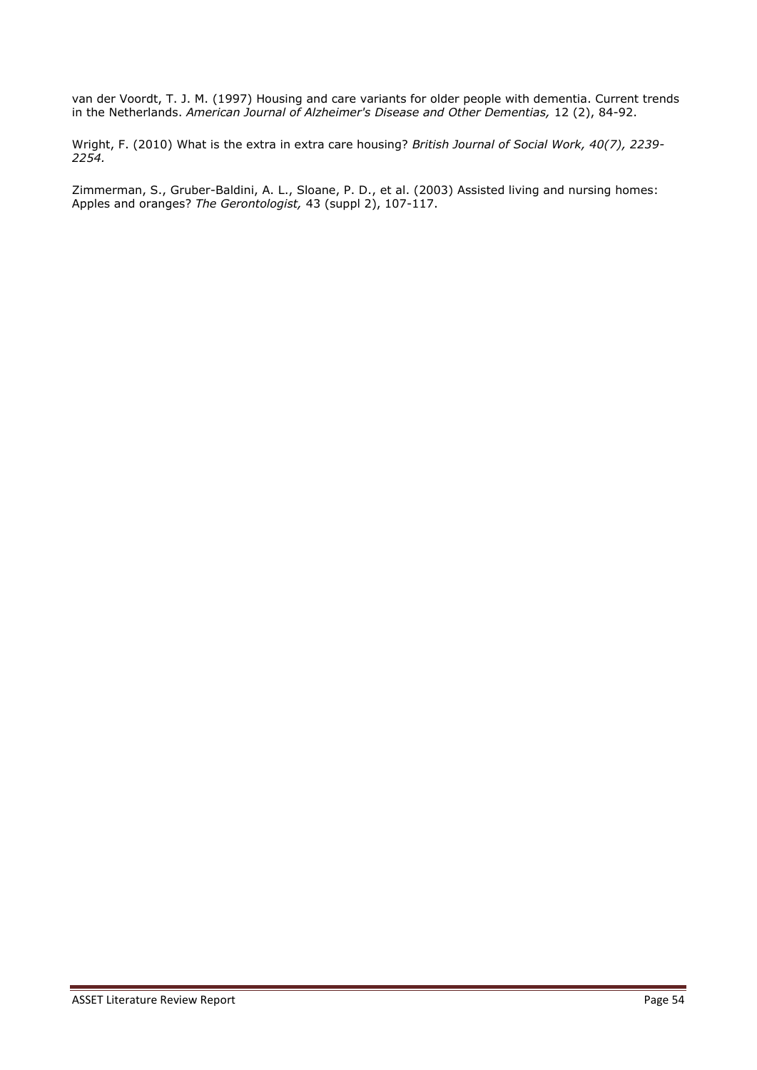van der Voordt, T. J. M. (1997) Housing and care variants for older people with dementia. Current trends in the Netherlands. *American Journal of Alzheimer's Disease and Other Dementias,* 12 (2), 84-92.

Wright, F. (2010) What is the extra in extra care housing? *British Journal of Social Work, 40(7), 2239-2254.*

Zimmerman, S., Gruber-Baldini, A. L., Sloane, P. D., et al. (2003) Assisted living and nursing homes: Apples and oranges? *The Gerontologist,* 43 (suppl 2), 107-117.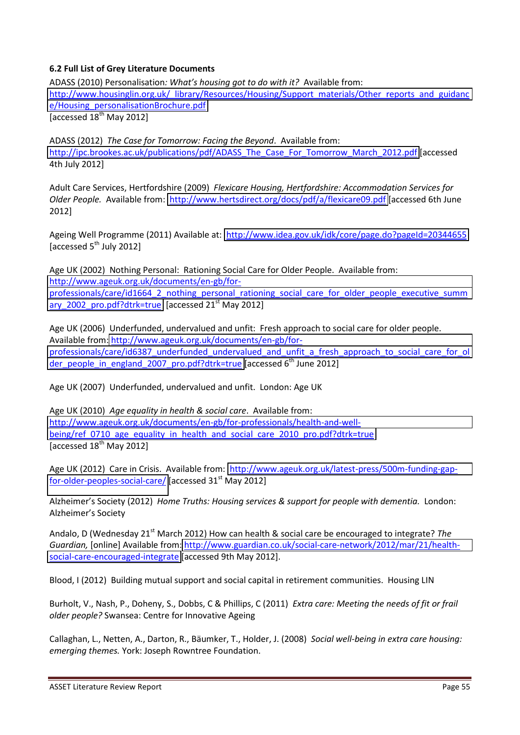**6.2 Full List of Grey Literature Documents**

ADASS (2010) Personalisation*: What's housing got to do with it?* Available from: http://www.housinglin.org.uk/_library/Resources/Housing/Support_materials/Other_reports_and_guidance/Housing_personalisationBrochure.pdf
[accessed 18th May 2012]

ADASS (2012) *The Case for Tomorrow: Facing the Beyond*. Available from: http://ipc.brookes.ac.uk/publications/pdf/ADASS_The_Case_For_Tomorrow_March_2012.pdf [accessed 4th July 2012]

Adult Care Services, Hertfordshire (2009) *Flexicare Housing, Hertfordshire: Accommodation Services for Older People.* Available from: http://www.hertsdirect.org/docs/pdf/a/flexicare09.pdf [accessed 6th June 2012]

Ageing Well Programme (2011) Available at: http://www.idea.gov.uk/idk/core/page.do?pageId=20344655 [accessed 5th July 2012]

Age UK (2002) Nothing Personal: Rationing Social Care for Older People. Available from: http://www.ageuk.org.uk/documents/en-gb/for-professionals/care/id1664_2_nothing_personal_rationing_social_care_for_older_people_executive_summary_2002_pro.pdf?dtrk=true [accessed 21st May 2012]

Age UK (2006) Underfunded, undervalued and unfit: Fresh approach to social care for older people. Available from: http://www.ageuk.org.uk/documents/en-gb/for-professionals/care/id6387_underfunded_undervalued_and_unfit_a_fresh_approach_to_social_care_for_older_people_in_england_2007_pro.pdf?dtrk=true [accessed 6th June 2012]

Age UK (2007) Underfunded, undervalued and unfit. London: Age UK

Age UK (2010) *Age equality in health & social care*. Available from: http://www.ageuk.org.uk/documents/en-gb/for-professionals/health-and-well-being/ref_0710_age_equality_in_health_and_social_care_2010_pro.pdf?dtrk=true
[accessed 18th May 2012]

Age UK (2012) Care in Crisis. Available from: http://www.ageuk.org.uk/latest-press/500m-funding-gap-for-older-peoples-social-care/ [accessed 31st May 2012]

Alzheimer's Society (2012) *Home Truths: Housing services & support for people with dementia.* London: Alzheimer's Society

Andalo, D (Wednesday 21st March 2012) How can health & social care be encouraged to integrate? *The Guardian,* [online] Available from: http://www.guardian.co.uk/social-care-network/2012/mar/21/health-social-care-encouraged-integrate [accessed 9th May 2012].

Blood, I (2012) Building mutual support and social capital in retirement communities. Housing LIN

Burholt, V., Nash, P., Doheny, S., Dobbs, C & Phillips, C (2011) *Extra care: Meeting the needs of fit or frail older people?* Swansea: Centre for Innovative Ageing

Callaghan, L., Netten, A., Darton, R., Bäumker, T., Holder, J. (2008) *Social well-being in extra care housing: emerging themes.* York: Joseph Rowntree Foundation.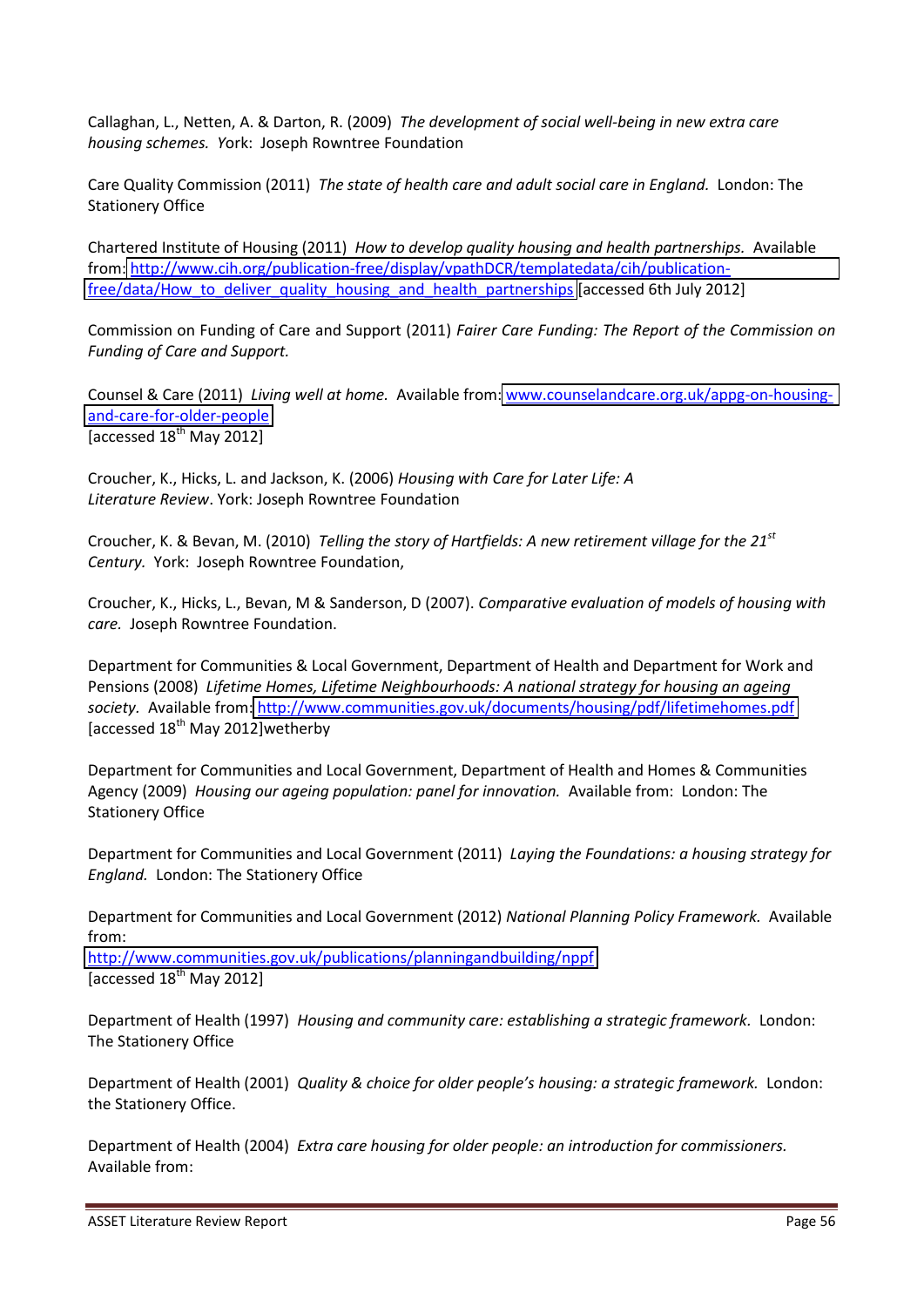Callaghan, L., Netten, A. & Darton, R. (2009) *The development of social well-being in new extra care housing schemes.* York: Joseph Rowntree Foundation

Care Quality Commission (2011) *The state of health care and adult social care in England.* London: The Stationery Office

Chartered Institute of Housing (2011) *How to develop quality housing and health partnerships.* Available from: http://www.cih.org/publication-free/display/vpathDCR/templatedata/cih/publication-free/data/How_to_deliver_quality_housing_and_health_partnerships [accessed 6th July 2012]

Commission on Funding of Care and Support (2011) *Fairer Care Funding: The Report of the Commission on Funding of Care and Support.*

Counsel & Care (2011) *Living well at home.* Available from: www.counselandcare.org.uk/appg-on-housing-and-care-for-older-people
[accessed 18th May 2012]

Croucher, K., Hicks, L. and Jackson, K. (2006) *Housing with Care for Later Life: A Literature Review*. York: Joseph Rowntree Foundation

Croucher, K. & Bevan, M. (2010) *Telling the story of Hartfields: A new retirement village for the 21st Century.* York: Joseph Rowntree Foundation,

Croucher, K., Hicks, L., Bevan, M & Sanderson, D (2007). *Comparative evaluation of models of housing with care.* Joseph Rowntree Foundation.

Department for Communities & Local Government, Department of Health and Department for Work and Pensions (2008) *Lifetime Homes, Lifetime Neighbourhoods: A national strategy for housing an ageing society.* Available from: http://www.communities.gov.uk/documents/housing/pdf/lifetimehomes.pdf
[accessed 18th May 2012]wetherby

Department for Communities and Local Government, Department of Health and Homes & Communities Agency (2009) *Housing our ageing population: panel for innovation.* Available from: London: The Stationery Office

Department for Communities and Local Government (2011) *Laying the Foundations: a housing strategy for England.* London: The Stationery Office

Department for Communities and Local Government (2012) *National Planning Policy Framework.* Available from:
http://www.communities.gov.uk/publications/planningandbuilding/nppf
[accessed 18th May 2012]

Department of Health (1997) *Housing and community care: establishing a strategic framework.* London: The Stationery Office

Department of Health (2001) *Quality & choice for older people's housing: a strategic framework.* London: the Stationery Office.

Department of Health (2004) *Extra care housing for older people: an introduction for commissioners.* Available from: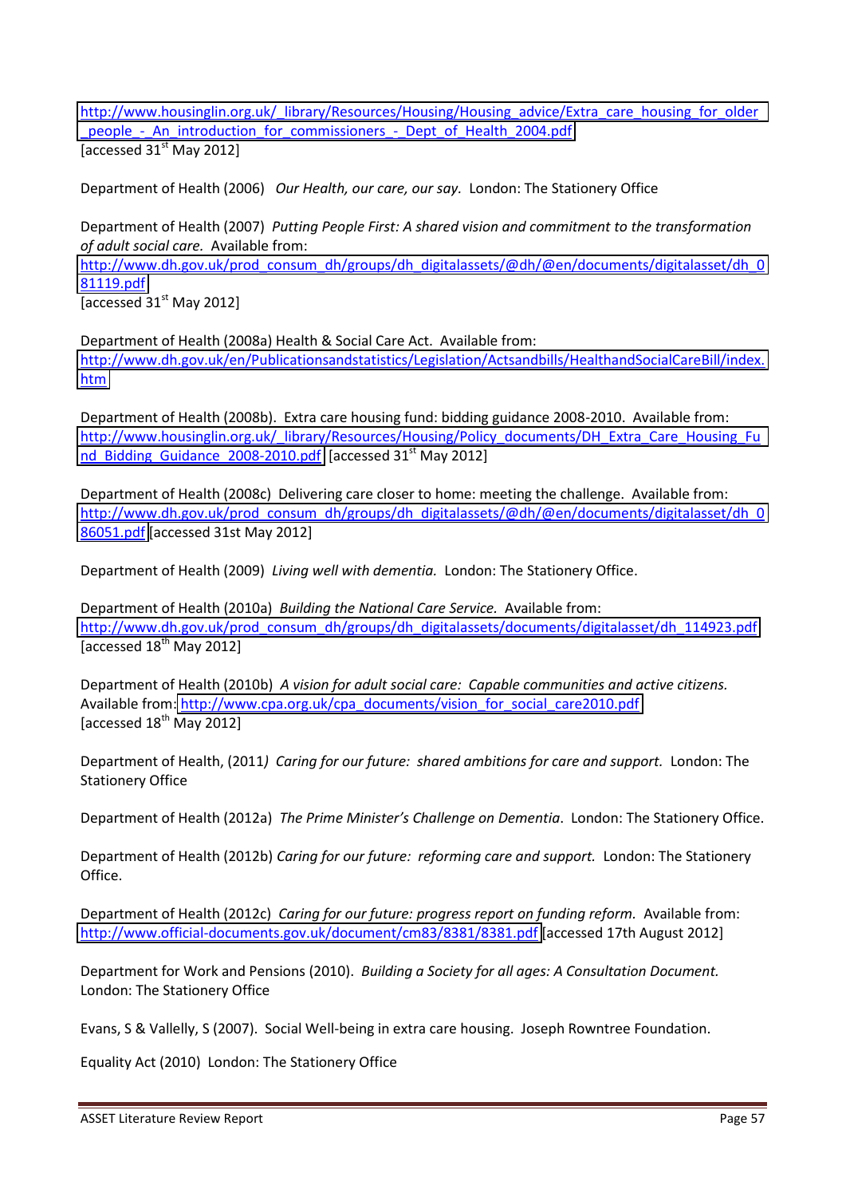http://www.housinglin.org.uk/_library/Resources/Housing/Housing_advice/Extra_care_housing_for_older_people_-_An_introduction_for_commissioners_-_Dept_of_Health_2004.pdf [accessed 31st May 2012]

Department of Health (2006) *Our Health, our care, our say.* London: The Stationery Office

Department of Health (2007) *Putting People First: A shared vision and commitment to the transformation of adult social care.* Available from: http://www.dh.gov.uk/prod_consum_dh/groups/dh_digitalassets/@dh/@en/documents/digitalasset/dh_081119.pdf [accessed 31st May 2012]

Department of Health (2008a) Health & Social Care Act. Available from: http://www.dh.gov.uk/en/Publicationsandstatistics/Legislation/Actsandbills/HealthandSocialCareBill/index.htm

Department of Health (2008b). Extra care housing fund: bidding guidance 2008-2010. Available from: http://www.housinglin.org.uk/_library/Resources/Housing/Policy_documents/DH_Extra_Care_Housing_Fund_Bidding_Guidance_2008-2010.pdf [accessed 31st May 2012]

Department of Health (2008c) Delivering care closer to home: meeting the challenge. Available from: http://www.dh.gov.uk/prod_consum_dh/groups/dh_digitalassets/@dh/@en/documents/digitalasset/dh_086051.pdf [accessed 31st May 2012]

Department of Health (2009) *Living well with dementia.* London: The Stationery Office.

Department of Health (2010a) *Building the National Care Service.* Available from: http://www.dh.gov.uk/prod_consum_dh/groups/dh_digitalassets/documents/digitalasset/dh_114923.pdf [accessed 18th May 2012]

Department of Health (2010b) *A vision for adult social care: Capable communities and active citizens.* Available from: http://www.cpa.org.uk/cpa_documents/vision_for_social_care2010.pdf [accessed 18th May 2012]

Department of Health, (2011*) Caring for our future: shared ambitions for care and support.* London: The Stationery Office

Department of Health (2012a) *The Prime Minister's Challenge on Dementia*. London: The Stationery Office.

Department of Health (2012b) *Caring for our future: reforming care and support.* London: The Stationery Office.

Department of Health (2012c) *Caring for our future: progress report on funding reform.* Available from: http://www.official-documents.gov.uk/document/cm83/8381/8381.pdf [accessed 17th August 2012]

Department for Work and Pensions (2010). *Building a Society for all ages: A Consultation Document.* London: The Stationery Office

Evans, S & Vallelly, S (2007). Social Well-being in extra care housing. Joseph Rowntree Foundation.

Equality Act (2010) London: The Stationery Office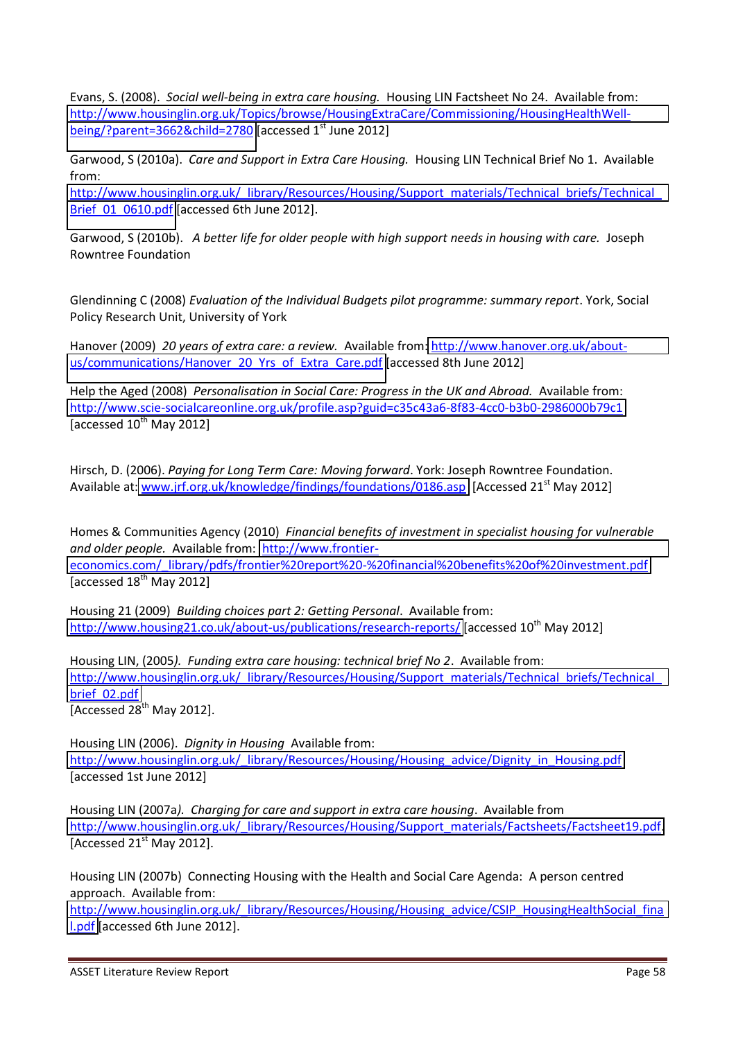Evans, S. (2008). *Social well-being in extra care housing.* Housing LIN Factsheet No 24. Available from: http://www.housinglin.org.uk/Topics/browse/HousingExtraCare/Commissioning/HousingHealthWell-being/?parent=3662&child=2780 [accessed 1st June 2012]

Garwood, S (2010a). *Care and Support in Extra Care Housing.* Housing LIN Technical Brief No 1. Available from: http://www.housinglin.org.uk/_library/Resources/Housing/Support_materials/Technical_briefs/Technical_Brief_01_0610.pdf [accessed 6th June 2012].

Garwood, S (2010b). *A better life for older people with high support needs in housing with care.* Joseph Rowntree Foundation

Glendinning C (2008) *Evaluation of the Individual Budgets pilot programme: summary report*. York, Social Policy Research Unit, University of York

Hanover (2009) *20 years of extra care: a review.* Available from: http://www.hanover.org.uk/about-us/communications/Hanover_20_Yrs_of_Extra_Care.pdf [accessed 8th June 2012]

Help the Aged (2008) *Personalisation in Social Care: Progress in the UK and Abroad.* Available from: http://www.scie-socialcareonline.org.uk/profile.asp?guid=c35c43a6-8f83-4cc0-b3b0-2986000b79c1 [accessed 10th May 2012]

Hirsch, D. (2006). *Paying for Long Term Care: Moving forward*. York: Joseph Rowntree Foundation. Available at: www.jrf.org.uk/knowledge/findings/foundations/0186.asp [Accessed 21st May 2012]

Homes & Communities Agency (2010) *Financial benefits of investment in specialist housing for vulnerable and older people.* Available from: http://www.frontier-economics.com/_library/pdfs/frontier%20report%20-%20financial%20benefits%20of%20investment.pdf [accessed 18th May 2012]

Housing 21 (2009) *Building choices part 2: Getting Personal*. Available from: http://www.housing21.co.uk/about-us/publications/research-reports/ [accessed 10th May 2012]

Housing LIN, (2005). *Funding extra care housing: technical brief No 2*. Available from: http://www.housinglin.org.uk/_library/Resources/Housing/Support_materials/Technical_briefs/Technical_brief_02.pdf
[Accessed 28th May 2012].

Housing LIN (2006). *Dignity in Housing* Available from: http://www.housinglin.org.uk/_library/Resources/Housing/Housing_advice/Dignity_in_Housing.pdf [accessed 1st June 2012]

Housing LIN (2007a). *Charging for care and support in extra care housing*. Available from http://www.housinglin.org.uk/_library/Resources/Housing/Support_materials/Factsheets/Factsheet19.pdf. [Accessed 21st May 2012].

Housing LIN (2007b) Connecting Housing with the Health and Social Care Agenda: A person centred approach. Available from: http://www.housinglin.org.uk/_library/Resources/Housing/Housing_advice/CSIP_HousingHealthSocial_final.pdf [accessed 6th June 2012].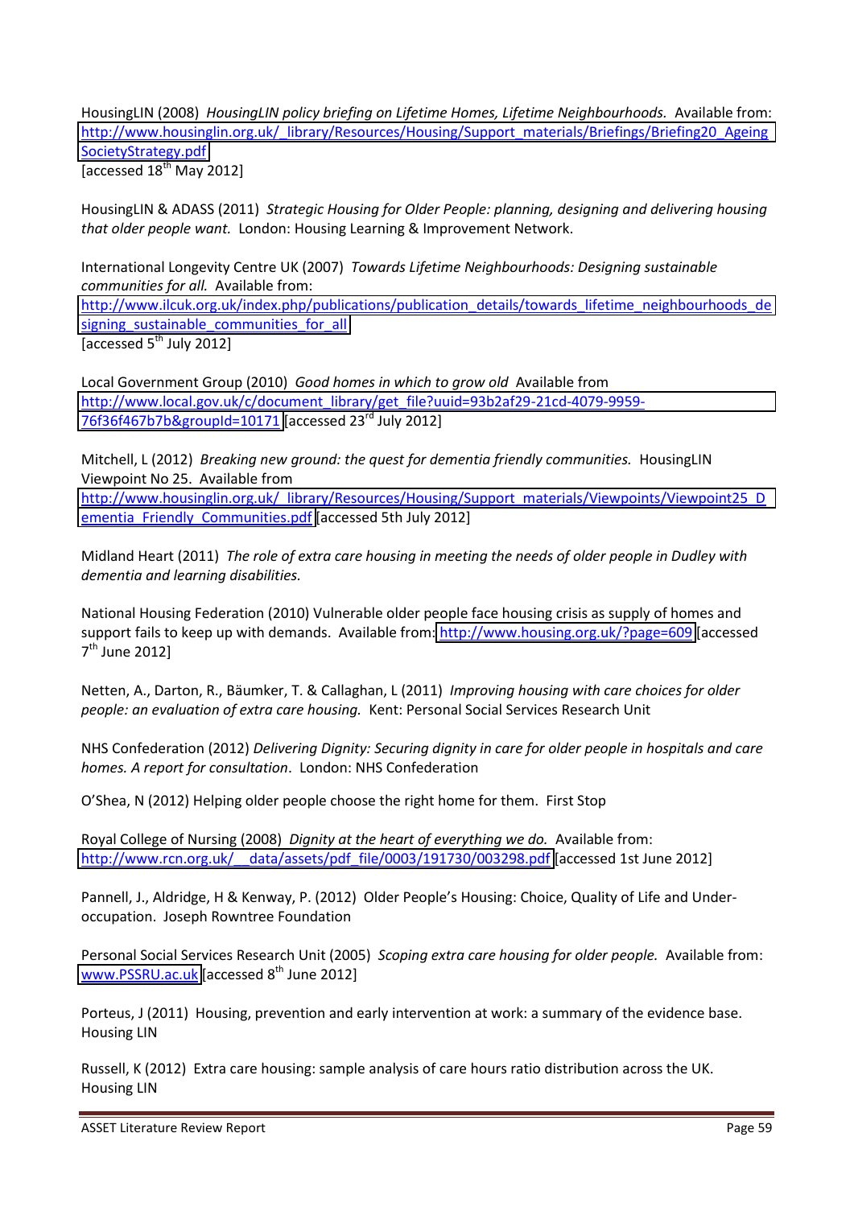HousingLIN (2008) *HousingLIN policy briefing on Lifetime Homes, Lifetime Neighbourhoods.* Available from: http://www.housinglin.org.uk/_library/Resources/Housing/Support_materials/Briefings/Briefing20_AgeingSocietyStrategy.pdf
[accessed 18th May 2012]

HousingLIN & ADASS (2011) *Strategic Housing for Older People: planning, designing and delivering housing that older people want.* London: Housing Learning & Improvement Network.

International Longevity Centre UK (2007) *Towards Lifetime Neighbourhoods: Designing sustainable communities for all.* Available from:
http://www.ilcuk.org.uk/index.php/publications/publication_details/towards_lifetime_neighbourhoods_designing_sustainable_communities_for_all
[accessed 5th July 2012]

Local Government Group (2010) *Good homes in which to grow old* Available from
http://www.local.gov.uk/c/document_library/get_file?uuid=93b2af29-21cd-4079-9959-76f36f467b7b&groupId=10171 [accessed 23rd July 2012]

Mitchell, L (2012) *Breaking new ground: the quest for dementia friendly communities.* HousingLIN Viewpoint No 25. Available from
http://www.housinglin.org.uk/_library/Resources/Housing/Support_materials/Viewpoints/Viewpoint25_Dementia_Friendly_Communities.pdf [accessed 5th July 2012]

Midland Heart (2011) *The role of extra care housing in meeting the needs of older people in Dudley with dementia and learning disabilities.*

National Housing Federation (2010) Vulnerable older people face housing crisis as supply of homes and support fails to keep up with demands. Available from: http://www.housing.org.uk/?page=609 [accessed 7th June 2012]

Netten, A., Darton, R., Bäumker, T. & Callaghan, L (2011) *Improving housing with care choices for older people: an evaluation of extra care housing.* Kent: Personal Social Services Research Unit

NHS Confederation (2012) *Delivering Dignity: Securing dignity in care for older people in hospitals and care homes. A report for consultation*. London: NHS Confederation

O'Shea, N (2012) Helping older people choose the right home for them. First Stop

Royal College of Nursing (2008) *Dignity at the heart of everything we do.* Available from:
http://www.rcn.org.uk/__data/assets/pdf_file/0003/191730/003298.pdf [accessed 1st June 2012]

Pannell, J., Aldridge, H & Kenway, P. (2012) Older People's Housing: Choice, Quality of Life and Under-occupation. Joseph Rowntree Foundation

Personal Social Services Research Unit (2005) *Scoping extra care housing for older people.* Available from:
www.PSSRU.ac.uk [accessed 8th June 2012]

Porteus, J (2011) Housing, prevention and early intervention at work: a summary of the evidence base. Housing LIN

Russell, K (2012) Extra care housing: sample analysis of care hours ratio distribution across the UK. Housing LIN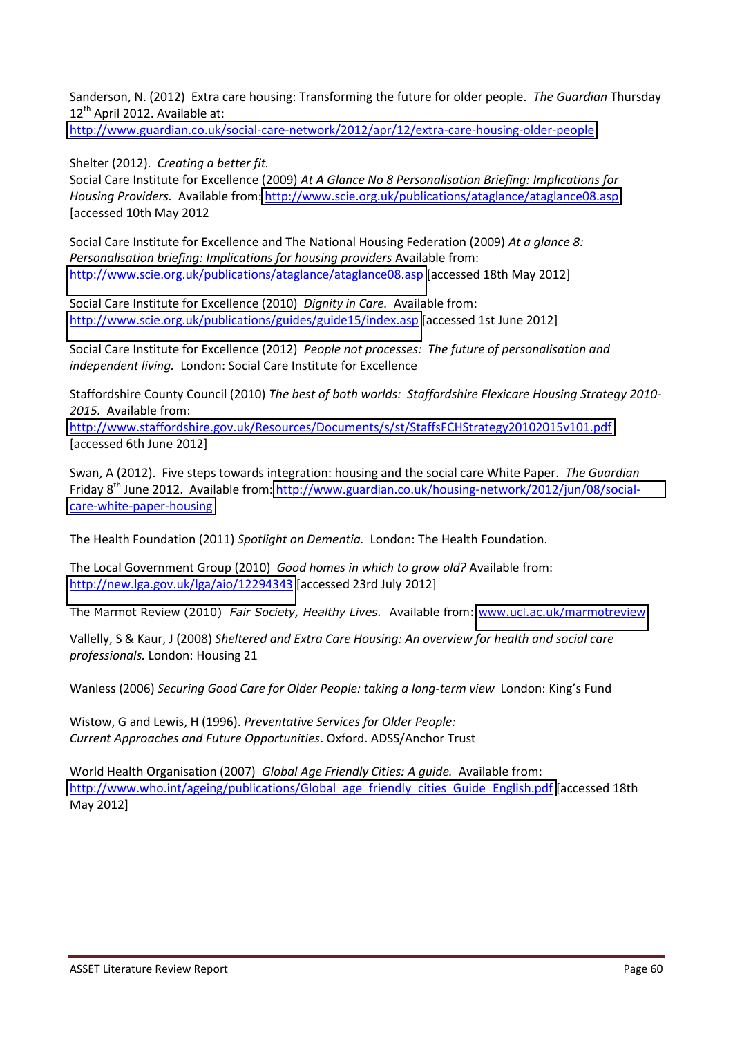Sanderson, N. (2012) Extra care housing: Transforming the future for older people. *The Guardian* Thursday 12th April 2012. Available at: http://www.guardian.co.uk/social-care-network/2012/apr/12/extra-care-housing-older-people

Shelter (2012). *Creating a better fit.*
Social Care Institute for Excellence (2009) *At A Glance No 8 Personalisation Briefing: Implications for Housing Providers.* Available from: http://www.scie.org.uk/publications/ataglance/ataglance08.asp [accessed 10th May 2012

Social Care Institute for Excellence and The National Housing Federation (2009) *At a glance 8: Personalisation briefing: Implications for housing providers* Available from: http://www.scie.org.uk/publications/ataglance/ataglance08.asp [accessed 18th May 2012]

Social Care Institute for Excellence (2010) *Dignity in Care.* Available from: http://www.scie.org.uk/publications/guides/guide15/index.asp [accessed 1st June 2012]

Social Care Institute for Excellence (2012) *People not processes: The future of personalisation and independent living.* London: Social Care Institute for Excellence

Staffordshire County Council (2010) *The best of both worlds: Staffordshire Flexicare Housing Strategy 2010-2015.* Available from: http://www.staffordshire.gov.uk/Resources/Documents/s/st/StaffsFCHStrategy20102015v101.pdf [accessed 6th June 2012]

Swan, A (2012). Five steps towards integration: housing and the social care White Paper. *The Guardian* Friday 8th June 2012. Available from: http://www.guardian.co.uk/housing-network/2012/jun/08/social-care-white-paper-housing

The Health Foundation (2011) *Spotlight on Dementia.* London: The Health Foundation.

The Local Government Group (2010) *Good homes in which to grow old?* Available from: http://new.lga.gov.uk/lga/aio/12294343 [accessed 23rd July 2012]

The Marmot Review (2010) *Fair Society, Healthy Lives.* Available from: www.ucl.ac.uk/marmotreview

Vallelly, S & Kaur, J (2008) *Sheltered and Extra Care Housing: An overview for health and social care professionals.* London: Housing 21

Wanless (2006) *Securing Good Care for Older People: taking a long-term view* London: King's Fund

Wistow, G and Lewis, H (1996). *Preventative Services for Older People: Current Approaches and Future Opportunities*. Oxford. ADSS/Anchor Trust

World Health Organisation (2007) *Global Age Friendly Cities: A guide.* Available from: http://www.who.int/ageing/publications/Global_age_friendly_cities_Guide_English.pdf [accessed 18th May 2012]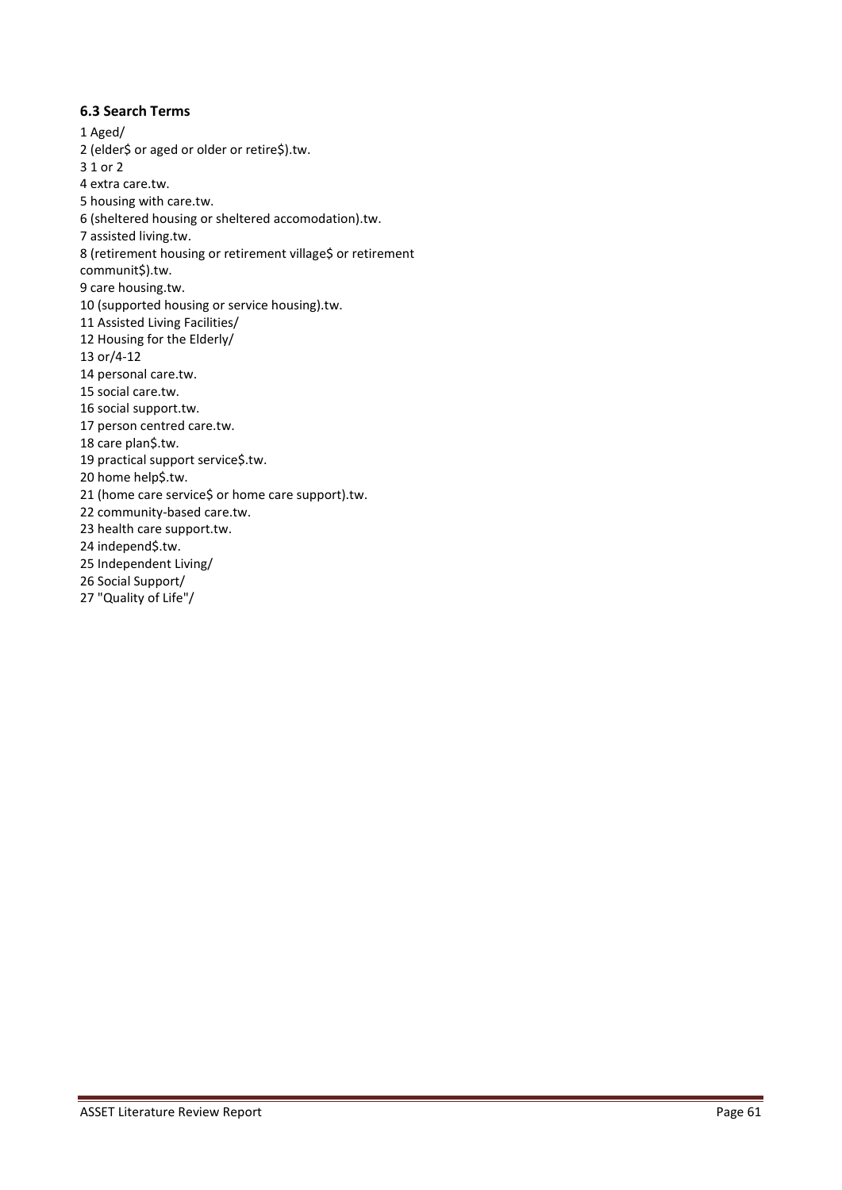### 6.3 Search Terms

1 Aged/
2 (elder$ or aged or older or retire$).tw.
3 1 or 2
4 extra care.tw.
5 housing with care.tw.
6 (sheltered housing or sheltered accomodation).tw.
7 assisted living.tw.
8 (retirement housing or retirement village$ or retirement communit$).tw.
9 care housing.tw.
10 (supported housing or service housing).tw.
11 Assisted Living Facilities/
12 Housing for the Elderly/
13 or/4-12
14 personal care.tw.
15 social care.tw.
16 social support.tw.
17 person centred care.tw.
18 care plan$.tw.
19 practical support service$.tw.
20 home help$.tw.
21 (home care service$ or home care support).tw.
22 community-based care.tw.
23 health care support.tw.
24 independ$.tw.
25 Independent Living/
26 Social Support/
27 "Quality of Life"/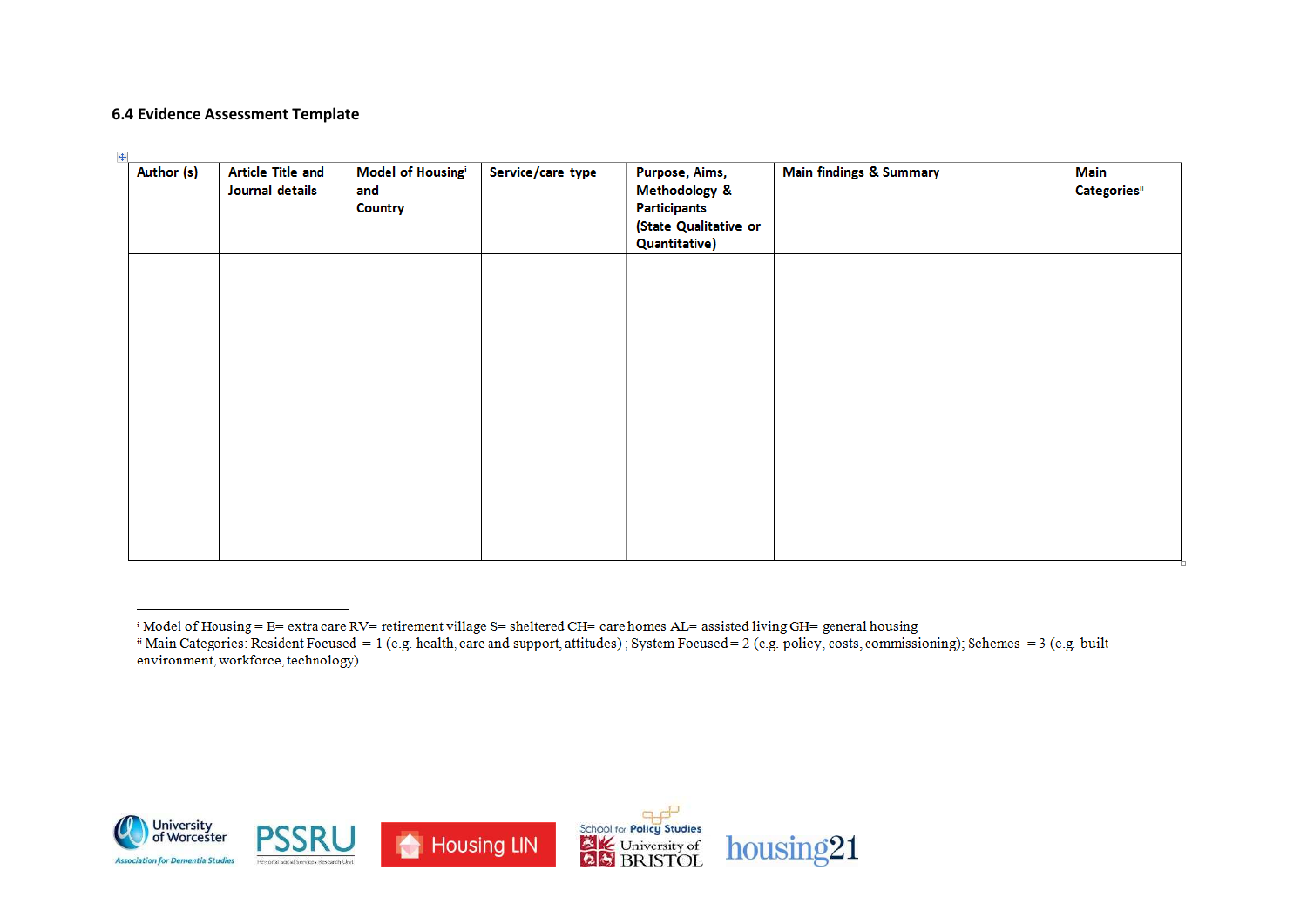## 6.4 Evidence Assessment Template

| Author (s) | Article Title and Journal details | Model of Housing[i] and Country | Service/care type | Purpose, Aims, Methodology & Participants (State Qualitative or Quantitative) | Main findings & Summary | Main Categories[ii] |
|---|---|---|---|---|---|---|
| | | | | | | |

[i] Model of Housing = E= extra care RV= retirement village S= sheltered CH= care homes AL= assisted living GH= general housing

[ii] Main Categories: Resident Focused = 1 (e.g. health, care and support, attitudes) ; System Focused = 2 (e.g. policy, costs, commissioning); Schemes = 3 (e.g. built environment, workforce, technology)